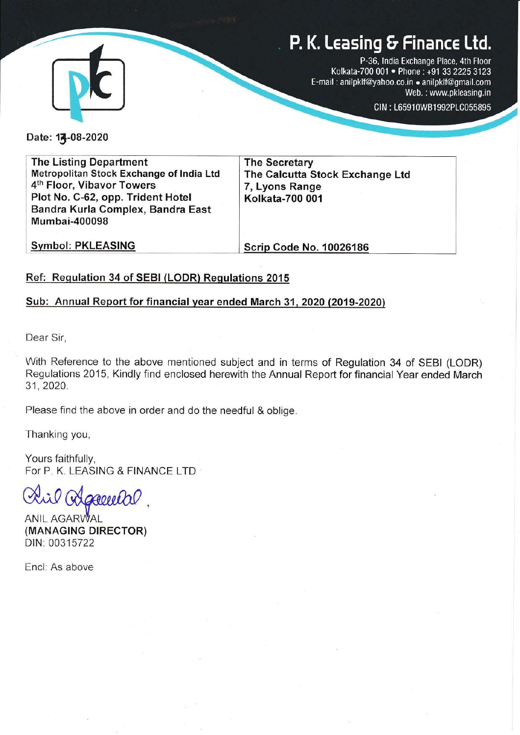# P. K. Leasing & Finance Ltd.

P-36, India Exchange Place, 4th Floor
Kolkata-700 001 • Phone : +91 33 2225 3123
E-mail : anilpklf@yahoo.co.in • anilpklf@gmail.com
Web. : www.pkleasing.in
CIN : L65910WB1992PLC055895

Date: 13-08-2020

| The Listing Department<br>Metropolitan Stock Exchange of India Ltd<br>4th Floor, Vibavor Towers<br>Plot No. C-62, opp. Trident Hotel<br>Bandra Kurla Complex, Bandra East<br>Mumbai-400098 | The Secretary<br>The Calcutta Stock Exchange Ltd<br>7, Lyons Range<br>Kolkata-700 001 |
|---|---|
| **Symbol: PKLEASING** | **Scrip Code No. 10026186** |

**Ref: Regulation 34 of SEBI (LODR) Regulations 2015**

**Sub: Annual Report for financial year ended March 31, 2020 (2019-2020)**

Dear Sir,

With Reference to the above mentioned subject and in terms of Regulation 34 of SEBI (LODR) Regulations 2015, Kindly find enclosed herewith the Annual Report for financial Year ended March 31, 2020.

Please find the above in order and do the needful & oblige.

Thanking you,

Yours faithfully,
For P. K. LEASING & FINANCE LTD

ANIL AGARWAL
**(MANAGING DIRECTOR)**
DIN: 00315722

Encl: As above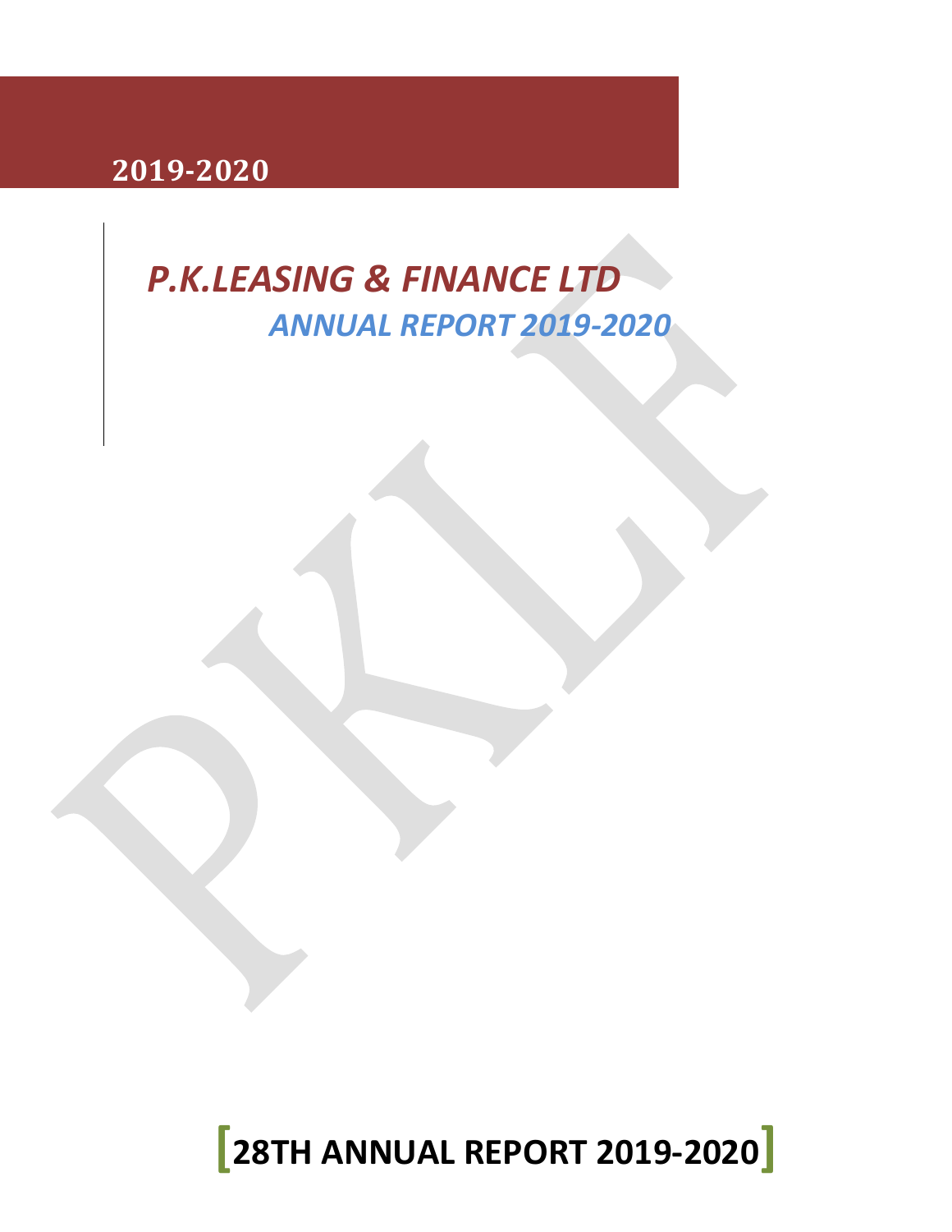**2019-2020**

# *P.K.LEASING & FINANCE LTD*

## *ANNUAL REPORT 2019-2020*

# 28TH ANNUAL REPORT 2019-2020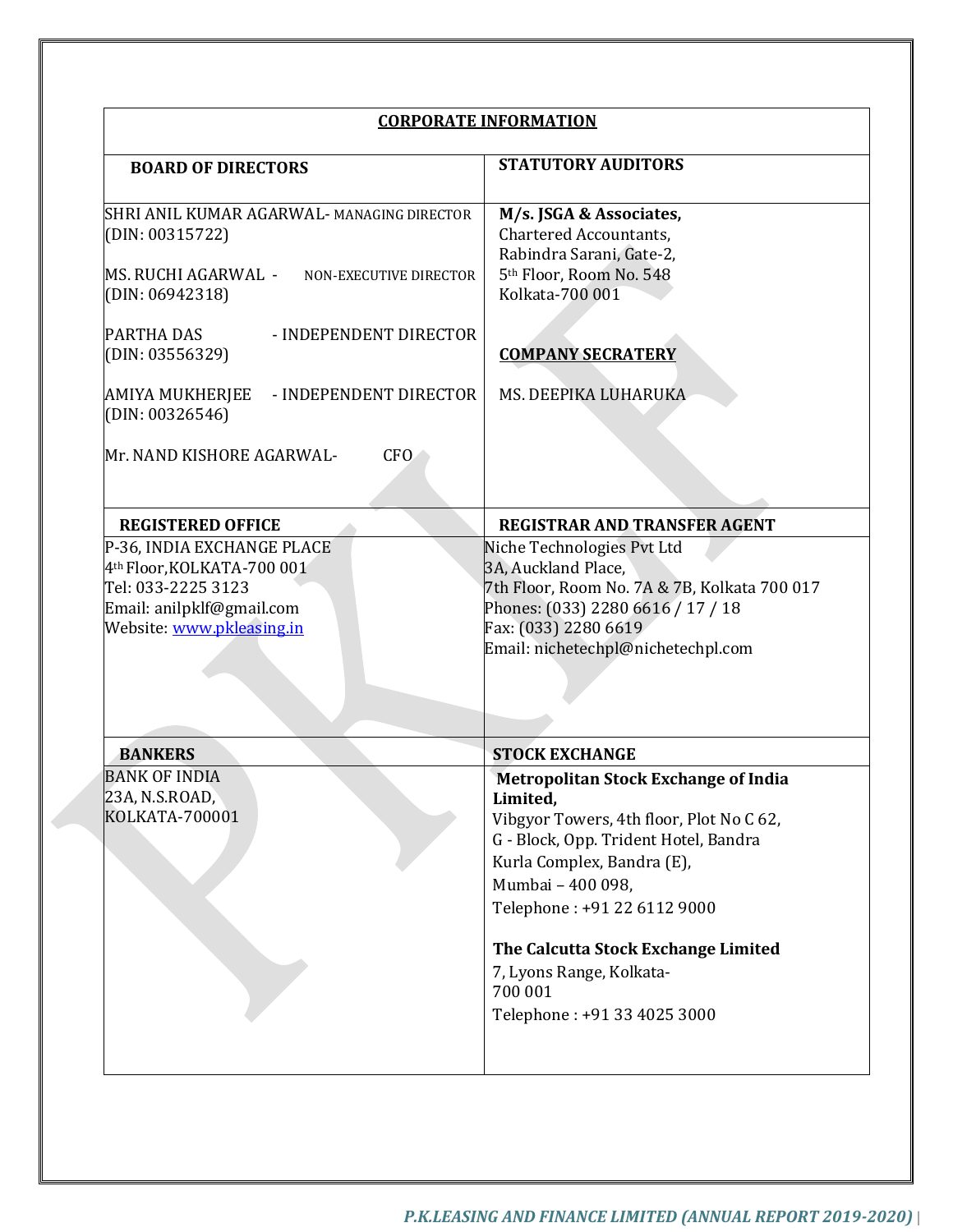# CORPORATE INFORMATION

| BOARD OF DIRECTORS | STATUTORY AUDITORS |
|---|---|
| SHRI ANIL KUMAR AGARWAL- MANAGING DIRECTOR (DIN: 00315722)<br><br>MS. RUCHI AGARWAL - NON-EXECUTIVE DIRECTOR (DIN: 06942318)<br><br>PARTHA DAS - INDEPENDENT DIRECTOR (DIN: 03556329)<br><br>AMIYA MUKHERJEE - INDEPENDENT DIRECTOR (DIN: 00326546)<br><br>Mr. NAND KISHORE AGARWAL- CFO | **M/s. JSGA & Associates,**<br>Chartered Accountants,<br>Rabindra Sarani, Gate-2,<br>5th Floor, Room No. 548<br>Kolkata-700 001<br><br>**COMPANY SECRATERY**<br><br>MS. DEEPIKA LUHARUKA |
| **REGISTERED OFFICE** | **REGISTRAR AND TRANSFER AGENT** |
| P-36, INDIA EXCHANGE PLACE<br>4th Floor,KOLKATA-700 001<br>Tel: 033-2225 3123<br>Email: anilpklf@gmail.com<br>Website: www.pkleasing.in | Niche Technologies Pvt Ltd<br>3A, Auckland Place,<br>7th Floor, Room No. 7A & 7B, Kolkata 700 017<br>Phones: (033) 2280 6616 / 17 / 18<br>Fax: (033) 2280 6619<br>Email: nichetechpl@nichetechpl.com |
| **BANKERS** | **STOCK EXCHANGE** |
| BANK OF INDIA<br>23A, N.S.ROAD,<br>KOLKATA-700001 | **Metropolitan Stock Exchange of India Limited,**<br>Vibgyor Towers, 4th floor, Plot No C 62,<br>G - Block, Opp. Trident Hotel, Bandra<br>Kurla Complex, Bandra (E),<br>Mumbai – 400 098,<br>Telephone : +91 22 6112 9000<br><br>**The Calcutta Stock Exchange Limited**<br>7, Lyons Range, Kolkata-<br>700 001<br>Telephone : +91 33 4025 3000 |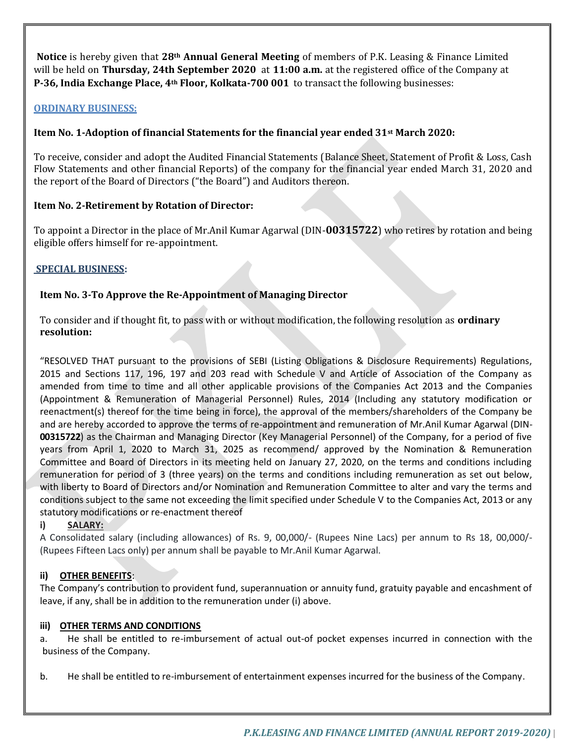**Notice** is hereby given that **28th Annual General Meeting** of members of P.K. Leasing & Finance Limited will be held on **Thursday, 24th September 2020** at **11:00 a.m.** at the registered office of the Company at **P-36, India Exchange Place, 4th Floor, Kolkata-700 001** to transact the following businesses:

## ORDINARY BUSINESS:

### Item No. 1-Adoption of financial Statements for the financial year ended 31st March 2020:

To receive, consider and adopt the Audited Financial Statements (Balance Sheet, Statement of Profit & Loss, Cash Flow Statements and other financial Reports) of the company for the financial year ended March 31, 2020 and the report of the Board of Directors ("the Board") and Auditors thereon.

### Item No. 2-Retirement by Rotation of Director:

To appoint a Director in the place of Mr.Anil Kumar Agarwal (DIN-**00315722**) who retires by rotation and being eligible offers himself for re-appointment.

## SPECIAL BUSINESS:

### Item No. 3-To Approve the Re-Appointment of Managing Director

To consider and if thought fit, to pass with or without modification, the following resolution as **ordinary resolution:**

"RESOLVED THAT pursuant to the provisions of SEBI (Listing Obligations & Disclosure Requirements) Regulations, 2015 and Sections 117, 196, 197 and 203 read with Schedule V and Article of Association of the Company as amended from time to time and all other applicable provisions of the Companies Act 2013 and the Companies (Appointment & Remuneration of Managerial Personnel) Rules, 2014 (Including any statutory modification or reenactment(s) thereof for the time being in force), the approval of the members/shareholders of the Company be and are hereby accorded to approve the terms of re-appointment and remuneration of Mr.Anil Kumar Agarwal (DIN-**00315722**) as the Chairman and Managing Director (Key Managerial Personnel) of the Company, for a period of five years from April 1, 2020 to March 31, 2025 as recommend/ approved by the Nomination & Remuneration Committee and Board of Directors in its meeting held on January 27, 2020, on the terms and conditions including remuneration for period of 3 (three years) on the terms and conditions including remuneration as set out below, with liberty to Board of Directors and/or Nomination and Remuneration Committee to alter and vary the terms and conditions subject to the same not exceeding the limit specified under Schedule V to the Companies Act, 2013 or any statutory modifications or re-enactment thereof

**i) SALARY:**

A Consolidated salary (including allowances) of Rs. 9, 00,000/- (Rupees Nine Lacs) per annum to Rs 18, 00,000/- (Rupees Fifteen Lacs only) per annum shall be payable to Mr.Anil Kumar Agarwal.

**ii) OTHER BENEFITS**:

The Company's contribution to provident fund, superannuation or annuity fund, gratuity payable and encashment of leave, if any, shall be in addition to the remuneration under (i) above.

**iii) OTHER TERMS AND CONDITIONS**

a. He shall be entitled to re-imbursement of actual out-of pocket expenses incurred in connection with the business of the Company.

b. He shall be entitled to re-imbursement of entertainment expenses incurred for the business of the Company.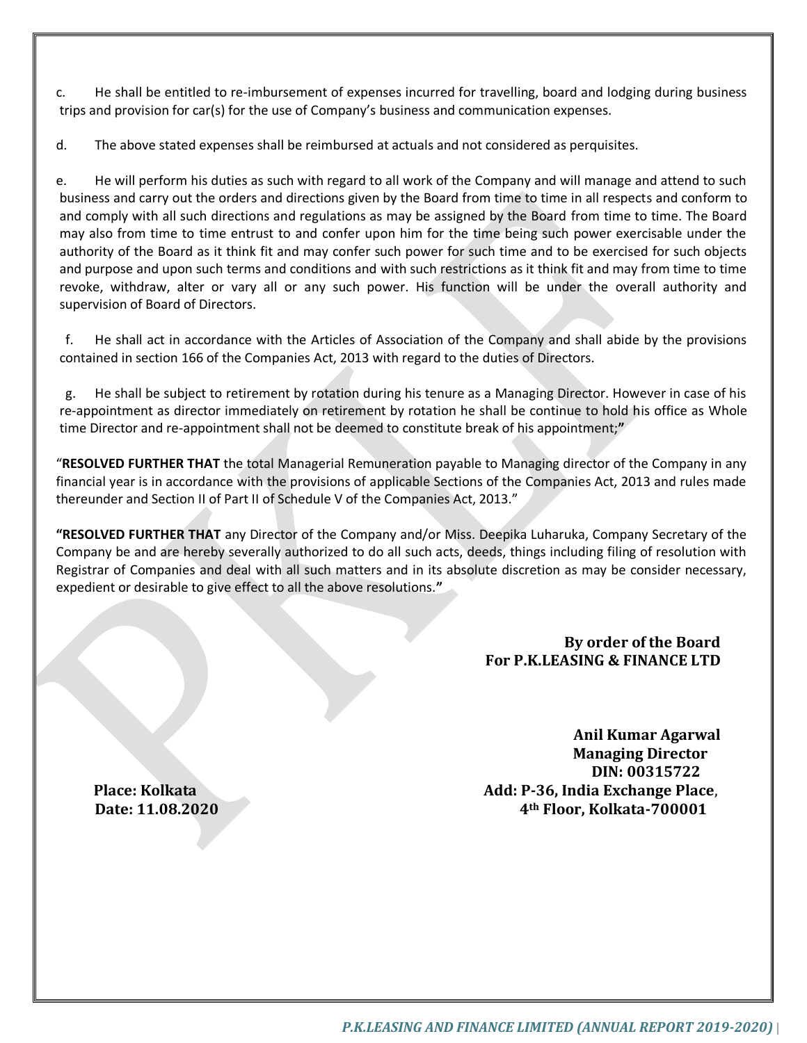c. He shall be entitled to re-imbursement of expenses incurred for travelling, board and lodging during business trips and provision for car(s) for the use of Company's business and communication expenses.

d. The above stated expenses shall be reimbursed at actuals and not considered as perquisites.

e. He will perform his duties as such with regard to all work of the Company and will manage and attend to such business and carry out the orders and directions given by the Board from time to time in all respects and conform to and comply with all such directions and regulations as may be assigned by the Board from time to time. The Board may also from time to time entrust to and confer upon him for the time being such power exercisable under the authority of the Board as it think fit and may confer such power for such time and to be exercised for such objects and purpose and upon such terms and conditions and with such restrictions as it think fit and may from time to time revoke, withdraw, alter or vary all or any such power. His function will be under the overall authority and supervision of Board of Directors.

f. He shall act in accordance with the Articles of Association of the Company and shall abide by the provisions contained in section 166 of the Companies Act, 2013 with regard to the duties of Directors.

g. He shall be subject to retirement by rotation during his tenure as a Managing Director. However in case of his re-appointment as director immediately on retirement by rotation he shall be continue to hold his office as Whole time Director and re-appointment shall not be deemed to constitute break of his appointment;**"**

"**RESOLVED FURTHER THAT** the total Managerial Remuneration payable to Managing director of the Company in any financial year is in accordance with the provisions of applicable Sections of the Companies Act, 2013 and rules made thereunder and Section II of Part II of Schedule V of the Companies Act, 2013."

**"RESOLVED FURTHER THAT** any Director of the Company and/or Miss. Deepika Luharuka, Company Secretary of the Company be and are hereby severally authorized to do all such acts, deeds, things including filing of resolution with Registrar of Companies and deal with all such matters and in its absolute discretion as may be consider necessary, expedient or desirable to give effect to all the above resolutions.**"**

**By order of the Board**
**For P.K.LEASING & FINANCE LTD**

**Anil Kumar Agarwal**
**Managing Director**
**DIN: 00315722**
**Add: P-36, India Exchange Place, 4th Floor, Kolkata-700001**

**Place: Kolkata**
**Date: 11.08.2020**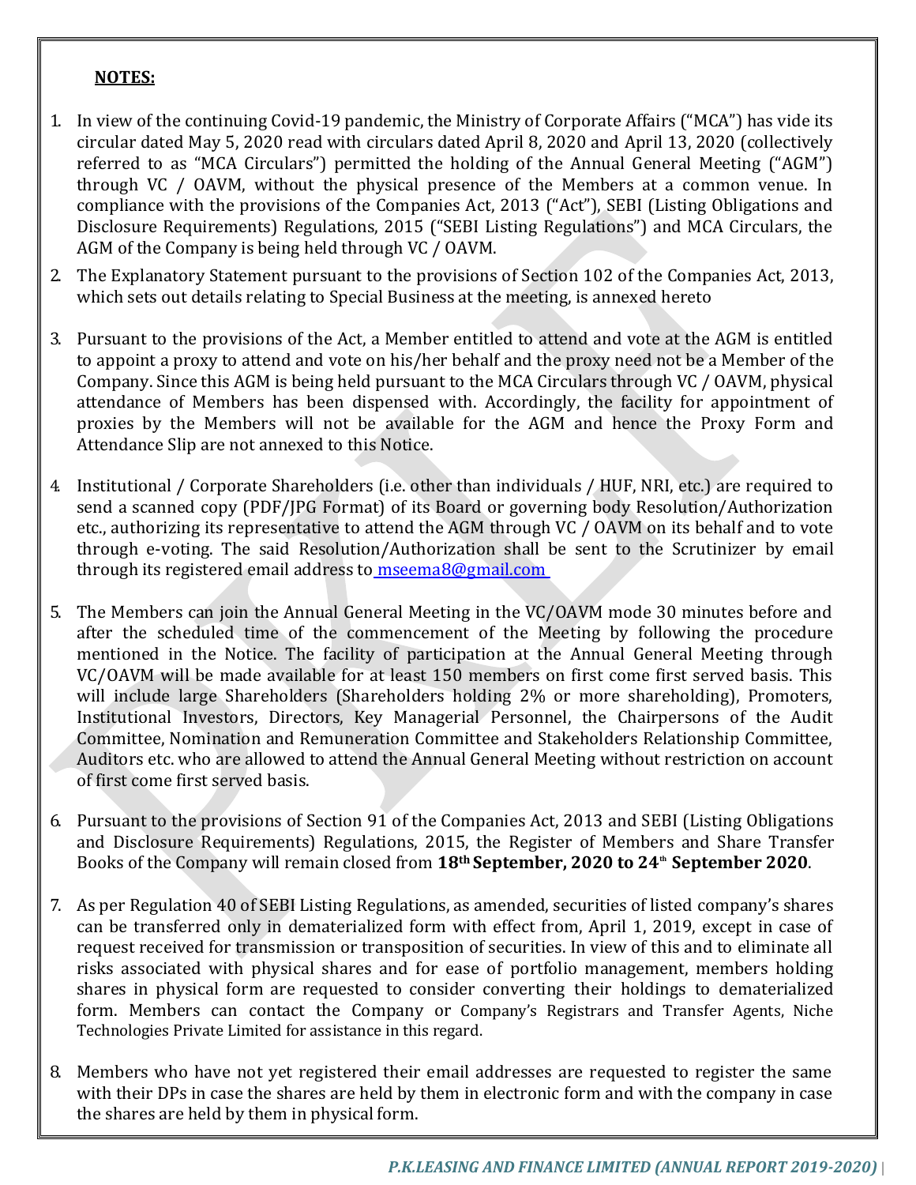**NOTES:**

1. In view of the continuing Covid-19 pandemic, the Ministry of Corporate Affairs ("MCA") has vide its circular dated May 5, 2020 read with circulars dated April 8, 2020 and April 13, 2020 (collectively referred to as "MCA Circulars") permitted the holding of the Annual General Meeting ("AGM") through VC / OAVM, without the physical presence of the Members at a common venue. In compliance with the provisions of the Companies Act, 2013 ("Act"), SEBI (Listing Obligations and Disclosure Requirements) Regulations, 2015 ("SEBI Listing Regulations") and MCA Circulars, the AGM of the Company is being held through VC / OAVM.

2. The Explanatory Statement pursuant to the provisions of Section 102 of the Companies Act, 2013, which sets out details relating to Special Business at the meeting, is annexed hereto

3. Pursuant to the provisions of the Act, a Member entitled to attend and vote at the AGM is entitled to appoint a proxy to attend and vote on his/her behalf and the proxy need not be a Member of the Company. Since this AGM is being held pursuant to the MCA Circulars through VC / OAVM, physical attendance of Members has been dispensed with. Accordingly, the facility for appointment of proxies by the Members will not be available for the AGM and hence the Proxy Form and Attendance Slip are not annexed to this Notice.

4. Institutional / Corporate Shareholders (i.e. other than individuals / HUF, NRI, etc.) are required to send a scanned copy (PDF/JPG Format) of its Board or governing body Resolution/Authorization etc., authorizing its representative to attend the AGM through VC / OAVM on its behalf and to vote through e-voting. The said Resolution/Authorization shall be sent to the Scrutinizer by email through its registered email address to mseema8@gmail.com

5. The Members can join the Annual General Meeting in the VC/OAVM mode 30 minutes before and after the scheduled time of the commencement of the Meeting by following the procedure mentioned in the Notice. The facility of participation at the Annual General Meeting through VC/OAVM will be made available for at least 150 members on first come first served basis. This will include large Shareholders (Shareholders holding 2% or more shareholding), Promoters, Institutional Investors, Directors, Key Managerial Personnel, the Chairpersons of the Audit Committee, Nomination and Remuneration Committee and Stakeholders Relationship Committee, Auditors etc. who are allowed to attend the Annual General Meeting without restriction on account of first come first served basis.

6. Pursuant to the provisions of Section 91 of the Companies Act, 2013 and SEBI (Listing Obligations and Disclosure Requirements) Regulations, 2015, the Register of Members and Share Transfer Books of the Company will remain closed from **18th September, 2020 to 24th September 2020**.

7. As per Regulation 40 of SEBI Listing Regulations, as amended, securities of listed company's shares can be transferred only in dematerialized form with effect from, April 1, 2019, except in case of request received for transmission or transposition of securities. In view of this and to eliminate all risks associated with physical shares and for ease of portfolio management, members holding shares in physical form are requested to consider converting their holdings to dematerialized form. Members can contact the Company or Company's Registrars and Transfer Agents, Niche Technologies Private Limited for assistance in this regard.

8. Members who have not yet registered their email addresses are requested to register the same with their DPs in case the shares are held by them in electronic form and with the company in case the shares are held by them in physical form.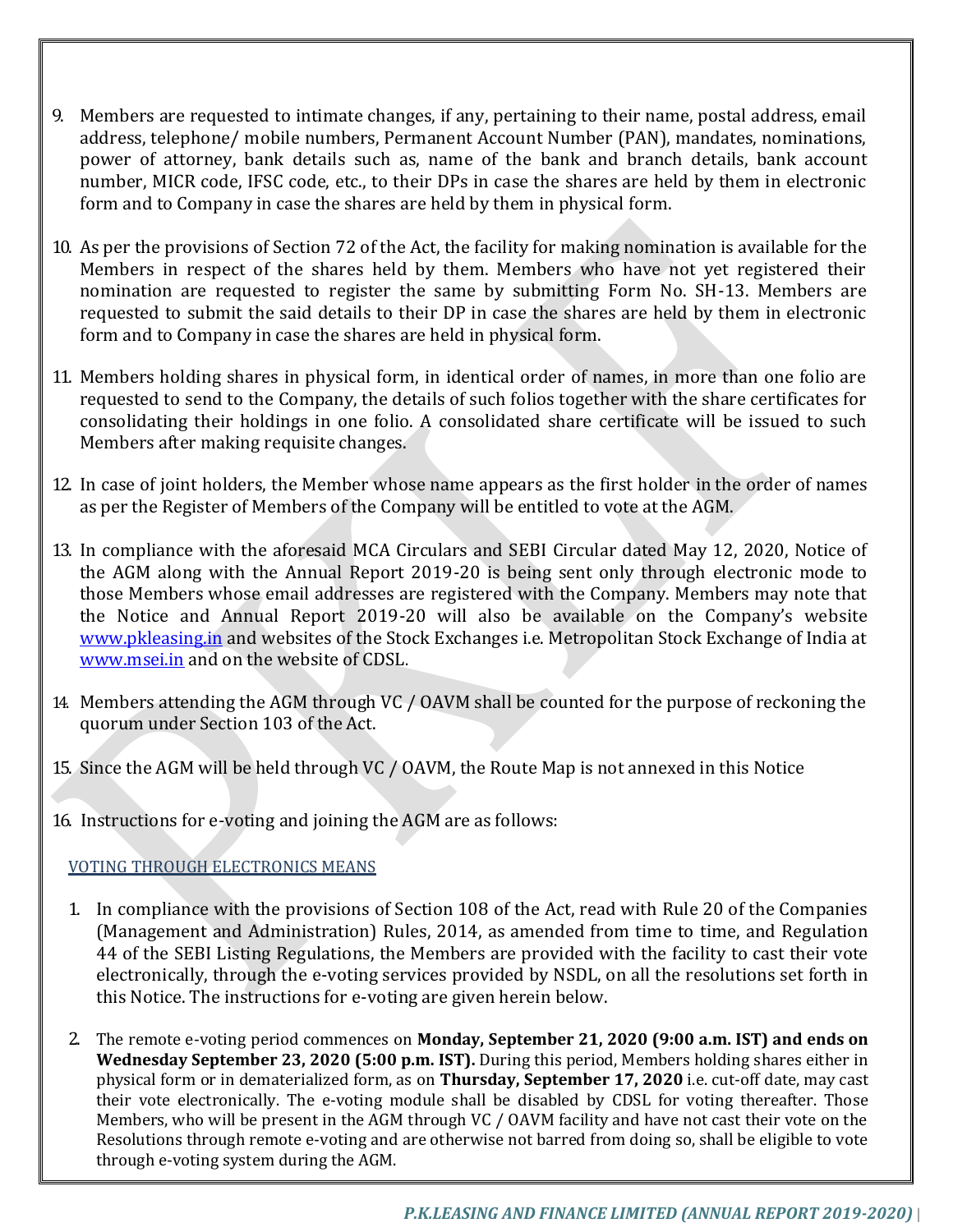9. Members are requested to intimate changes, if any, pertaining to their name, postal address, email address, telephone/ mobile numbers, Permanent Account Number (PAN), mandates, nominations, power of attorney, bank details such as, name of the bank and branch details, bank account number, MICR code, IFSC code, etc., to their DPs in case the shares are held by them in electronic form and to Company in case the shares are held by them in physical form.

10. As per the provisions of Section 72 of the Act, the facility for making nomination is available for the Members in respect of the shares held by them. Members who have not yet registered their nomination are requested to register the same by submitting Form No. SH-13. Members are requested to submit the said details to their DP in case the shares are held by them in electronic form and to Company in case the shares are held in physical form.

11. Members holding shares in physical form, in identical order of names, in more than one folio are requested to send to the Company, the details of such folios together with the share certificates for consolidating their holdings in one folio. A consolidated share certificate will be issued to such Members after making requisite changes.

12. In case of joint holders, the Member whose name appears as the first holder in the order of names as per the Register of Members of the Company will be entitled to vote at the AGM.

13. In compliance with the aforesaid MCA Circulars and SEBI Circular dated May 12, 2020, Notice of the AGM along with the Annual Report 2019-20 is being sent only through electronic mode to those Members whose email addresses are registered with the Company. Members may note that the Notice and Annual Report 2019-20 will also be available on the Company's website www.pkleasing.in and websites of the Stock Exchanges i.e. Metropolitan Stock Exchange of India at www.msei.in and on the website of CDSL.

14. Members attending the AGM through VC / OAVM shall be counted for the purpose of reckoning the quorum under Section 103 of the Act.

15. Since the AGM will be held through VC / OAVM, the Route Map is not annexed in this Notice

16. Instructions for e-voting and joining the AGM are as follows:

VOTING THROUGH ELECTRONICS MEANS

1. In compliance with the provisions of Section 108 of the Act, read with Rule 20 of the Companies (Management and Administration) Rules, 2014, as amended from time to time, and Regulation 44 of the SEBI Listing Regulations, the Members are provided with the facility to cast their vote electronically, through the e-voting services provided by NSDL, on all the resolutions set forth in this Notice. The instructions for e-voting are given herein below.

2. The remote e-voting period commences on **Monday, September 21, 2020 (9:00 a.m. IST) and ends on Wednesday September 23, 2020 (5:00 p.m. IST).** During this period, Members holding shares either in physical form or in dematerialized form, as on **Thursday, September 17, 2020** i.e. cut-off date, may cast their vote electronically. The e-voting module shall be disabled by CDSL for voting thereafter. Those Members, who will be present in the AGM through VC / OAVM facility and have not cast their vote on the Resolutions through remote e-voting and are otherwise not barred from doing so, shall be eligible to vote through e-voting system during the AGM.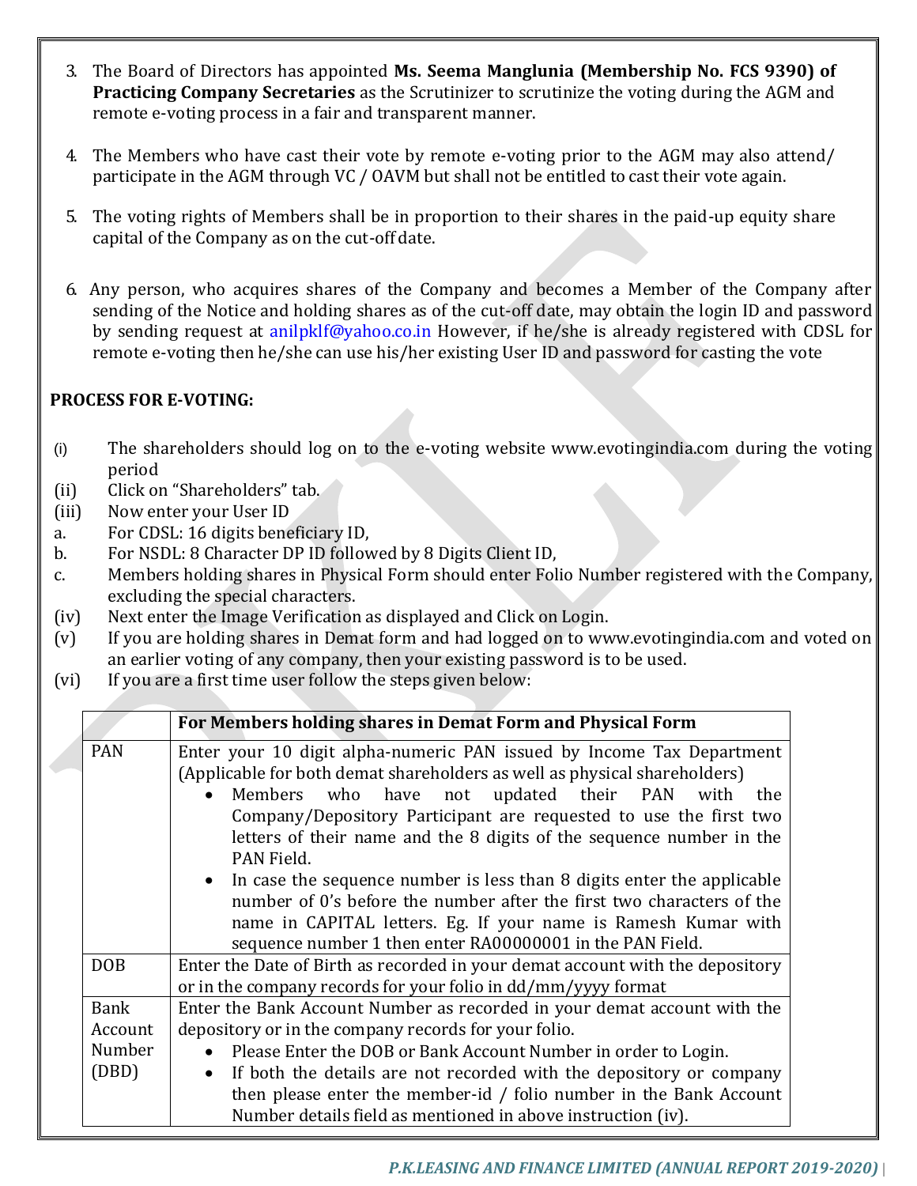3. The Board of Directors has appointed **Ms. Seema Manglunia (Membership No. FCS 9390) of Practicing Company Secretaries** as the Scrutinizer to scrutinize the voting during the AGM and remote e-voting process in a fair and transparent manner.

4. The Members who have cast their vote by remote e-voting prior to the AGM may also attend/ participate in the AGM through VC / OAVM but shall not be entitled to cast their vote again.

5. The voting rights of Members shall be in proportion to their shares in the paid-up equity share capital of the Company as on the cut-off date.

6. Any person, who acquires shares of the Company and becomes a Member of the Company after sending of the Notice and holding shares as of the cut-off date, may obtain the login ID and password by sending request at anilpklf@yahoo.co.in However, if he/she is already registered with CDSL for remote e-voting then he/she can use his/her existing User ID and password for casting the vote

**PROCESS FOR E-VOTING:**

(i) The shareholders should log on to the e-voting website www.evotingindia.com during the voting period
(ii) Click on "Shareholders" tab.
(iii) Now enter your User ID
a. For CDSL: 16 digits beneficiary ID,
b. For NSDL: 8 Character DP ID followed by 8 Digits Client ID,
c. Members holding shares in Physical Form should enter Folio Number registered with the Company, excluding the special characters.
(iv) Next enter the Image Verification as displayed and Click on Login.
(v) If you are holding shares in Demat form and had logged on to www.evotingindia.com and voted on an earlier voting of any company, then your existing password is to be used.
(vi) If you are a first time user follow the steps given below:

| | **For Members holding shares in Demat Form and Physical Form** |
|---|---|
| PAN | Enter your 10 digit alpha-numeric PAN issued by Income Tax Department (Applicable for both demat shareholders as well as physical shareholders)<br>• Members who have not updated their PAN with the Company/Depository Participant are requested to use the first two letters of their name and the 8 digits of the sequence number in the PAN Field.<br>• In case the sequence number is less than 8 digits enter the applicable number of 0's before the number after the first two characters of the name in CAPITAL letters. Eg. If your name is Ramesh Kumar with sequence number 1 then enter RA00000001 in the PAN Field. |
| DOB | Enter the Date of Birth as recorded in your demat account with the depository or in the company records for your folio in dd/mm/yyyy format |
| Bank Account Number (DBD) | Enter the Bank Account Number as recorded in your demat account with the depository or in the company records for your folio.<br>• Please Enter the DOB or Bank Account Number in order to Login.<br>• If both the details are not recorded with the depository or company then please enter the member-id / folio number in the Bank Account Number details field as mentioned in above instruction (iv). |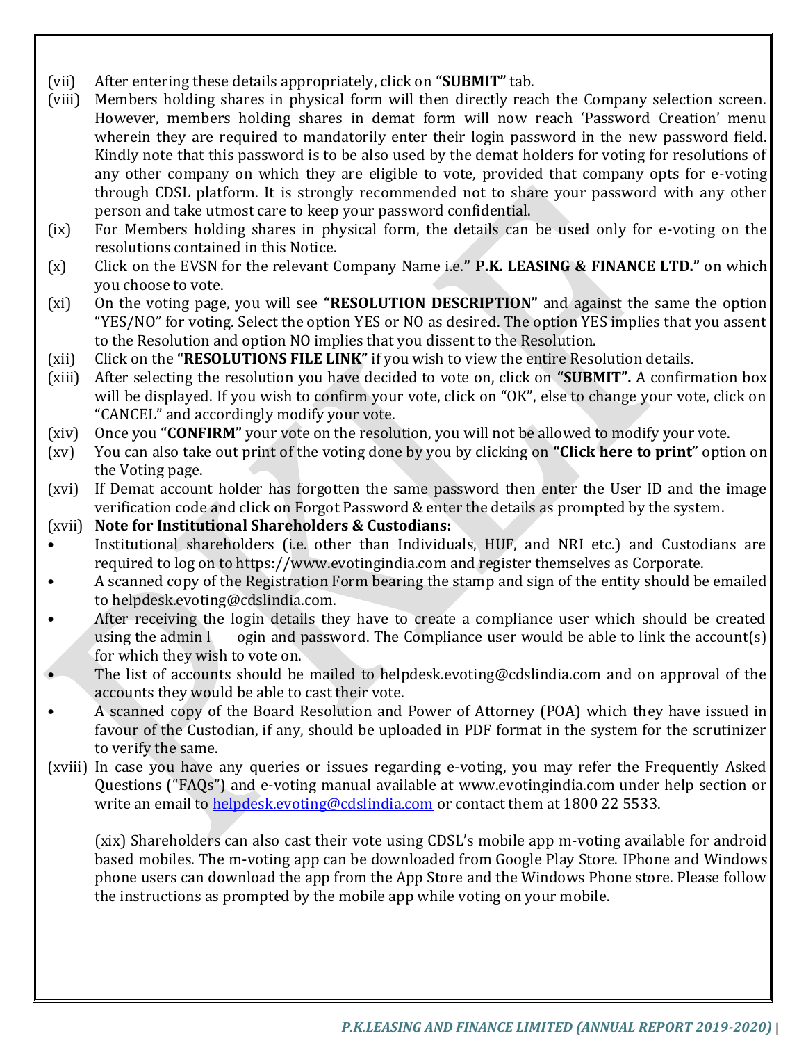(vii) After entering these details appropriately, click on **"SUBMIT"** tab.

(viii) Members holding shares in physical form will then directly reach the Company selection screen. However, members holding shares in demat form will now reach 'Password Creation' menu wherein they are required to mandatorily enter their login password in the new password field. Kindly note that this password is to be also used by the demat holders for voting for resolutions of any other company on which they are eligible to vote, provided that company opts for e-voting through CDSL platform. It is strongly recommended not to share your password with any other person and take utmost care to keep your password confidential.

(ix) For Members holding shares in physical form, the details can be used only for e-voting on the resolutions contained in this Notice.

(x) Click on the EVSN for the relevant Company Name i.e.**" P.K. LEASING & FINANCE LTD."** on which you choose to vote.

(xi) On the voting page, you will see **"RESOLUTION DESCRIPTION"** and against the same the option "YES/NO" for voting. Select the option YES or NO as desired. The option YES implies that you assent to the Resolution and option NO implies that you dissent to the Resolution.

(xii) Click on the **"RESOLUTIONS FILE LINK"** if you wish to view the entire Resolution details.

(xiii) After selecting the resolution you have decided to vote on, click on **"SUBMIT".** A confirmation box will be displayed. If you wish to confirm your vote, click on "OK", else to change your vote, click on "CANCEL" and accordingly modify your vote.

(xiv) Once you **"CONFIRM"** your vote on the resolution, you will not be allowed to modify your vote.

(xv) You can also take out print of the voting done by you by clicking on **"Click here to print"** option on the Voting page.

(xvi) If Demat account holder has forgotten the same password then enter the User ID and the image verification code and click on Forgot Password & enter the details as prompted by the system.

(xvii) **Note for Institutional Shareholders & Custodians:**

- Institutional shareholders (i.e. other than Individuals, HUF, and NRI etc.) and Custodians are required to log on to https://www.evotingindia.com and register themselves as Corporate.
- A scanned copy of the Registration Form bearing the stamp and sign of the entity should be emailed to helpdesk.evoting@cdslindia.com.
- After receiving the login details they have to create a compliance user which should be created using the admin l ogin and password. The Compliance user would be able to link the account(s) for which they wish to vote on.
- The list of accounts should be mailed to helpdesk.evoting@cdslindia.com and on approval of the accounts they would be able to cast their vote.
- A scanned copy of the Board Resolution and Power of Attorney (POA) which they have issued in favour of the Custodian, if any, should be uploaded in PDF format in the system for the scrutinizer to verify the same.

(xviii) In case you have any queries or issues regarding e-voting, you may refer the Frequently Asked Questions ("FAQs") and e-voting manual available at www.evotingindia.com under help section or write an email to helpdesk.evoting@cdslindia.com or contact them at 1800 22 5533.

(xix) Shareholders can also cast their vote using CDSL's mobile app m-voting available for android based mobiles. The m-voting app can be downloaded from Google Play Store. IPhone and Windows phone users can download the app from the App Store and the Windows Phone store. Please follow the instructions as prompted by the mobile app while voting on your mobile.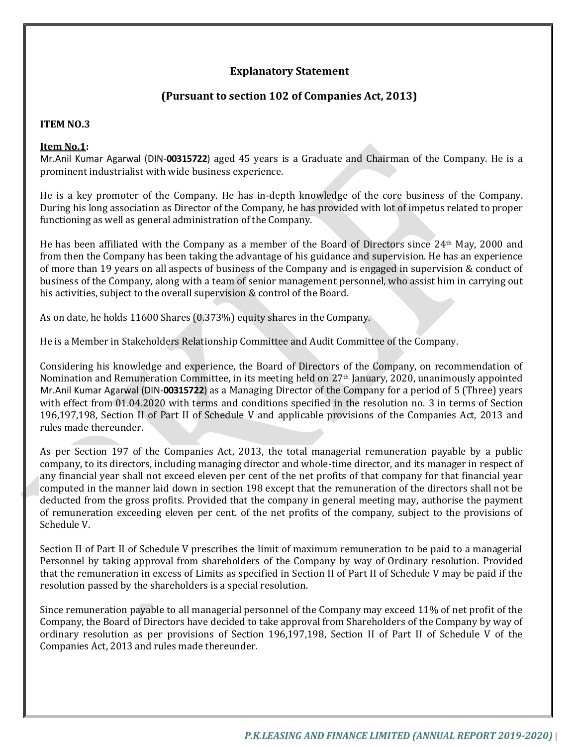## Explanatory Statement

## (Pursuant to section 102 of Companies Act, 2013)

**ITEM NO.3**

**Item No.1:**

Mr.Anil Kumar Agarwal (DIN-**00315722**) aged 45 years is a Graduate and Chairman of the Company. He is a prominent industrialist with wide business experience.

He is a key promoter of the Company. He has in-depth knowledge of the core business of the Company. During his long association as Director of the Company, he has provided with lot of impetus related to proper functioning as well as general administration of the Company.

He has been affiliated with the Company as a member of the Board of Directors since 24th May, 2000 and from then the Company has been taking the advantage of his guidance and supervision. He has an experience of more than 19 years on all aspects of business of the Company and is engaged in supervision & conduct of business of the Company, along with a team of senior management personnel, who assist him in carrying out his activities, subject to the overall supervision & control of the Board.

As on date, he holds 11600 Shares (0.373%) equity shares in the Company.

He is a Member in Stakeholders Relationship Committee and Audit Committee of the Company.

Considering his knowledge and experience, the Board of Directors of the Company, on recommendation of Nomination and Remuneration Committee, in its meeting held on 27th January, 2020, unanimously appointed Mr.Anil Kumar Agarwal (DIN-**00315722**) as a Managing Director of the Company for a period of 5 (Three) years with effect from 01.04.2020 with terms and conditions specified in the resolution no. 3 in terms of Section 196,197,198, Section II of Part II of Schedule V and applicable provisions of the Companies Act, 2013 and rules made thereunder.

As per Section 197 of the Companies Act, 2013, the total managerial remuneration payable by a public company, to its directors, including managing director and whole-time director, and its manager in respect of any financial year shall not exceed eleven per cent of the net profits of that company for that financial year computed in the manner laid down in section 198 except that the remuneration of the directors shall not be deducted from the gross profits. Provided that the company in general meeting may, authorise the payment of remuneration exceeding eleven per cent. of the net profits of the company, subject to the provisions of Schedule V.

Section II of Part II of Schedule V prescribes the limit of maximum remuneration to be paid to a managerial Personnel by taking approval from shareholders of the Company by way of Ordinary resolution. Provided that the remuneration in excess of Limits as specified in Section II of Part II of Schedule V may be paid if the resolution passed by the shareholders is a special resolution.

Since remuneration payable to all managerial personnel of the Company may exceed 11% of net profit of the Company, the Board of Directors have decided to take approval from Shareholders of the Company by way of ordinary resolution as per provisions of Section 196,197,198, Section II of Part II of Schedule V of the Companies Act, 2013 and rules made thereunder.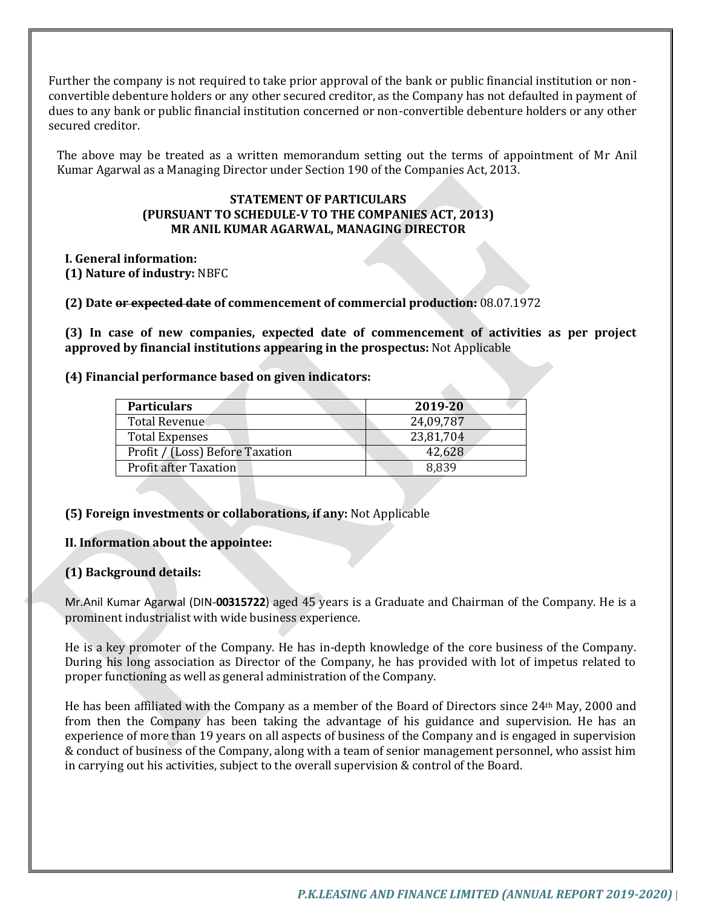Further the company is not required to take prior approval of the bank or public financial institution or non-convertible debenture holders or any other secured creditor, as the Company has not defaulted in payment of dues to any bank or public financial institution concerned or non-convertible debenture holders or any other secured creditor.

The above may be treated as a written memorandum setting out the terms of appointment of Mr Anil Kumar Agarwal as a Managing Director under Section 190 of the Companies Act, 2013.

**STATEMENT OF PARTICULARS**
**(PURSUANT TO SCHEDULE-V TO THE COMPANIES ACT, 2013)**
**MR ANIL KUMAR AGARWAL, MANAGING DIRECTOR**

**I. General information:**
**(1) Nature of industry:** NBFC

**(2) Date ~~or expected date~~ of commencement of commercial production:** 08.07.1972

**(3) In case of new companies, expected date of commencement of activities as per project approved by financial institutions appearing in the prospectus:** Not Applicable

**(4) Financial performance based on given indicators:**

| Particulars | 2019-20 |
|---|---|
| Total Revenue | 24,09,787 |
| Total Expenses | 23,81,704 |
| Profit / (Loss) Before Taxation | 42,628 |
| Profit after Taxation | 8,839 |

**(5) Foreign investments or collaborations, if any:** Not Applicable

**II. Information about the appointee:**

**(1) Background details:**

Mr.Anil Kumar Agarwal (DIN-**00315722**) aged 45 years is a Graduate and Chairman of the Company. He is a prominent industrialist with wide business experience.

He is a key promoter of the Company. He has in-depth knowledge of the core business of the Company. During his long association as Director of the Company, he has provided with lot of impetus related to proper functioning as well as general administration of the Company.

He has been affiliated with the Company as a member of the Board of Directors since 24th May, 2000 and from then the Company has been taking the advantage of his guidance and supervision. He has an experience of more than 19 years on all aspects of business of the Company and is engaged in supervision & conduct of business of the Company, along with a team of senior management personnel, who assist him in carrying out his activities, subject to the overall supervision & control of the Board.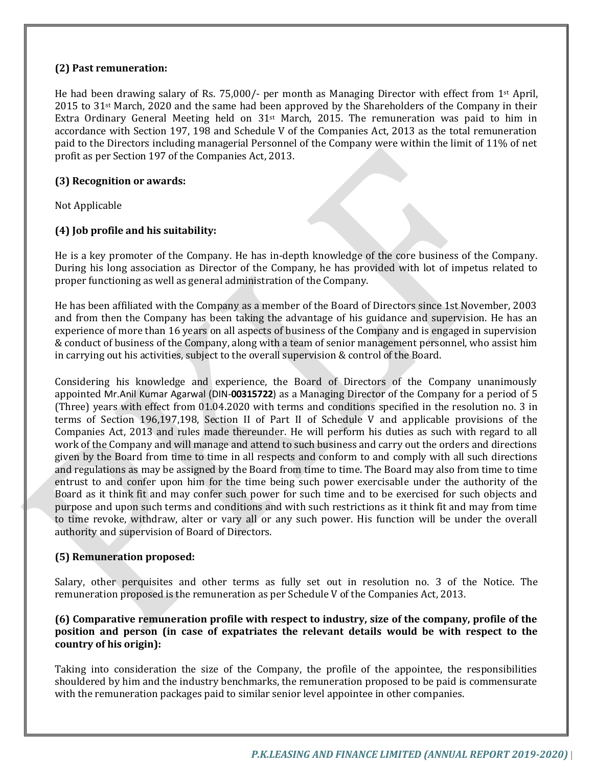**(2) Past remuneration:**

He had been drawing salary of Rs. 75,000/- per month as Managing Director with effect from 1st April, 2015 to 31st March, 2020 and the same had been approved by the Shareholders of the Company in their Extra Ordinary General Meeting held on 31st March, 2015. The remuneration was paid to him in accordance with Section 197, 198 and Schedule V of the Companies Act, 2013 as the total remuneration paid to the Directors including managerial Personnel of the Company were within the limit of 11% of net profit as per Section 197 of the Companies Act, 2013.

**(3) Recognition or awards:**

Not Applicable

**(4) Job profile and his suitability:**

He is a key promoter of the Company. He has in-depth knowledge of the core business of the Company. During his long association as Director of the Company, he has provided with lot of impetus related to proper functioning as well as general administration of the Company.

He has been affiliated with the Company as a member of the Board of Directors since 1st November, 2003 and from then the Company has been taking the advantage of his guidance and supervision. He has an experience of more than 16 years on all aspects of business of the Company and is engaged in supervision & conduct of business of the Company, along with a team of senior management personnel, who assist him in carrying out his activities, subject to the overall supervision & control of the Board.

Considering his knowledge and experience, the Board of Directors of the Company unanimously appointed Mr.Anil Kumar Agarwal (DIN-**00315722**) as a Managing Director of the Company for a period of 5 (Three) years with effect from 01.04.2020 with terms and conditions specified in the resolution no. 3 in terms of Section 196,197,198, Section II of Part II of Schedule V and applicable provisions of the Companies Act, 2013 and rules made thereunder. He will perform his duties as such with regard to all work of the Company and will manage and attend to such business and carry out the orders and directions given by the Board from time to time in all respects and conform to and comply with all such directions and regulations as may be assigned by the Board from time to time. The Board may also from time to time entrust to and confer upon him for the time being such power exercisable under the authority of the Board as it think fit and may confer such power for such time and to be exercised for such objects and purpose and upon such terms and conditions and with such restrictions as it think fit and may from time to time revoke, withdraw, alter or vary all or any such power. His function will be under the overall authority and supervision of Board of Directors.

**(5) Remuneration proposed:**

Salary, other perquisites and other terms as fully set out in resolution no. 3 of the Notice. The remuneration proposed is the remuneration as per Schedule V of the Companies Act, 2013.

**(6) Comparative remuneration profile with respect to industry, size of the company, profile of the position and person (in case of expatriates the relevant details would be with respect to the country of his origin):**

Taking into consideration the size of the Company, the profile of the appointee, the responsibilities shouldered by him and the industry benchmarks, the remuneration proposed to be paid is commensurate with the remuneration packages paid to similar senior level appointee in other companies.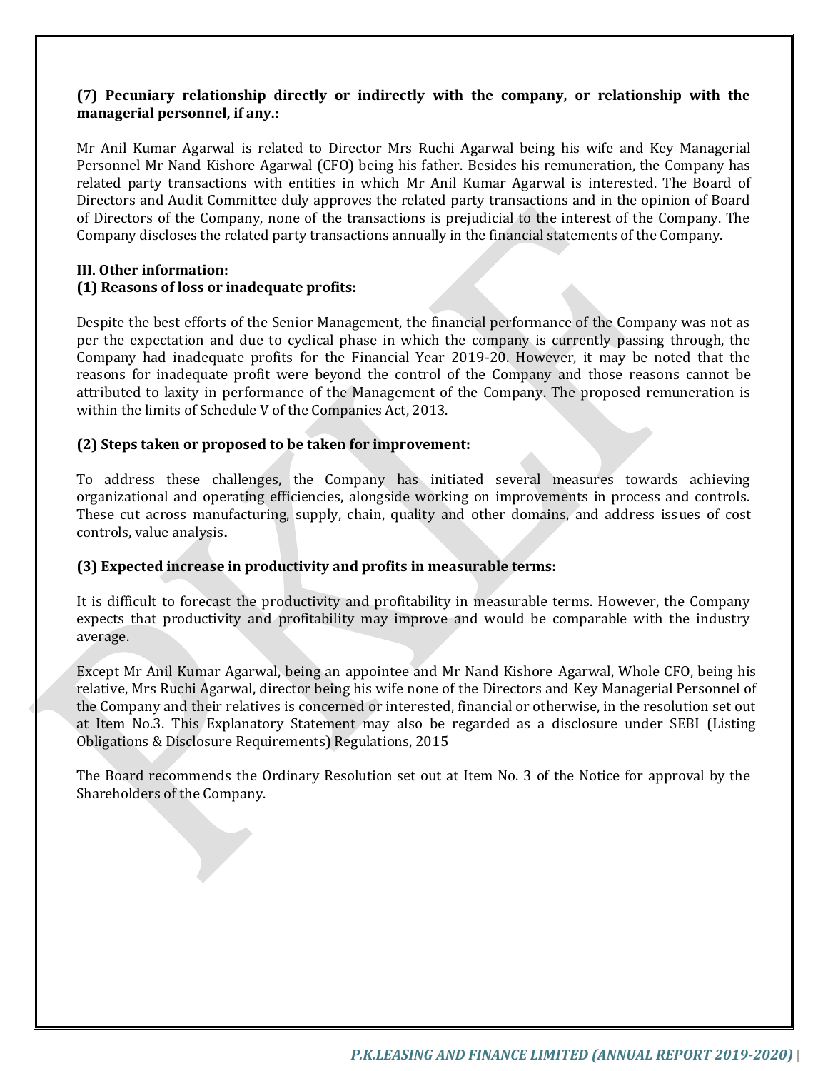**(7) Pecuniary relationship directly or indirectly with the company, or relationship with the managerial personnel, if any.:**

Mr Anil Kumar Agarwal is related to Director Mrs Ruchi Agarwal being his wife and Key Managerial Personnel Mr Nand Kishore Agarwal (CFO) being his father. Besides his remuneration, the Company has related party transactions with entities in which Mr Anil Kumar Agarwal is interested. The Board of Directors and Audit Committee duly approves the related party transactions and in the opinion of Board of Directors of the Company, none of the transactions is prejudicial to the interest of the Company. The Company discloses the related party transactions annually in the financial statements of the Company.

**III. Other information:**

**(1) Reasons of loss or inadequate profits:**

Despite the best efforts of the Senior Management, the financial performance of the Company was not as per the expectation and due to cyclical phase in which the company is currently passing through, the Company had inadequate profits for the Financial Year 2019-20. However, it may be noted that the reasons for inadequate profit were beyond the control of the Company and those reasons cannot be attributed to laxity in performance of the Management of the Company. The proposed remuneration is within the limits of Schedule V of the Companies Act, 2013.

**(2) Steps taken or proposed to be taken for improvement:**

To address these challenges, the Company has initiated several measures towards achieving organizational and operating efficiencies, alongside working on improvements in process and controls. These cut across manufacturing, supply, chain, quality and other domains, and address issues of cost controls, value analysis**.**

**(3) Expected increase in productivity and profits in measurable terms:**

It is difficult to forecast the productivity and profitability in measurable terms. However, the Company expects that productivity and profitability may improve and would be comparable with the industry average.

Except Mr Anil Kumar Agarwal, being an appointee and Mr Nand Kishore Agarwal, Whole CFO, being his relative, Mrs Ruchi Agarwal, director being his wife none of the Directors and Key Managerial Personnel of the Company and their relatives is concerned or interested, financial or otherwise, in the resolution set out at Item No.3. This Explanatory Statement may also be regarded as a disclosure under SEBI (Listing Obligations & Disclosure Requirements) Regulations, 2015

The Board recommends the Ordinary Resolution set out at Item No. 3 of the Notice for approval by the Shareholders of the Company.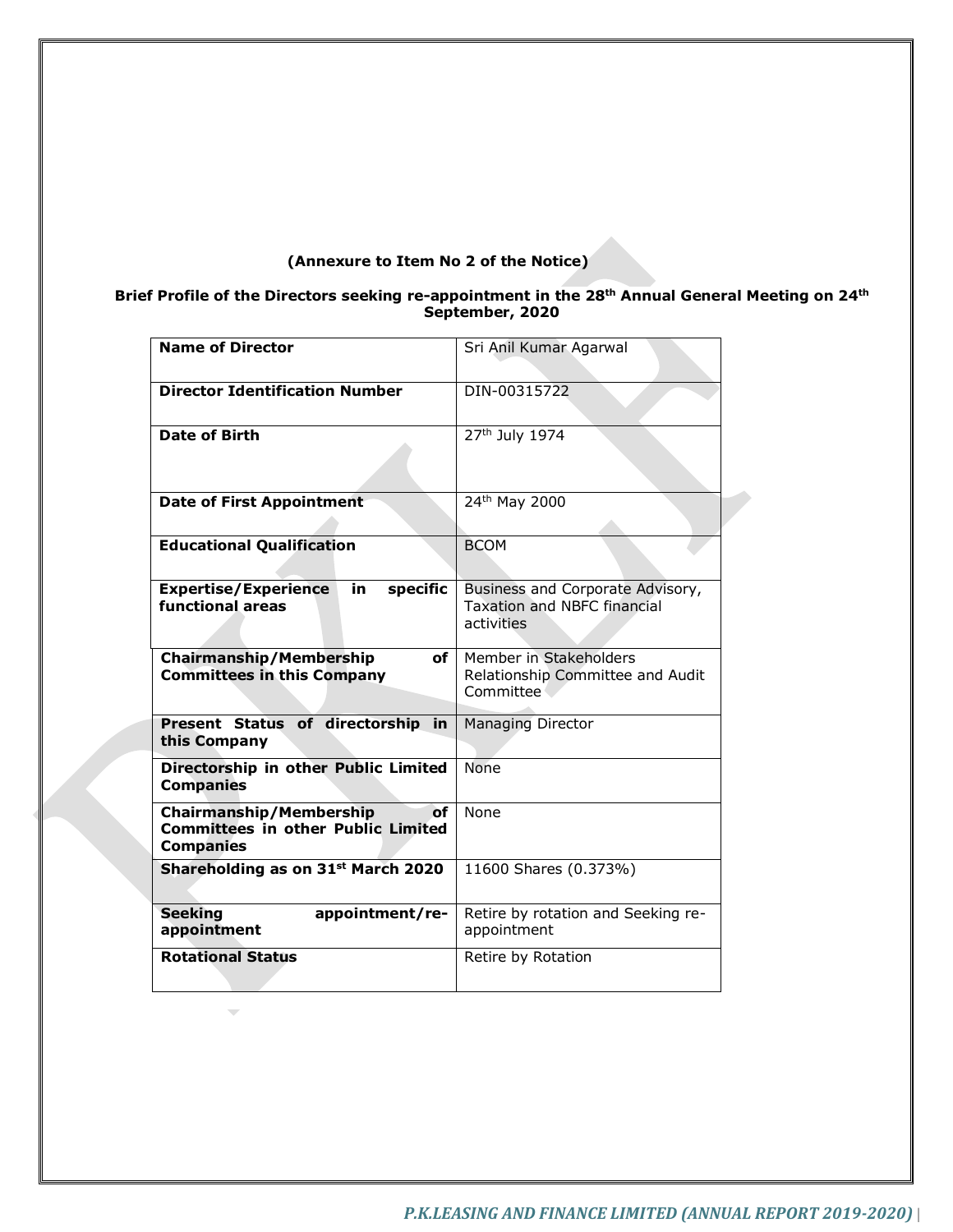**(Annexure to Item No 2 of the Notice)**

**Brief Profile of the Directors seeking re-appointment in the 28th Annual General Meeting on 24th September, 2020**

| **Name of Director** | Sri Anil Kumar Agarwal |
|---|---|
| **Director Identification Number** | DIN-00315722 |
| **Date of Birth** | 27th July 1974 |
| **Date of First Appointment** | 24th May 2000 |
| **Educational Qualification** | BCOM |
| **Expertise/Experience in specific functional areas** | Business and Corporate Advisory, Taxation and NBFC financial activities |
| **Chairmanship/Membership of Committees in this Company** | Member in Stakeholders Relationship Committee and Audit Committee |
| **Present Status of directorship in this Company** | Managing Director |
| **Directorship in other Public Limited Companies** | None |
| **Chairmanship/Membership of Committees in other Public Limited Companies** | None |
| **Shareholding as on 31st March 2020** | 11600 Shares (0.373%) |
| **Seeking appointment/re-appointment** | Retire by rotation and Seeking re-appointment |
| **Rotational Status** | Retire by Rotation |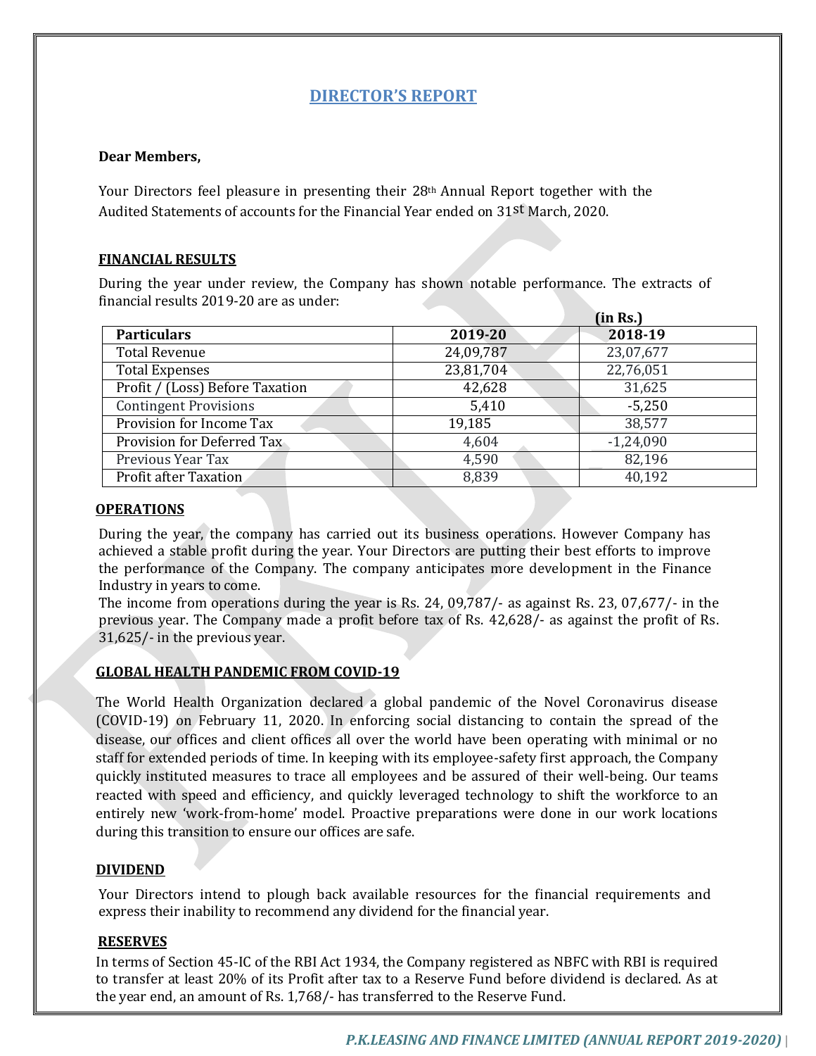## DIRECTOR'S REPORT

**Dear Members,**

Your Directors feel pleasure in presenting their 28th Annual Report together with the Audited Statements of accounts for the Financial Year ended on 31st March, 2020.

### FINANCIAL RESULTS

During the year under review, the Company has shown notable performance. The extracts of financial results 2019-20 are as under:

**(in Rs.)**

| **Particulars** | **2019-20** | **2018-19** |
|---|---|---|
| Total Revenue | 24,09,787 | 23,07,677 |
| Total Expenses | 23,81,704 | 22,76,051 |
| Profit / (Loss) Before Taxation | 42,628 | 31,625 |
| Contingent Provisions | 5,410 | -5,250 |
| Provision for Income Tax | 19,185 | 38,577 |
| Provision for Deferred Tax | 4,604 | -1,24,090 |
| Previous Year Tax | 4,590 | 82,196 |
| Profit after Taxation | 8,839 | 40,192 |

### OPERATIONS

During the year, the company has carried out its business operations. However Company has achieved a stable profit during the year. Your Directors are putting their best efforts to improve the performance of the Company. The company anticipates more development in the Finance Industry in years to come.

The income from operations during the year is Rs. 24, 09,787/- as against Rs. 23, 07,677/- in the previous year. The Company made a profit before tax of Rs. 42,628/- as against the profit of Rs. 31,625/- in the previous year.

### GLOBAL HEALTH PANDEMIC FROM COVID-19

The World Health Organization declared a global pandemic of the Novel Coronavirus disease (COVID-19) on February 11, 2020. In enforcing social distancing to contain the spread of the disease, our offices and client offices all over the world have been operating with minimal or no staff for extended periods of time. In keeping with its employee-safety first approach, the Company quickly instituted measures to trace all employees and be assured of their well-being. Our teams reacted with speed and efficiency, and quickly leveraged technology to shift the workforce to an entirely new 'work-from-home' model. Proactive preparations were done in our work locations during this transition to ensure our offices are safe.

### DIVIDEND

Your Directors intend to plough back available resources for the financial requirements and express their inability to recommend any dividend for the financial year.

### RESERVES

In terms of Section 45-IC of the RBI Act 1934, the Company registered as NBFC with RBI is required to transfer at least 20% of its Profit after tax to a Reserve Fund before dividend is declared. As at the year end, an amount of Rs. 1,768/- has transferred to the Reserve Fund.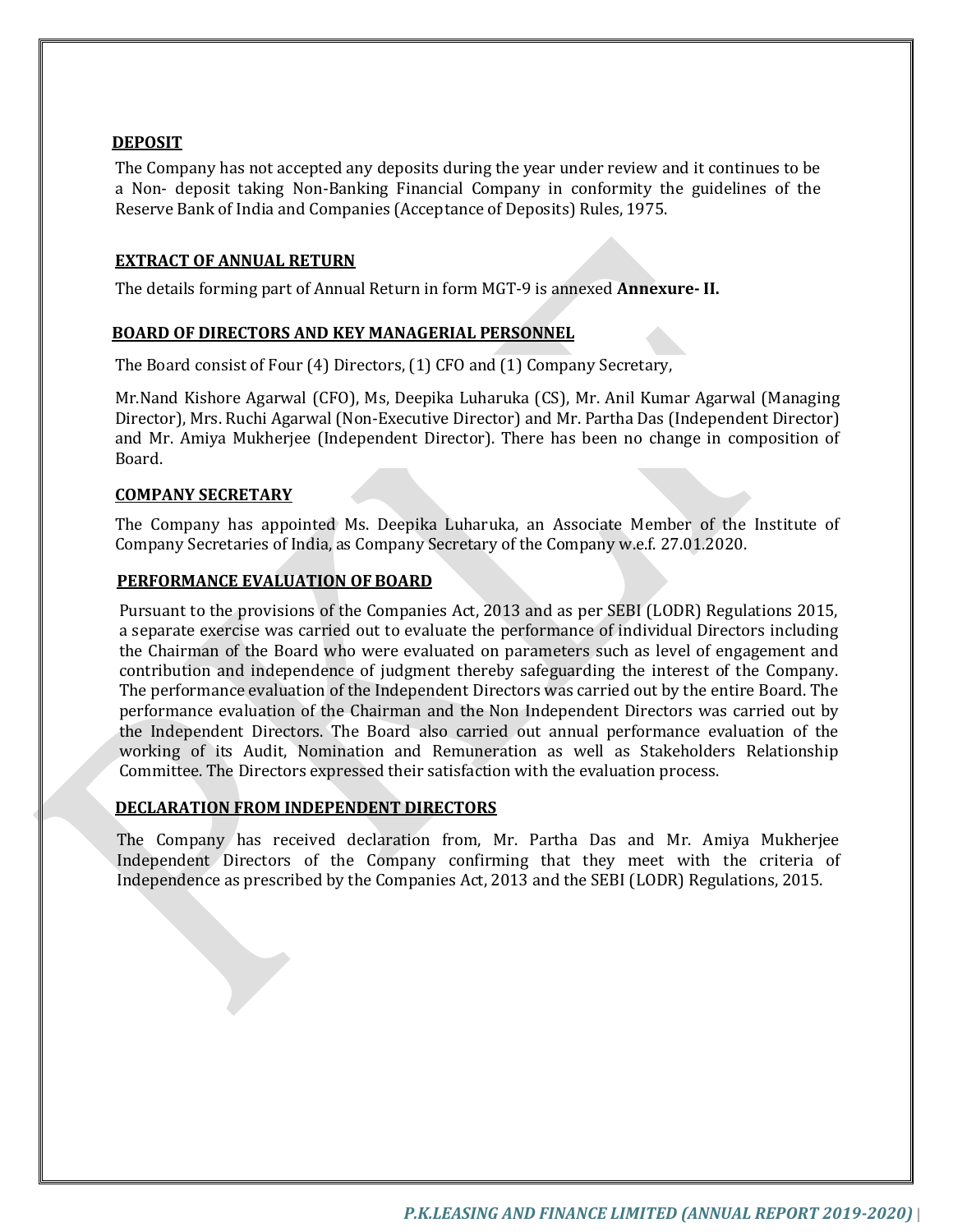**DEPOSIT**

The Company has not accepted any deposits during the year under review and it continues to be a Non- deposit taking Non-Banking Financial Company in conformity the guidelines of the Reserve Bank of India and Companies (Acceptance of Deposits) Rules, 1975.

**EXTRACT OF ANNUAL RETURN**

The details forming part of Annual Return in form MGT-9 is annexed **Annexure- II.**

**BOARD OF DIRECTORS AND KEY MANAGERIAL PERSONNEL**

The Board consist of Four (4) Directors, (1) CFO and (1) Company Secretary,

Mr.Nand Kishore Agarwal (CFO), Ms, Deepika Luharuka (CS), Mr. Anil Kumar Agarwal (Managing Director), Mrs. Ruchi Agarwal (Non-Executive Director) and Mr. Partha Das (Independent Director) and Mr. Amiya Mukherjee (Independent Director). There has been no change in composition of Board.

**COMPANY SECRETARY**

The Company has appointed Ms. Deepika Luharuka, an Associate Member of the Institute of Company Secretaries of India, as Company Secretary of the Company w.e.f. 27.01.2020.

**PERFORMANCE EVALUATION OF BOARD**

Pursuant to the provisions of the Companies Act, 2013 and as per SEBI (LODR) Regulations 2015, a separate exercise was carried out to evaluate the performance of individual Directors including the Chairman of the Board who were evaluated on parameters such as level of engagement and contribution and independence of judgment thereby safeguarding the interest of the Company. The performance evaluation of the Independent Directors was carried out by the entire Board. The performance evaluation of the Chairman and the Non Independent Directors was carried out by the Independent Directors. The Board also carried out annual performance evaluation of the working of its Audit, Nomination and Remuneration as well as Stakeholders Relationship Committee. The Directors expressed their satisfaction with the evaluation process.

**DECLARATION FROM INDEPENDENT DIRECTORS**

The Company has received declaration from, Mr. Partha Das and Mr. Amiya Mukherjee Independent Directors of the Company confirming that they meet with the criteria of Independence as prescribed by the Companies Act, 2013 and the SEBI (LODR) Regulations, 2015.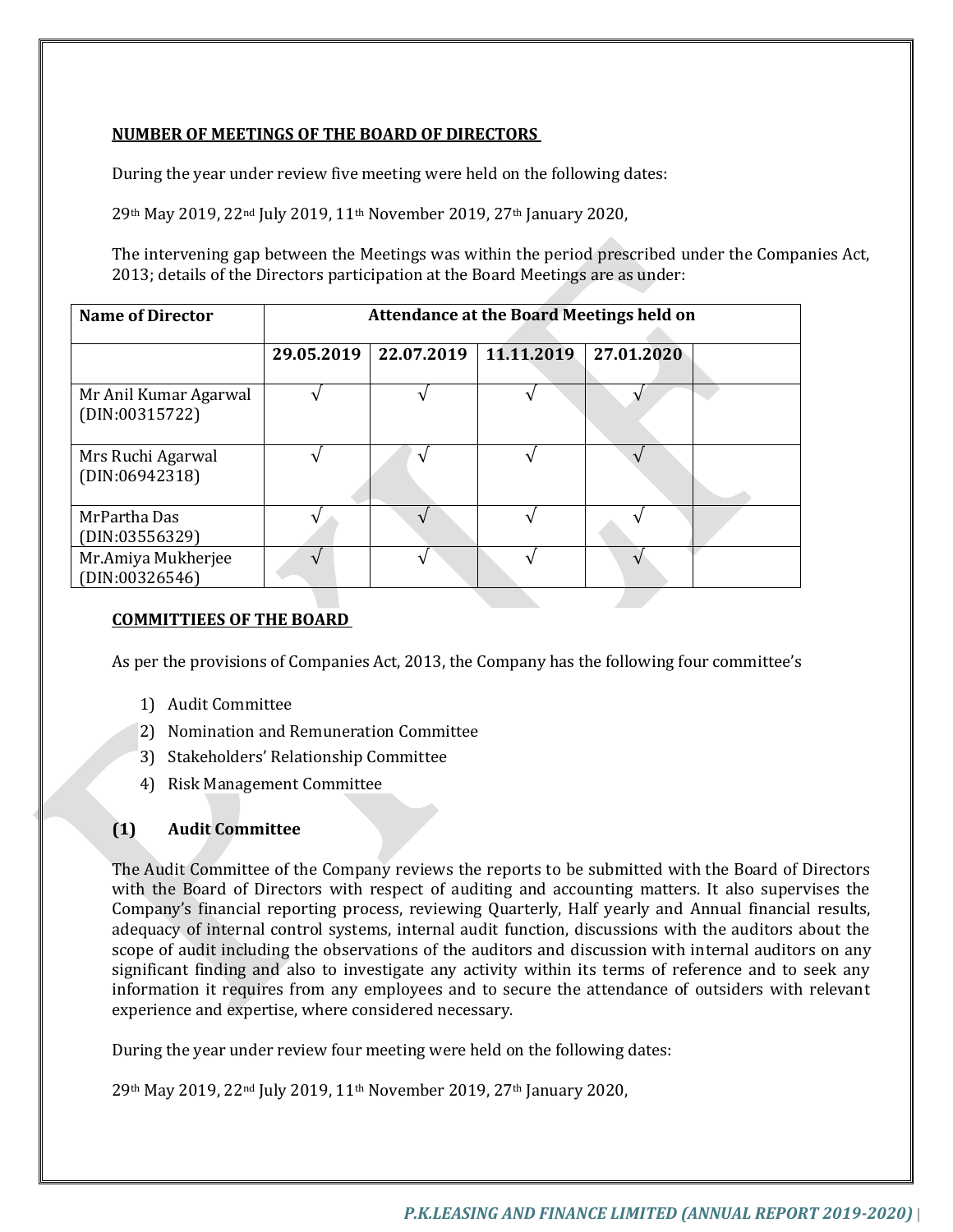**NUMBER OF MEETINGS OF THE BOARD OF DIRECTORS**

During the year under review five meeting were held on the following dates:

29th May 2019, 22nd July 2019, 11th November 2019, 27th January 2020,

The intervening gap between the Meetings was within the period prescribed under the Companies Act, 2013; details of the Directors participation at the Board Meetings are as under:

| Name of Director | Attendance at the Board Meetings held on | | | | |
|---|---|---|---|---|---|
| | 29.05.2019 | 22.07.2019 | 11.11.2019 | 27.01.2020 | |
| Mr Anil Kumar Agarwal (DIN:00315722) | √ | √ | √ | √ | |
| Mrs Ruchi Agarwal (DIN:06942318) | √ | √ | √ | √ | |
| MrPartha Das (DIN:03556329) | √ | √ | √ | √ | |
| Mr.Amiya Mukherjee (DIN:00326546) | √ | √ | √ | √ | |

**COMMITTIEES OF THE BOARD**

As per the provisions of Companies Act, 2013, the Company has the following four committee's

1) Audit Committee
2) Nomination and Remuneration Committee
3) Stakeholders' Relationship Committee
4) Risk Management Committee

**(1) Audit Committee**

The Audit Committee of the Company reviews the reports to be submitted with the Board of Directors with the Board of Directors with respect of auditing and accounting matters. It also supervises the Company's financial reporting process, reviewing Quarterly, Half yearly and Annual financial results, adequacy of internal control systems, internal audit function, discussions with the auditors about the scope of audit including the observations of the auditors and discussion with internal auditors on any significant finding and also to investigate any activity within its terms of reference and to seek any information it requires from any employees and to secure the attendance of outsiders with relevant experience and expertise, where considered necessary.

During the year under review four meeting were held on the following dates:

29th May 2019, 22nd July 2019, 11th November 2019, 27th January 2020,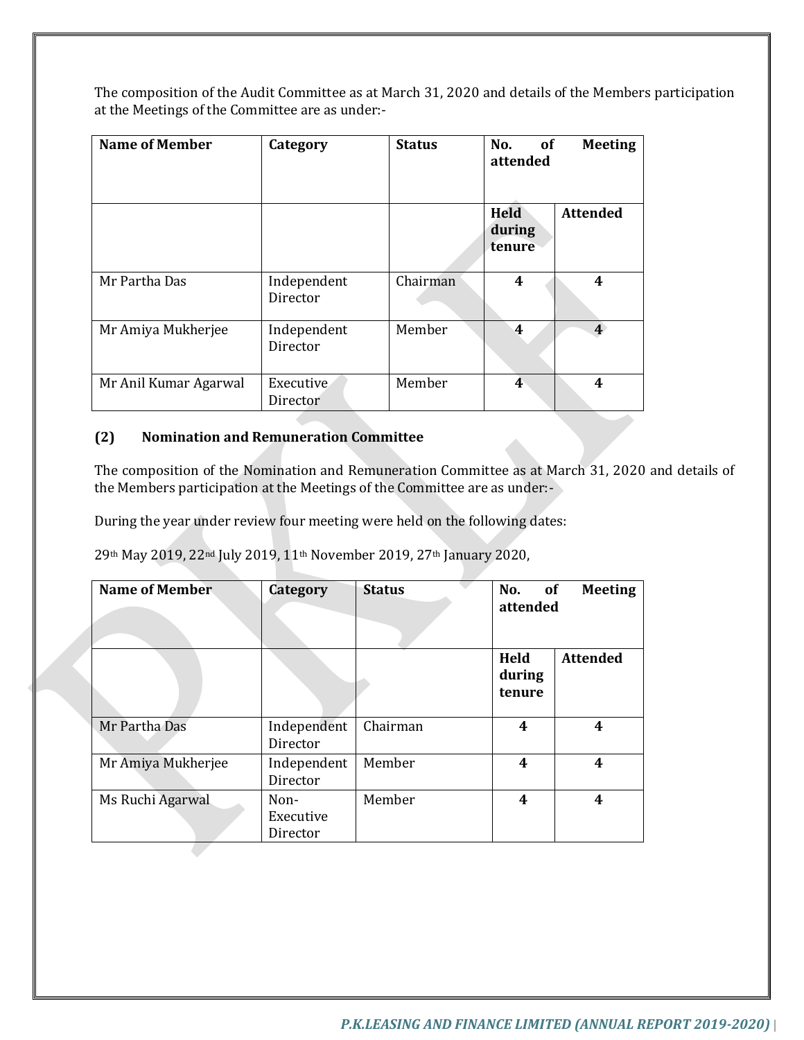The composition of the Audit Committee as at March 31, 2020 and details of the Members participation at the Meetings of the Committee are as under:-

| Name of Member | Category | Status | No. of Meeting attended | |
|---|---|---|---|---|
| | | | **Held during tenure** | **Attended** |
| Mr Partha Das | Independent Director | Chairman | **4** | **4** |
| Mr Amiya Mukherjee | Independent Director | Member | **4** | **4** |
| Mr Anil Kumar Agarwal | Executive Director | Member | **4** | **4** |

**(2) Nomination and Remuneration Committee**

The composition of the Nomination and Remuneration Committee as at March 31, 2020 and details of the Members participation at the Meetings of the Committee are as under:-

During the year under review four meeting were held on the following dates:

29th May 2019, 22nd July 2019, 11th November 2019, 27th January 2020,

| Name of Member | Category | Status | No. of Meeting attended | |
|---|---|---|---|---|
| | | | **Held during tenure** | **Attended** |
| Mr Partha Das | Independent Director | Chairman | **4** | **4** |
| Mr Amiya Mukherjee | Independent Director | Member | **4** | **4** |
| Ms Ruchi Agarwal | Non-Executive Director | Member | **4** | **4** |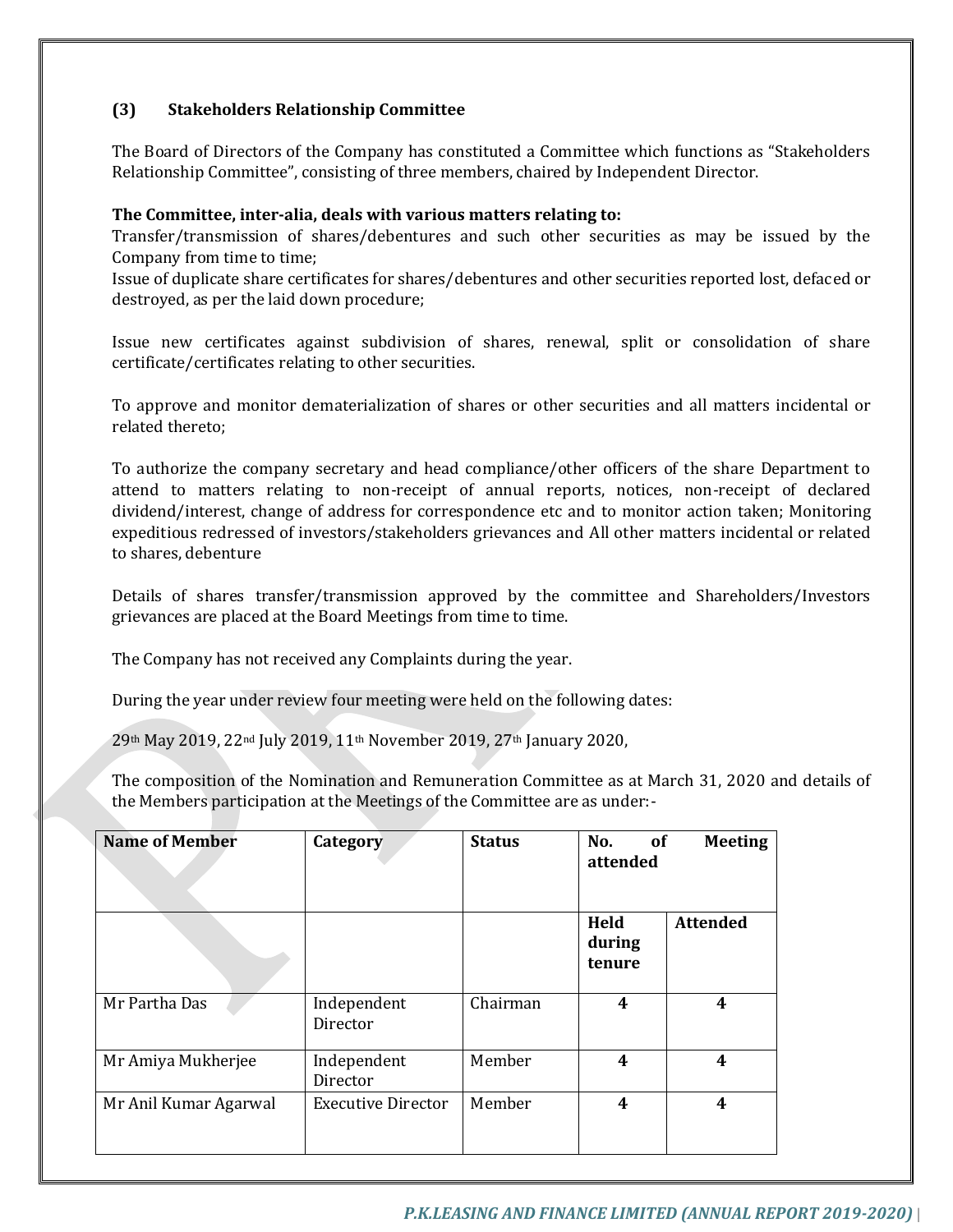### (3) Stakeholders Relationship Committee

The Board of Directors of the Company has constituted a Committee which functions as "Stakeholders Relationship Committee", consisting of three members, chaired by Independent Director.

**The Committee, inter-alia, deals with various matters relating to:**

Transfer/transmission of shares/debentures and such other securities as may be issued by the Company from time to time;

Issue of duplicate share certificates for shares/debentures and other securities reported lost, defaced or destroyed, as per the laid down procedure;

Issue new certificates against subdivision of shares, renewal, split or consolidation of share certificate/certificates relating to other securities.

To approve and monitor dematerialization of shares or other securities and all matters incidental or related thereto;

To authorize the company secretary and head compliance/other officers of the share Department to attend to matters relating to non-receipt of annual reports, notices, non-receipt of declared dividend/interest, change of address for correspondence etc and to monitor action taken; Monitoring expeditious redressed of investors/stakeholders grievances and All other matters incidental or related to shares, debenture

Details of shares transfer/transmission approved by the committee and Shareholders/Investors grievances are placed at the Board Meetings from time to time.

The Company has not received any Complaints during the year.

During the year under review four meeting were held on the following dates:

29th May 2019, 22nd July 2019, 11th November 2019, 27th January 2020,

The composition of the Nomination and Remuneration Committee as at March 31, 2020 and details of the Members participation at the Meetings of the Committee are as under:-

| Name of Member | Category | Status | No. of Meeting attended | |
|---|---|---|---|---|
| | | | Held during tenure | Attended |
| Mr Partha Das | Independent Director | Chairman | 4 | 4 |
| Mr Amiya Mukherjee | Independent Director | Member | 4 | 4 |
| Mr Anil Kumar Agarwal | Executive Director | Member | 4 | 4 |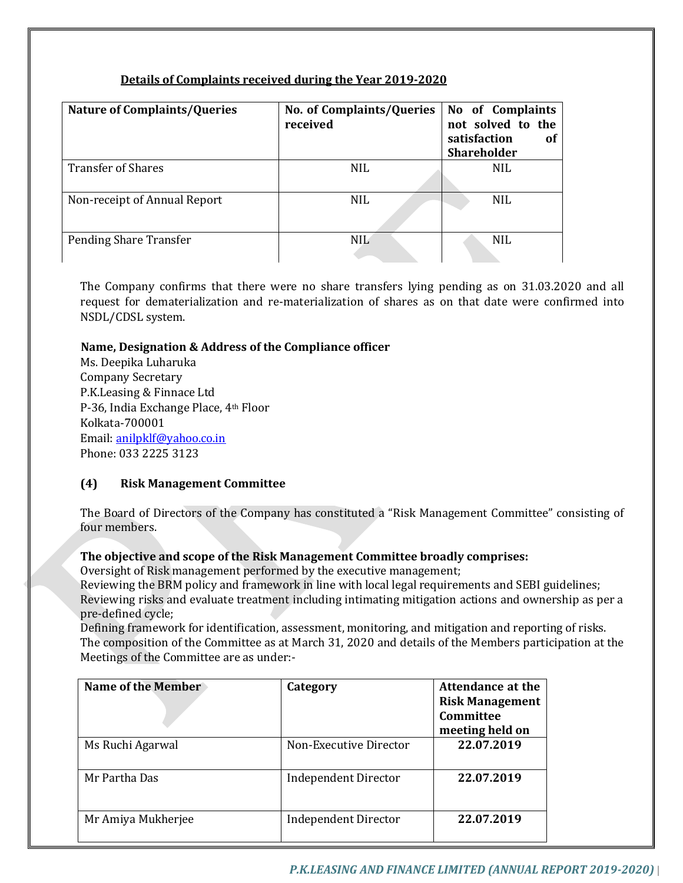**Details of Complaints received during the Year 2019-2020**

| Nature of Complaints/Queries | No. of Complaints/Queries received | No of Complaints not solved to the satisfaction of Shareholder |
|---|---|---|
| Transfer of Shares | NIL | NIL |
| Non-receipt of Annual Report | NIL | NIL |
| Pending Share Transfer | NIL | NIL |

The Company confirms that there were no share transfers lying pending as on 31.03.2020 and all request for dematerialization and re-materialization of shares as on that date were confirmed into NSDL/CDSL system.

**Name, Designation & Address of the Compliance officer**

Ms. Deepika Luharuka
Company Secretary
P.K.Leasing & Finnace Ltd
P-36, India Exchange Place, 4th Floor
Kolkata-700001
Email: anilpklf@yahoo.co.in
Phone: 033 2225 3123

### (4) Risk Management Committee

The Board of Directors of the Company has constituted a "Risk Management Committee" consisting of four members.

**The objective and scope of the Risk Management Committee broadly comprises:**

Oversight of Risk management performed by the executive management;
Reviewing the BRM policy and framework in line with local legal requirements and SEBI guidelines;
Reviewing risks and evaluate treatment including intimating mitigation actions and ownership as per a pre-defined cycle;
Defining framework for identification, assessment, monitoring, and mitigation and reporting of risks.
The composition of the Committee as at March 31, 2020 and details of the Members participation at the Meetings of the Committee are as under:-

| Name of the Member | Category | Attendance at the Risk Management Committee meeting held on |
|---|---|---|
| Ms Ruchi Agarwal | Non-Executive Director | **22.07.2019** |
| Mr Partha Das | Independent Director | **22.07.2019** |
| Mr Amiya Mukherjee | Independent Director | **22.07.2019** |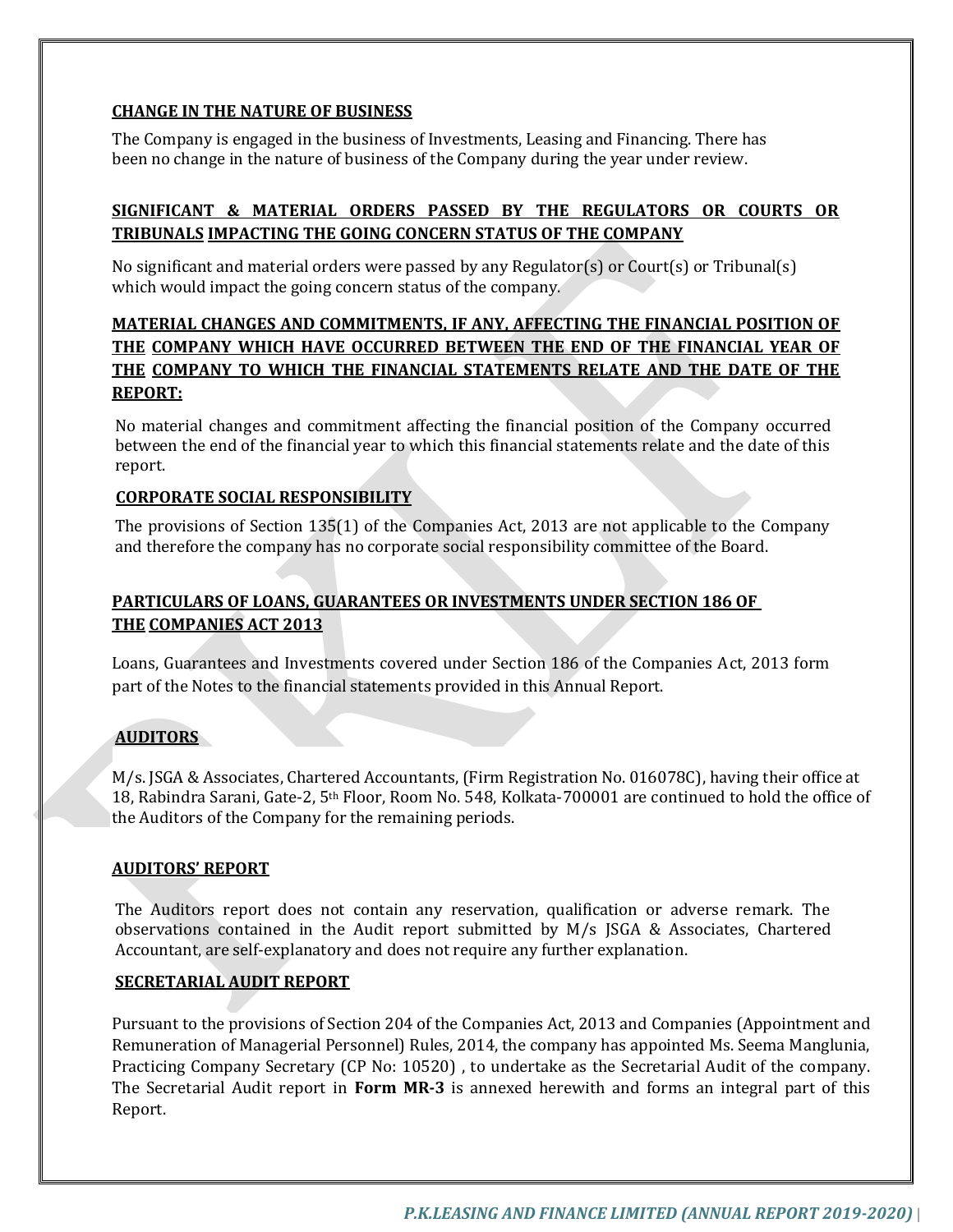## CHANGE IN THE NATURE OF BUSINESS

The Company is engaged in the business of Investments, Leasing and Financing. There has been no change in the nature of business of the Company during the year under review.

## SIGNIFICANT & MATERIAL ORDERS PASSED BY THE REGULATORS OR COURTS OR TRIBUNALS IMPACTING THE GOING CONCERN STATUS OF THE COMPANY

No significant and material orders were passed by any Regulator(s) or Court(s) or Tribunal(s) which would impact the going concern status of the company.

## MATERIAL CHANGES AND COMMITMENTS, IF ANY, AFFECTING THE FINANCIAL POSITION OF THE COMPANY WHICH HAVE OCCURRED BETWEEN THE END OF THE FINANCIAL YEAR OF THE COMPANY TO WHICH THE FINANCIAL STATEMENTS RELATE AND THE DATE OF THE REPORT:

No material changes and commitment affecting the financial position of the Company occurred between the end of the financial year to which this financial statements relate and the date of this report.

## CORPORATE SOCIAL RESPONSIBILITY

The provisions of Section 135(1) of the Companies Act, 2013 are not applicable to the Company and therefore the company has no corporate social responsibility committee of the Board.

## PARTICULARS OF LOANS, GUARANTEES OR INVESTMENTS UNDER SECTION 186 OF THE COMPANIES ACT 2013

Loans, Guarantees and Investments covered under Section 186 of the Companies Act, 2013 form part of the Notes to the financial statements provided in this Annual Report.

## AUDITORS

M/s. JSGA & Associates, Chartered Accountants, (Firm Registration No. 016078C), having their office at 18, Rabindra Sarani, Gate-2, 5th Floor, Room No. 548, Kolkata-700001 are continued to hold the office of the Auditors of the Company for the remaining periods.

## AUDITORS' REPORT

The Auditors report does not contain any reservation, qualification or adverse remark. The observations contained in the Audit report submitted by M/s JSGA & Associates, Chartered Accountant, are self-explanatory and does not require any further explanation.

## SECRETARIAL AUDIT REPORT

Pursuant to the provisions of Section 204 of the Companies Act, 2013 and Companies (Appointment and Remuneration of Managerial Personnel) Rules, 2014, the company has appointed Ms. Seema Manglunia, Practicing Company Secretary (CP No: 10520) , to undertake as the Secretarial Audit of the company. The Secretarial Audit report in **Form MR-3** is annexed herewith and forms an integral part of this Report.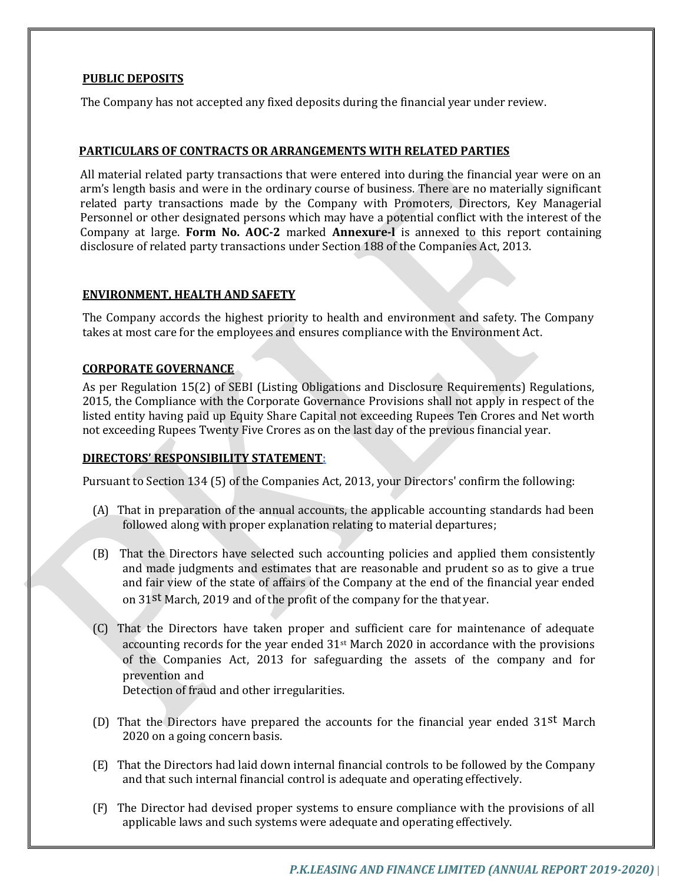**PUBLIC DEPOSITS**

The Company has not accepted any fixed deposits during the financial year under review.

**PARTICULARS OF CONTRACTS OR ARRANGEMENTS WITH RELATED PARTIES**

All material related party transactions that were entered into during the financial year were on an arm's length basis and were in the ordinary course of business. There are no materially significant related party transactions made by the Company with Promoters, Directors, Key Managerial Personnel or other designated persons which may have a potential conflict with the interest of the Company at large. **Form No. AOC-2** marked **Annexure-I** is annexed to this report containing disclosure of related party transactions under Section 188 of the Companies Act, 2013.

**ENVIRONMENT, HEALTH AND SAFETY**

The Company accords the highest priority to health and environment and safety. The Company takes at most care for the employees and ensures compliance with the Environment Act.

**CORPORATE GOVERNANCE**

As per Regulation 15(2) of SEBI (Listing Obligations and Disclosure Requirements) Regulations, 2015, the Compliance with the Corporate Governance Provisions shall not apply in respect of the listed entity having paid up Equity Share Capital not exceeding Rupees Ten Crores and Net worth not exceeding Rupees Twenty Five Crores as on the last day of the previous financial year.

**DIRECTORS' RESPONSIBILITY STATEMENT:**

Pursuant to Section 134 (5) of the Companies Act, 2013, your Directors' confirm the following:

(A) That in preparation of the annual accounts, the applicable accounting standards had been followed along with proper explanation relating to material departures;

(B) That the Directors have selected such accounting policies and applied them consistently and made judgments and estimates that are reasonable and prudent so as to give a true and fair view of the state of affairs of the Company at the end of the financial year ended on 31st March, 2019 and of the profit of the company for the that year.

(C) That the Directors have taken proper and sufficient care for maintenance of adequate accounting records for the year ended 31st March 2020 in accordance with the provisions of the Companies Act, 2013 for safeguarding the assets of the company and for prevention and Detection of fraud and other irregularities.

(D) That the Directors have prepared the accounts for the financial year ended 31st March 2020 on a going concern basis.

(E) That the Directors had laid down internal financial controls to be followed by the Company and that such internal financial control is adequate and operating effectively.

(F) The Director had devised proper systems to ensure compliance with the provisions of all applicable laws and such systems were adequate and operating effectively.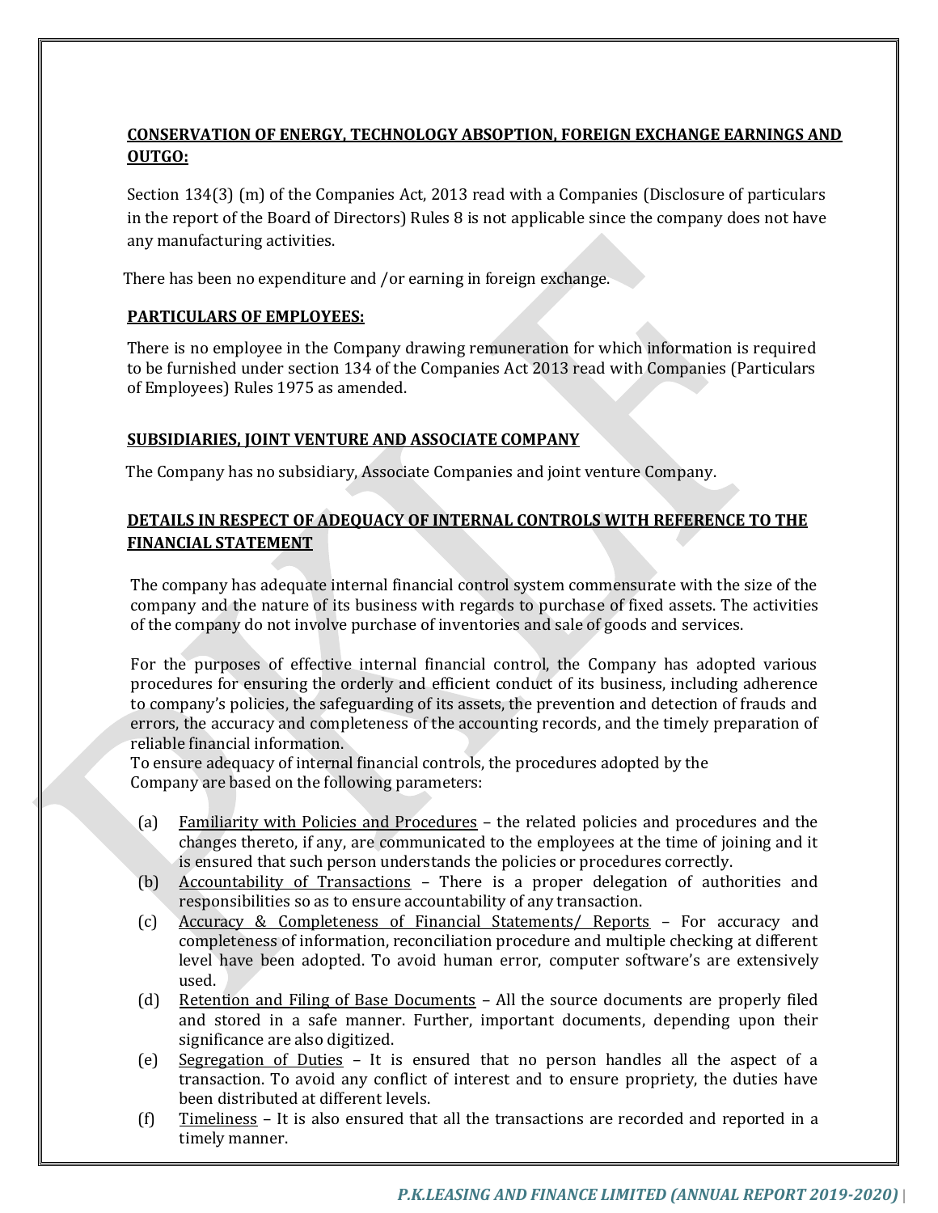**CONSERVATION OF ENERGY, TECHNOLOGY ABSOPTION, FOREIGN EXCHANGE EARNINGS AND OUTGO:**

Section 134(3) (m) of the Companies Act, 2013 read with a Companies (Disclosure of particulars in the report of the Board of Directors) Rules 8 is not applicable since the company does not have any manufacturing activities.

There has been no expenditure and /or earning in foreign exchange.

**PARTICULARS OF EMPLOYEES:**

There is no employee in the Company drawing remuneration for which information is required to be furnished under section 134 of the Companies Act 2013 read with Companies (Particulars of Employees) Rules 1975 as amended.

**SUBSIDIARIES, JOINT VENTURE AND ASSOCIATE COMPANY**

The Company has no subsidiary, Associate Companies and joint venture Company.

**DETAILS IN RESPECT OF ADEQUACY OF INTERNAL CONTROLS WITH REFERENCE TO THE FINANCIAL STATEMENT**

The company has adequate internal financial control system commensurate with the size of the company and the nature of its business with regards to purchase of fixed assets. The activities of the company do not involve purchase of inventories and sale of goods and services.

For the purposes of effective internal financial control, the Company has adopted various procedures for ensuring the orderly and efficient conduct of its business, including adherence to company's policies, the safeguarding of its assets, the prevention and detection of frauds and errors, the accuracy and completeness of the accounting records, and the timely preparation of reliable financial information.

To ensure adequacy of internal financial controls, the procedures adopted by the Company are based on the following parameters:

(a) Familiarity with Policies and Procedures – the related policies and procedures and the changes thereto, if any, are communicated to the employees at the time of joining and it is ensured that such person understands the policies or procedures correctly.

(b) Accountability of Transactions – There is a proper delegation of authorities and responsibilities so as to ensure accountability of any transaction.

(c) Accuracy & Completeness of Financial Statements/ Reports – For accuracy and completeness of information, reconciliation procedure and multiple checking at different level have been adopted. To avoid human error, computer software's are extensively used.

(d) Retention and Filing of Base Documents – All the source documents are properly filed and stored in a safe manner. Further, important documents, depending upon their significance are also digitized.

(e) Segregation of Duties – It is ensured that no person handles all the aspect of a transaction. To avoid any conflict of interest and to ensure propriety, the duties have been distributed at different levels.

(f) Timeliness – It is also ensured that all the transactions are recorded and reported in a timely manner.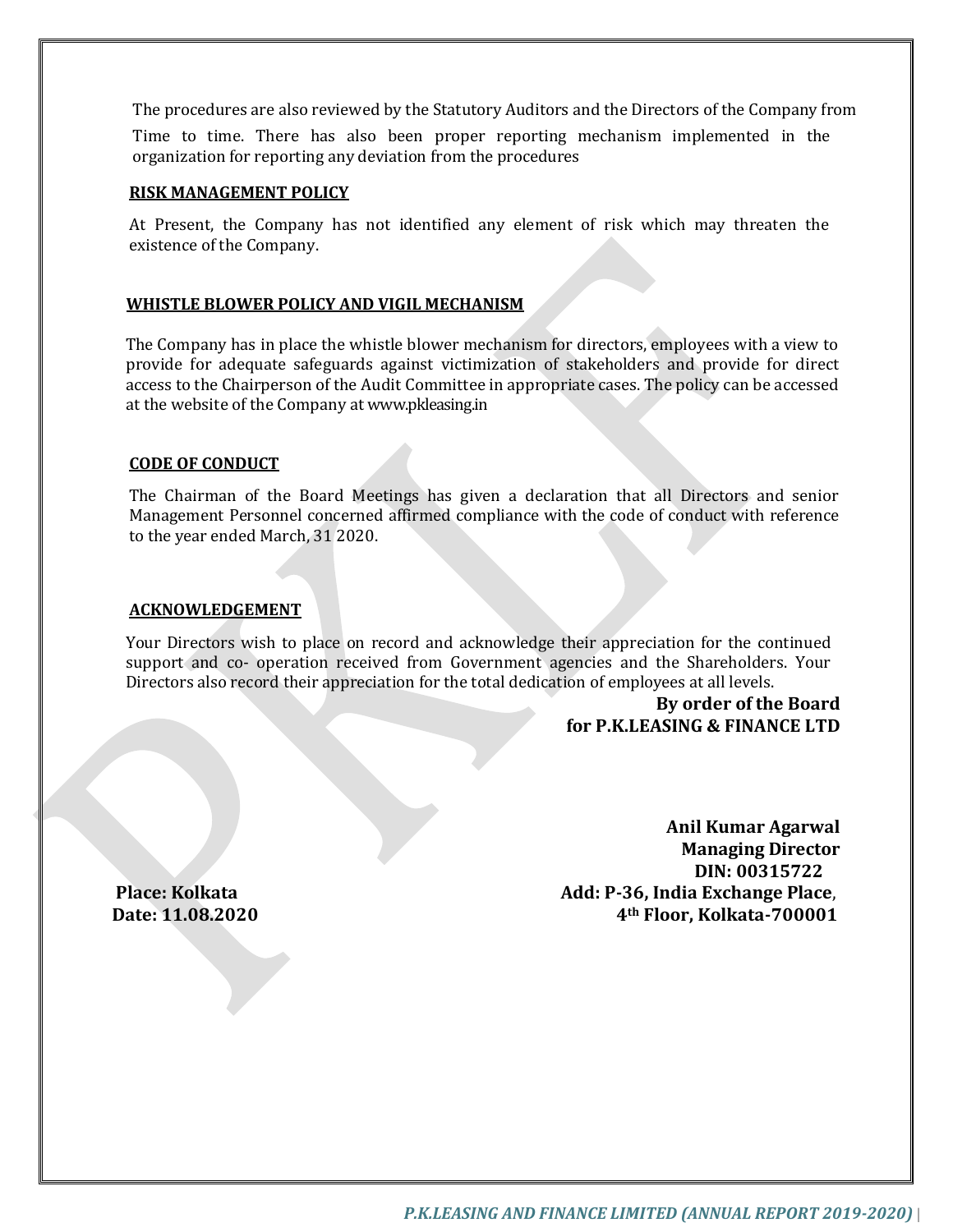The procedures are also reviewed by the Statutory Auditors and the Directors of the Company from Time to time. There has also been proper reporting mechanism implemented in the organization for reporting any deviation from the procedures

**RISK MANAGEMENT POLICY**

At Present, the Company has not identified any element of risk which may threaten the existence of the Company.

**WHISTLE BLOWER POLICY AND VIGIL MECHANISM**

The Company has in place the whistle blower mechanism for directors, employees with a view to provide for adequate safeguards against victimization of stakeholders and provide for direct access to the Chairperson of the Audit Committee in appropriate cases. The policy can be accessed at the website of the Company at www.pkleasing.in

**CODE OF CONDUCT**

The Chairman of the Board Meetings has given a declaration that all Directors and senior Management Personnel concerned affirmed compliance with the code of conduct with reference to the year ended March, 31 2020.

**ACKNOWLEDGEMENT**

Your Directors wish to place on record and acknowledge their appreciation for the continued support and co- operation received from Government agencies and the Shareholders. Your Directors also record their appreciation for the total dedication of employees at all levels.

**By order of the Board**
**for P.K.LEASING & FINANCE LTD**

**Anil Kumar Agarwal**
**Managing Director**
**DIN: 00315722**
**Add: P-36, India Exchange Place,**
**4th Floor, Kolkata-700001**

**Place: Kolkata**
**Date: 11.08.2020**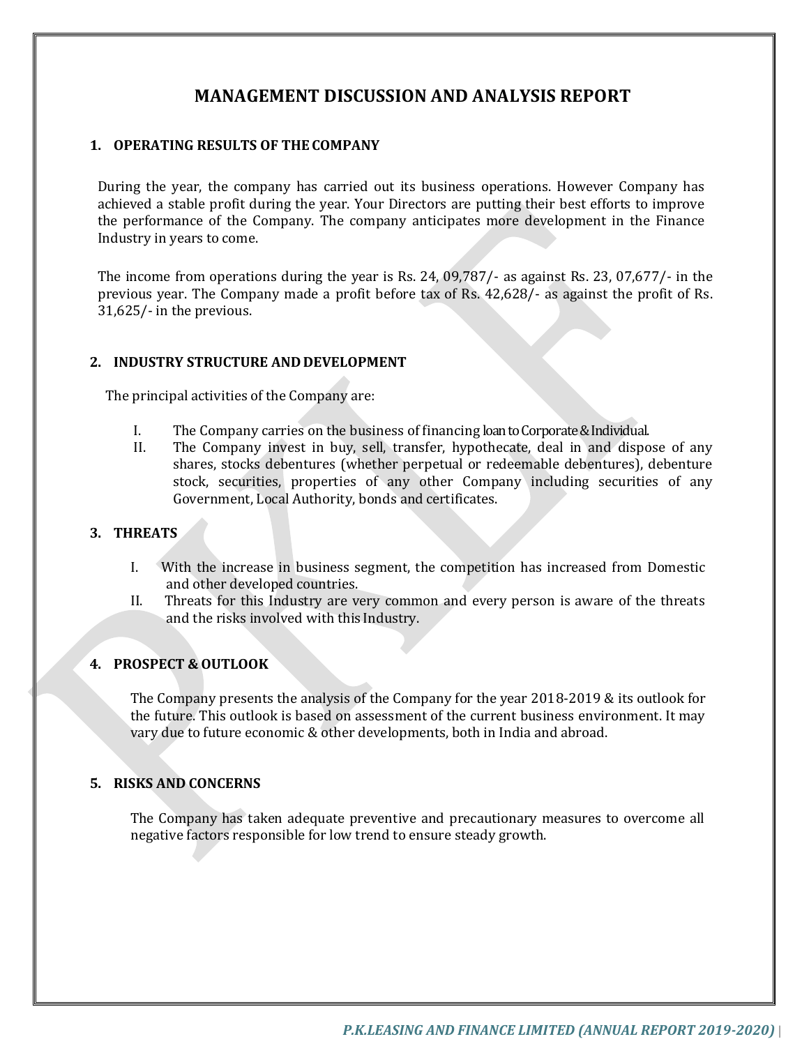# MANAGEMENT DISCUSSION AND ANALYSIS REPORT

## 1. OPERATING RESULTS OF THE COMPANY

During the year, the company has carried out its business operations. However Company has achieved a stable profit during the year. Your Directors are putting their best efforts to improve the performance of the Company. The company anticipates more development in the Finance Industry in years to come.

The income from operations during the year is Rs. 24, 09,787/- as against Rs. 23, 07,677/- in the previous year. The Company made a profit before tax of Rs. 42,628/- as against the profit of Rs. 31,625/- in the previous.

## 2. INDUSTRY STRUCTURE AND DEVELOPMENT

The principal activities of the Company are:

I. The Company carries on the business of financing loan to Corporate & Individual.

II. The Company invest in buy, sell, transfer, hypothecate, deal in and dispose of any shares, stocks debentures (whether perpetual or redeemable debentures), debenture stock, securities, properties of any other Company including securities of any Government, Local Authority, bonds and certificates.

## 3. THREATS

I. With the increase in business segment, the competition has increased from Domestic and other developed countries.

II. Threats for this Industry are very common and every person is aware of the threats and the risks involved with this Industry.

## 4. PROSPECT & OUTLOOK

The Company presents the analysis of the Company for the year 2018-2019 & its outlook for the future. This outlook is based on assessment of the current business environment. It may vary due to future economic & other developments, both in India and abroad.

## 5. RISKS AND CONCERNS

The Company has taken adequate preventive and precautionary measures to overcome all negative factors responsible for low trend to ensure steady growth.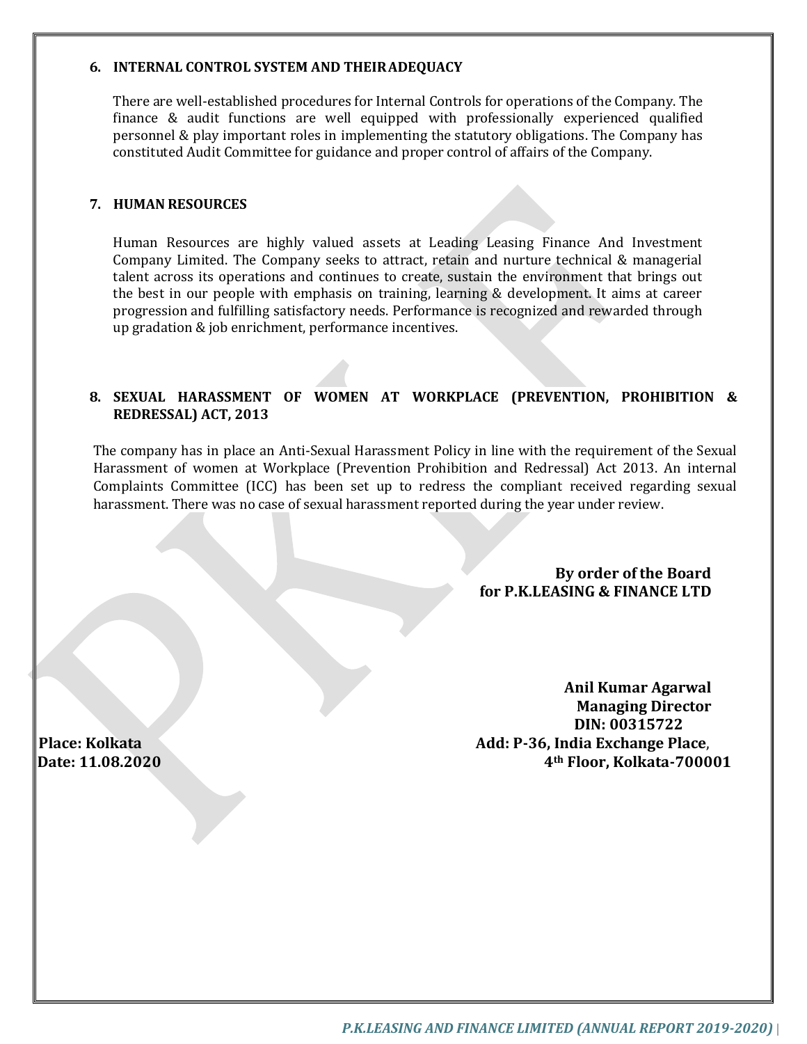### 6. INTERNAL CONTROL SYSTEM AND THEIR ADEQUACY

There are well-established procedures for Internal Controls for operations of the Company. The finance & audit functions are well equipped with professionally experienced qualified personnel & play important roles in implementing the statutory obligations. The Company has constituted Audit Committee for guidance and proper control of affairs of the Company.

### 7. HUMAN RESOURCES

Human Resources are highly valued assets at Leading Leasing Finance And Investment Company Limited. The Company seeks to attract, retain and nurture technical & managerial talent across its operations and continues to create, sustain the environment that brings out the best in our people with emphasis on training, learning & development. It aims at career progression and fulfilling satisfactory needs. Performance is recognized and rewarded through up gradation & job enrichment, performance incentives.

### 8. SEXUAL HARASSMENT OF WOMEN AT WORKPLACE (PREVENTION, PROHIBITION & REDRESSAL) ACT, 2013

The company has in place an Anti-Sexual Harassment Policy in line with the requirement of the Sexual Harassment of women at Workplace (Prevention Prohibition and Redressal) Act 2013. An internal Complaints Committee (ICC) has been set up to redress the compliant received regarding sexual harassment. There was no case of sexual harassment reported during the year under review.

**By order of the Board**
**for P.K.LEASING & FINANCE LTD**

**Anil Kumar Agarwal**
**Managing Director**
**DIN: 00315722**
**Add: P-36, India Exchange Place,**
**4th Floor, Kolkata-700001**

**Place: Kolkata**
**Date: 11.08.2020**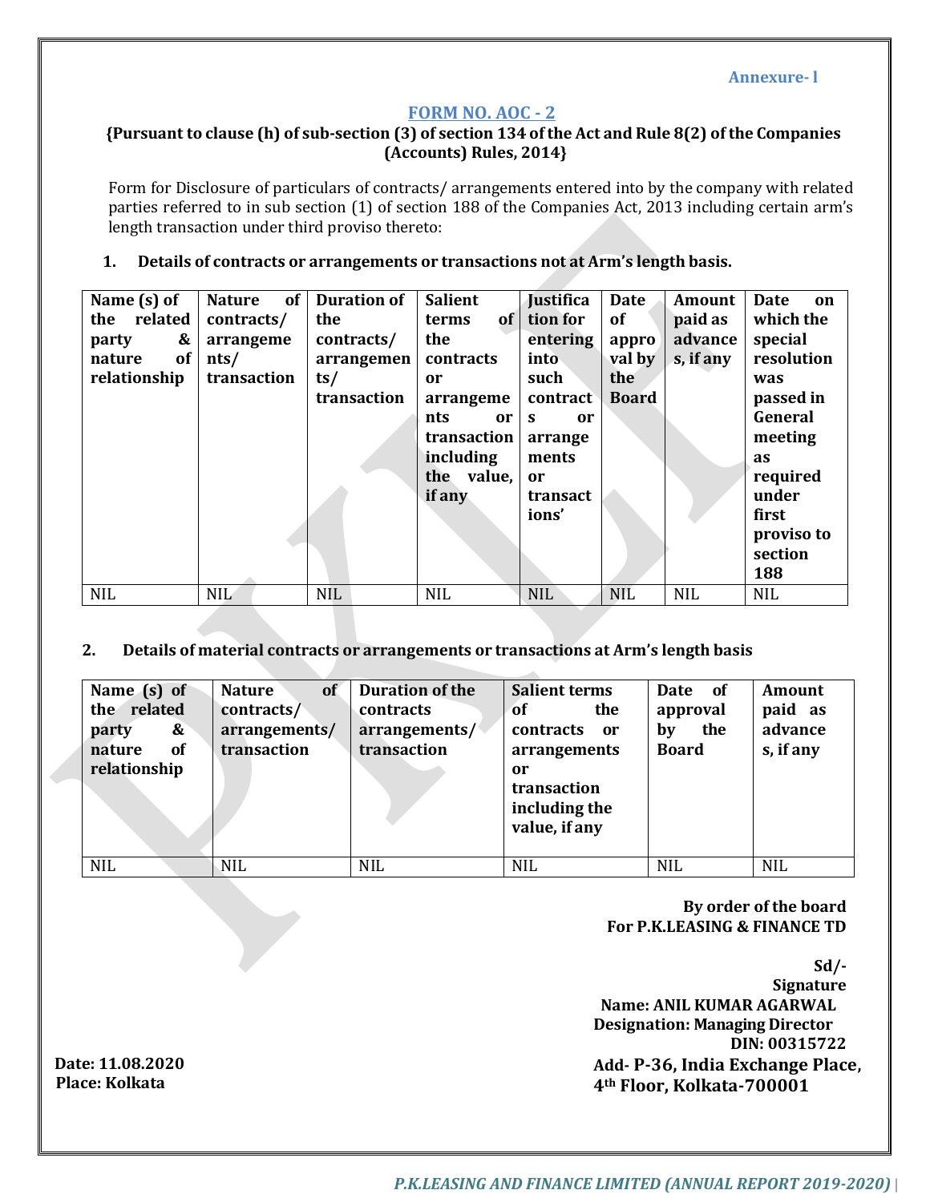Annexure- I

## FORM NO. AOC - 2

**{Pursuant to clause (h) of sub-section (3) of section 134 of the Act and Rule 8(2) of the Companies (Accounts) Rules, 2014}**

Form for Disclosure of particulars of contracts/ arrangements entered into by the company with related parties referred to in sub section (1) of section 188 of the Companies Act, 2013 including certain arm's length transaction under third proviso thereto:

**1. Details of contracts or arrangements or transactions not at Arm's length basis.**

| Name (s) of the related party & nature of relationship | Nature of contracts/ arrangements/ transaction | Duration of the contracts/ arrangements/ transaction | Salient terms of the contracts or arrangements or transaction including the value, if any | Justification for entering into such contracts or arrangements or transactions' | Date of approval by the Board | Amount paid as advances, if any | Date on which the special resolution was passed in General meeting as required under first proviso to section 188 |
|---|---|---|---|---|---|---|---|
| NIL | NIL | NIL | NIL | NIL | NIL | NIL | NIL |

**2. Details of material contracts or arrangements or transactions at Arm's length basis**

| Name (s) of the related party & nature of relationship | Nature of contracts/ arrangements/ transaction | Duration of the contracts arrangements/ transaction | Salient terms of the contracts or arrangements or transaction including the value, if any | Date of approval by the Board | Amount paid as advances, if any |
|---|---|---|---|---|---|
| NIL | NIL | NIL | NIL | NIL | NIL |

**By order of the board**
**For P.K.LEASING & FINANCE TD**

**Sd/-**
**Signature**
**Name: ANIL KUMAR AGARWAL**
**Designation: Managing Director**
**DIN: 00315722**
**Add- P-36, India Exchange Place, 4th Floor, Kolkata-700001**

**Date: 11.08.2020**
**Place: Kolkata**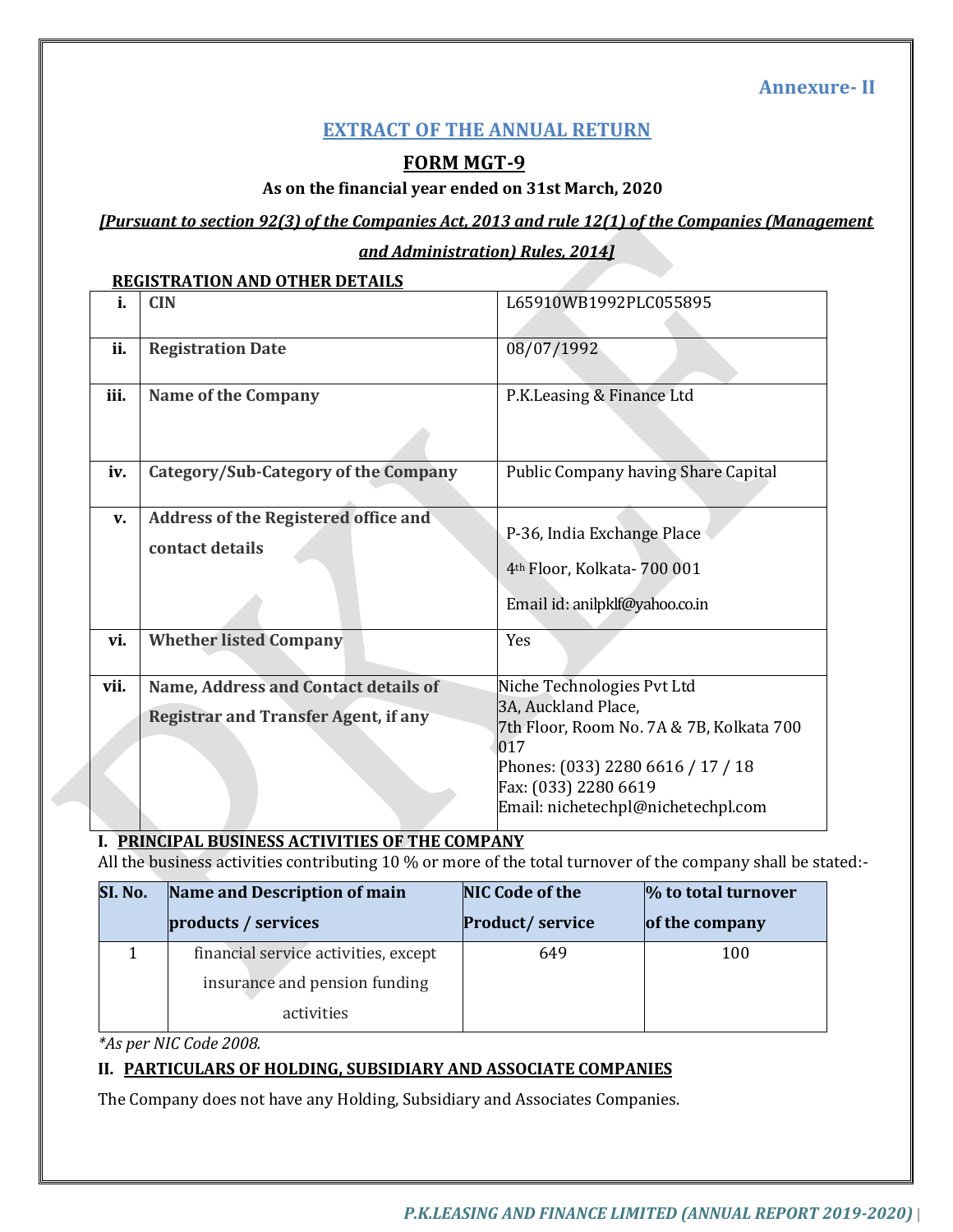Annexure- II

# EXTRACT OF THE ANNUAL RETURN

## FORM MGT-9

**As on the financial year ended on 31st March, 2020**

***[Pursuant to section 92(3) of the Companies Act, 2013 and rule 12(1) of the Companies (Management and Administration) Rules, 2014]***

**REGISTRATION AND OTHER DETAILS**

| | | |
|---|---|---|
| **i.** | **CIN** | L65910WB1992PLC055895 |
| **ii.** | **Registration Date** | 08/07/1992 |
| **iii.** | **Name of the Company** | P.K.Leasing & Finance Ltd |
| **iv.** | **Category/Sub-Category of the Company** | Public Company having Share Capital |
| **v.** | **Address of the Registered office and contact details** | P-36, India Exchange Place<br>4th Floor, Kolkata- 700 001<br>Email id: anilpklf@yahoo.co.in |
| **vi.** | **Whether listed Company** | Yes |
| **vii.** | **Name, Address and Contact details of Registrar and Transfer Agent, if any** | Niche Technologies Pvt Ltd<br>3A, Auckland Place,<br>7th Floor, Room No. 7A & 7B, Kolkata 700 017<br>Phones: (033) 2280 6616 / 17 / 18<br>Fax: (033) 2280 6619<br>Email: nichetechpl@nichetechpl.com |

**I. PRINCIPAL BUSINESS ACTIVITIES OF THE COMPANY**

All the business activities contributing 10 % or more of the total turnover of the company shall be stated:-

| SI. No. | Name and Description of main products / services | NIC Code of the Product/ service | % to total turnover of the company |
|---|---|---|---|
| 1 | financial service activities, except insurance and pension funding activities | 649 | 100 |

*\*As per NIC Code 2008.*

**II. PARTICULARS OF HOLDING, SUBSIDIARY AND ASSOCIATE COMPANIES**

The Company does not have any Holding, Subsidiary and Associates Companies.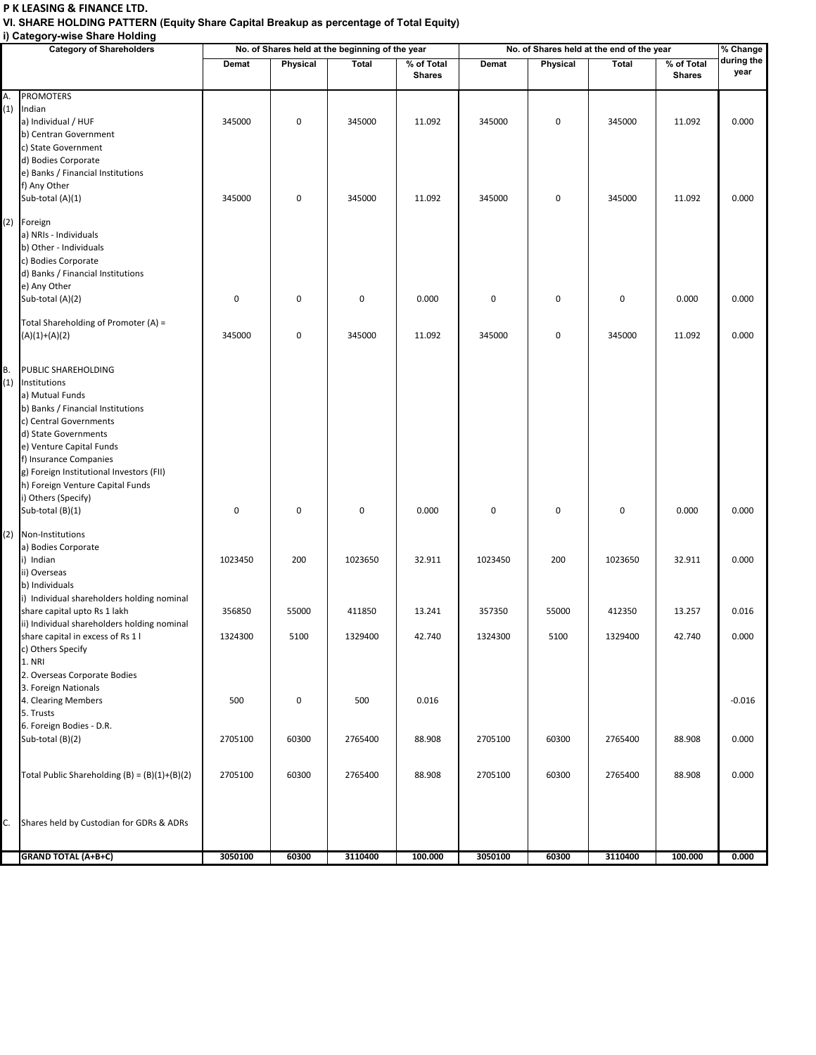**P K LEASING & FINANCE LTD.**

**VI. SHARE HOLDING PATTERN (Equity Share Capital Breakup as percentage of Total Equity)**

**i) Category-wise Share Holding**

| | Category of Shareholders | No. of Shares held at the beginning of the year | | | | No. of Shares held at the end of the year | | | | % Change during the year |
|---|---|---|---|---|---|---|---|---|---|---|
| | | Demat | Physical | Total | % of Total Shares | Demat | Physical | Total | % of Total Shares | |
| A. | PROMOTERS | | | | | | | | | |
| (1) | Indian | | | | | | | | | |
| | a) Individual / HUF | 345000 | 0 | 345000 | 11.092 | 345000 | 0 | 345000 | 11.092 | 0.000 |
| | b) Centran Government | | | | | | | | | |
| | c) State Government | | | | | | | | | |
| | d) Bodies Corporate | | | | | | | | | |
| | e) Banks / Financial Institutions | | | | | | | | | |
| | f) Any Other | | | | | | | | | |
| | Sub-total (A)(1) | 345000 | 0 | 345000 | 11.092 | 345000 | 0 | 345000 | 11.092 | 0.000 |
| (2) | Foreign | | | | | | | | | |
| | a) NRIs - Individuals | | | | | | | | | |
| | b) Other - Individuals | | | | | | | | | |
| | c) Bodies Corporate | | | | | | | | | |
| | d) Banks / Financial Institutions | | | | | | | | | |
| | e) Any Other | | | | | | | | | |
| | Sub-total (A)(2) | 0 | 0 | 0 | 0.000 | 0 | 0 | 0 | 0.000 | 0.000 |
| | Total Shareholding of Promoter (A) = (A)(1)+(A)(2) | 345000 | 0 | 345000 | 11.092 | 345000 | 0 | 345000 | 11.092 | 0.000 |
| B. | PUBLIC SHAREHOLDING | | | | | | | | | |
| (1) | Institutions | | | | | | | | | |
| | a) Mutual Funds | | | | | | | | | |
| | b) Banks / Financial Institutions | | | | | | | | | |
| | c) Central Governments | | | | | | | | | |
| | d) State Governments | | | | | | | | | |
| | e) Venture Capital Funds | | | | | | | | | |
| | f) Insurance Companies | | | | | | | | | |
| | g) Foreign Institutional Investors (FII) | | | | | | | | | |
| | h) Foreign Venture Capital Funds | | | | | | | | | |
| | i) Others (Specify) | | | | | | | | | |
| | Sub-total (B)(1) | 0 | 0 | 0 | 0.000 | 0 | 0 | 0 | 0.000 | 0.000 |
| (2) | Non-Institutions | | | | | | | | | |
| | a) Bodies Corporate | | | | | | | | | |
| | i) Indian | 1023450 | 200 | 1023650 | 32.911 | 1023450 | 200 | 1023650 | 32.911 | 0.000 |
| | ii) Overseas | | | | | | | | | |
| | b) Individuals | | | | | | | | | |
| | i) Individual shareholders holding nominal share capital upto Rs 1 lakh | 356850 | 55000 | 411850 | 13.241 | 357350 | 55000 | 412350 | 13.257 | 0.016 |
| | ii) Individual shareholders holding nominal share capital in excess of Rs 1 l | 1324300 | 5100 | 1329400 | 42.740 | 1324300 | 5100 | 1329400 | 42.740 | 0.000 |
| | c) Others Specify | | | | | | | | | |
| | 1. NRI | | | | | | | | | |
| | 2. Overseas Corporate Bodies | | | | | | | | | |
| | 3. Foreign Nationals | | | | | | | | | |
| | 4. Clearing Members | 500 | 0 | 500 | 0.016 | | | | | -0.016 |
| | 5. Trusts | | | | | | | | | |
| | 6. Foreign Bodies - D.R. | | | | | | | | | |
| | Sub-total (B)(2) | 2705100 | 60300 | 2765400 | 88.908 | 2705100 | 60300 | 2765400 | 88.908 | 0.000 |
| | Total Public Shareholding (B) = (B)(1)+(B)(2) | 2705100 | 60300 | 2765400 | 88.908 | 2705100 | 60300 | 2765400 | 88.908 | 0.000 |
| C. | Shares held by Custodian for GDRs & ADRs | | | | | | | | | |
| | **GRAND TOTAL (A+B+C)** | **3050100** | **60300** | **3110400** | **100.000** | **3050100** | **60300** | **3110400** | **100.000** | **0.000** |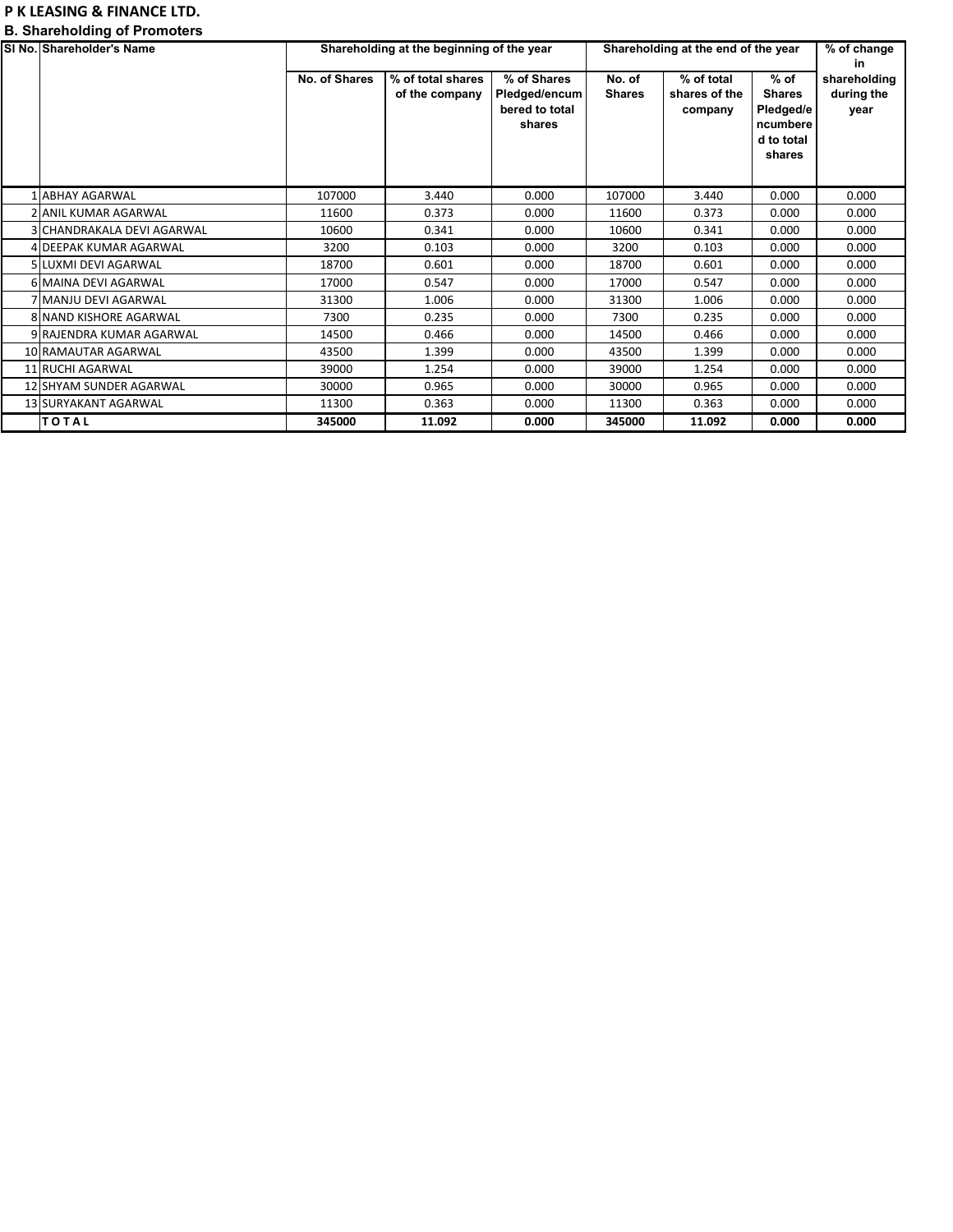**P K LEASING & FINANCE LTD.**

**B. Shareholding of Promoters**

| Sl No. | Shareholder's Name | Shareholding at the beginning of the year | | | Shareholding at the end of the year | | | % of change in shareholding during the year |
|---|---|---|---|---|---|---|---|---|
| | | No. of Shares | % of total shares of the company | % of Shares Pledged/encumbered to total shares | No. of Shares | % of total shares of the company | % of Shares Pledged/encumbered to total shares | |
| 1 | ABHAY AGARWAL | 107000 | 3.440 | 0.000 | 107000 | 3.440 | 0.000 | 0.000 |
| 2 | ANIL KUMAR AGARWAL | 11600 | 0.373 | 0.000 | 11600 | 0.373 | 0.000 | 0.000 |
| 3 | CHANDRAKALA DEVI AGARWAL | 10600 | 0.341 | 0.000 | 10600 | 0.341 | 0.000 | 0.000 |
| 4 | DEEPAK KUMAR AGARWAL | 3200 | 0.103 | 0.000 | 3200 | 0.103 | 0.000 | 0.000 |
| 5 | LUXMI DEVI AGARWAL | 18700 | 0.601 | 0.000 | 18700 | 0.601 | 0.000 | 0.000 |
| 6 | MAINA DEVI AGARWAL | 17000 | 0.547 | 0.000 | 17000 | 0.547 | 0.000 | 0.000 |
| 7 | MANJU DEVI AGARWAL | 31300 | 1.006 | 0.000 | 31300 | 1.006 | 0.000 | 0.000 |
| 8 | NAND KISHORE AGARWAL | 7300 | 0.235 | 0.000 | 7300 | 0.235 | 0.000 | 0.000 |
| 9 | RAJENDRA KUMAR AGARWAL | 14500 | 0.466 | 0.000 | 14500 | 0.466 | 0.000 | 0.000 |
| 10 | RAMAUTAR AGARWAL | 43500 | 1.399 | 0.000 | 43500 | 1.399 | 0.000 | 0.000 |
| 11 | RUCHI AGARWAL | 39000 | 1.254 | 0.000 | 39000 | 1.254 | 0.000 | 0.000 |
| 12 | SHYAM SUNDER AGARWAL | 30000 | 0.965 | 0.000 | 30000 | 0.965 | 0.000 | 0.000 |
| 13 | SURYAKANT AGARWAL | 11300 | 0.363 | 0.000 | 11300 | 0.363 | 0.000 | 0.000 |
| | **TOTAL** | **345000** | **11.092** | **0.000** | **345000** | **11.092** | **0.000** | **0.000** |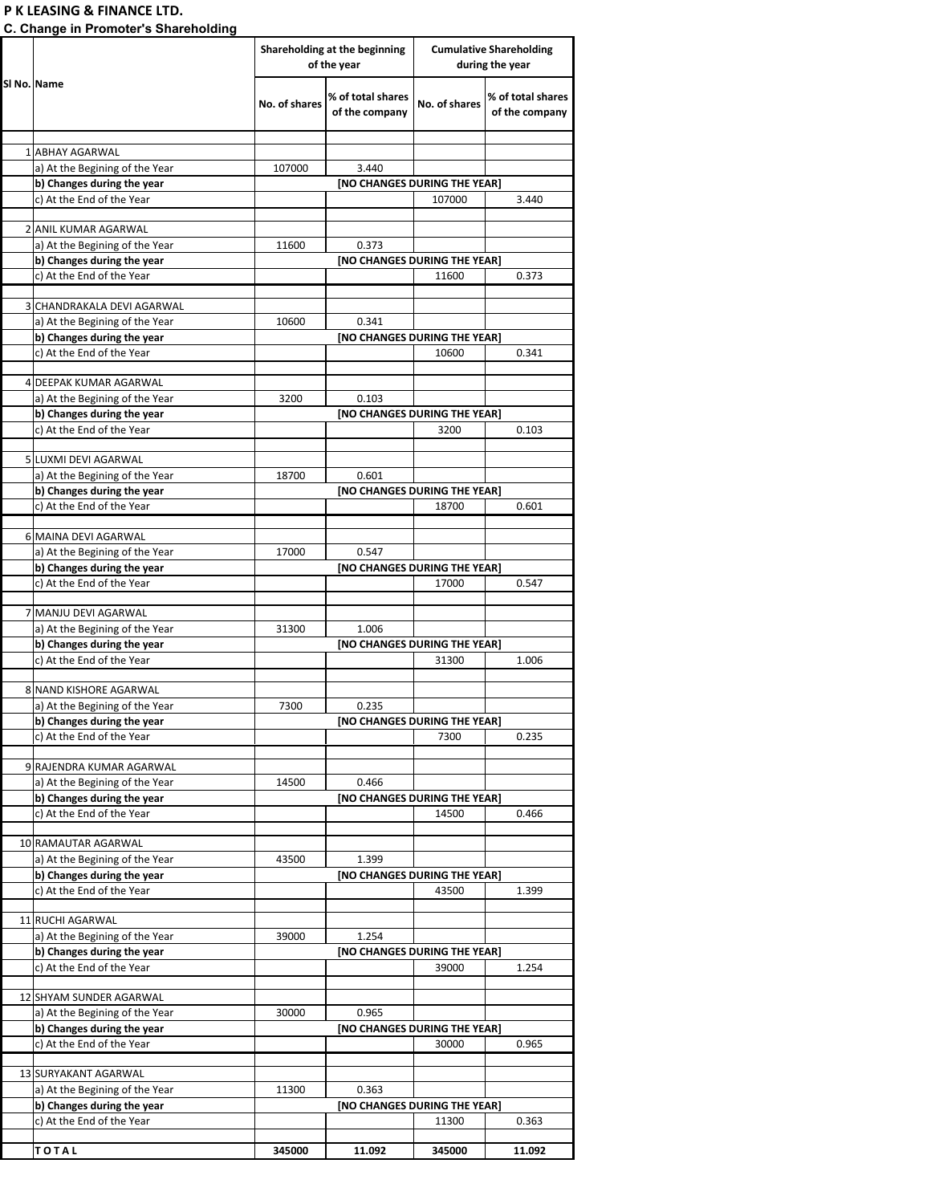**P K LEASING & FINANCE LTD.**

**C. Change in Promoter's Shareholding**

| Sl No. | Name | Shareholding at the beginning of the year | | Cumulative Shareholding during the year | |
|---|---|---|---|---|---|
| | | No. of shares | % of total shares of the company | No. of shares | % of total shares of the company |
| 1 | ABHAY AGARWAL | | | | |
| | a) At the Begining of the Year | 107000 | 3.440 | | |
| | **b) Changes during the year** | **[NO CHANGES DURING THE YEAR]** | | | |
| | c) At the End of the Year | | | 107000 | 3.440 |
| 2 | ANIL KUMAR AGARWAL | | | | |
| | a) At the Begining of the Year | 11600 | 0.373 | | |
| | **b) Changes during the year** | **[NO CHANGES DURING THE YEAR]** | | | |
| | c) At the End of the Year | | | 11600 | 0.373 |
| 3 | CHANDRAKALA DEVI AGARWAL | | | | |
| | a) At the Begining of the Year | 10600 | 0.341 | | |
| | **b) Changes during the year** | **[NO CHANGES DURING THE YEAR]** | | | |
| | c) At the End of the Year | | | 10600 | 0.341 |
| 4 | DEEPAK KUMAR AGARWAL | | | | |
| | a) At the Begining of the Year | 3200 | 0.103 | | |
| | **b) Changes during the year** | **[NO CHANGES DURING THE YEAR]** | | | |
| | c) At the End of the Year | | | 3200 | 0.103 |
| 5 | LUXMI DEVI AGARWAL | | | | |
| | a) At the Begining of the Year | 18700 | 0.601 | | |
| | **b) Changes during the year** | **[NO CHANGES DURING THE YEAR]** | | | |
| | c) At the End of the Year | | | 18700 | 0.601 |
| 6 | MAINA DEVI AGARWAL | | | | |
| | a) At the Begining of the Year | 17000 | 0.547 | | |
| | **b) Changes during the year** | **[NO CHANGES DURING THE YEAR]** | | | |
| | c) At the End of the Year | | | 17000 | 0.547 |
| 7 | MANJU DEVI AGARWAL | | | | |
| | a) At the Begining of the Year | 31300 | 1.006 | | |
| | **b) Changes during the year** | **[NO CHANGES DURING THE YEAR]** | | | |
| | c) At the End of the Year | | | 31300 | 1.006 |
| 8 | NAND KISHORE AGARWAL | | | | |
| | a) At the Begining of the Year | 7300 | 0.235 | | |
| | **b) Changes during the year** | **[NO CHANGES DURING THE YEAR]** | | | |
| | c) At the End of the Year | | | 7300 | 0.235 |
| 9 | RAJENDRA KUMAR AGARWAL | | | | |
| | a) At the Begining of the Year | 14500 | 0.466 | | |
| | **b) Changes during the year** | **[NO CHANGES DURING THE YEAR]** | | | |
| | c) At the End of the Year | | | 14500 | 0.466 |
| 10 | RAMAUTAR AGARWAL | | | | |
| | a) At the Begining of the Year | 43500 | 1.399 | | |
| | **b) Changes during the year** | **[NO CHANGES DURING THE YEAR]** | | | |
| | c) At the End of the Year | | | 43500 | 1.399 |
| 11 | RUCHI AGARWAL | | | | |
| | a) At the Begining of the Year | 39000 | 1.254 | | |
| | **b) Changes during the year** | **[NO CHANGES DURING THE YEAR]** | | | |
| | c) At the End of the Year | | | 39000 | 1.254 |
| 12 | SHYAM SUNDER AGARWAL | | | | |
| | a) At the Begining of the Year | 30000 | 0.965 | | |
| | **b) Changes during the year** | **[NO CHANGES DURING THE YEAR]** | | | |
| | c) At the End of the Year | | | 30000 | 0.965 |
| 13 | SURYAKANT AGARWAL | | | | |
| | a) At the Begining of the Year | 11300 | 0.363 | | |
| | **b) Changes during the year** | **[NO CHANGES DURING THE YEAR]** | | | |
| | c) At the End of the Year | | | 11300 | 0.363 |
| | **T O T A L** | **345000** | **11.092** | **345000** | **11.092** |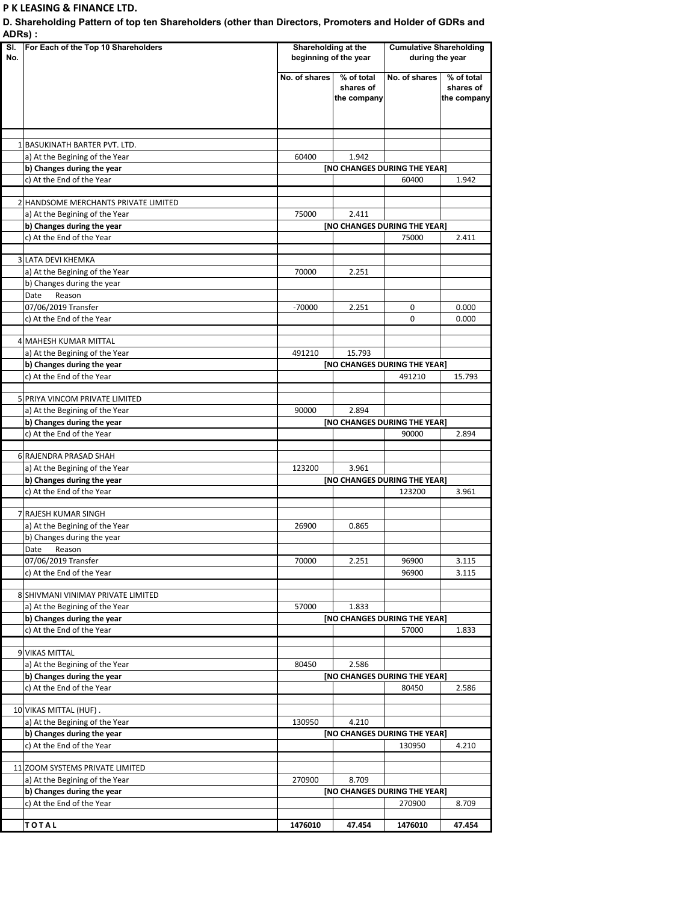**P K LEASING & FINANCE LTD.**

**D. Shareholding Pattern of top ten Shareholders (other than Directors, Promoters and Holder of GDRs and ADRs) :**

| Sl. No. | For Each of the Top 10 Shareholders | Shareholding at the beginning of the year | | Cumulative Shareholding during the year | |
|---|---|---|---|---|---|
| | | No. of shares | % of total shares of the company | No. of shares | % of total shares of the company |
| 1 | BASUKINATH BARTER PVT. LTD. | | | | |
| | a) At the Begining of the Year | 60400 | 1.942 | | |
| | **b) Changes during the year** | **[NO CHANGES DURING THE YEAR]** | | | |
| | c) At the End of the Year | | | 60400 | 1.942 |
| 2 | HANDSOME MERCHANTS PRIVATE LIMITED | | | | |
| | a) At the Begining of the Year | 75000 | 2.411 | | |
| | **b) Changes during the year** | **[NO CHANGES DURING THE YEAR]** | | | |
| | c) At the End of the Year | | | 75000 | 2.411 |
| 3 | LATA DEVI KHEMKA | | | | |
| | a) At the Begining of the Year | 70000 | 2.251 | | |
| | b) Changes during the year | | | | |
| | Date Reason | | | | |
| | 07/06/2019 Transfer | -70000 | 2.251 | 0 | 0.000 |
| | c) At the End of the Year | | | 0 | 0.000 |
| 4 | MAHESH KUMAR MITTAL | | | | |
| | a) At the Begining of the Year | 491210 | 15.793 | | |
| | **b) Changes during the year** | **[NO CHANGES DURING THE YEAR]** | | | |
| | c) At the End of the Year | | | 491210 | 15.793 |
| 5 | PRIYA VINCOM PRIVATE LIMITED | | | | |
| | a) At the Begining of the Year | 90000 | 2.894 | | |
| | **b) Changes during the year** | **[NO CHANGES DURING THE YEAR]** | | | |
| | c) At the End of the Year | | | 90000 | 2.894 |
| 6 | RAJENDRA PRASAD SHAH | | | | |
| | a) At the Begining of the Year | 123200 | 3.961 | | |
| | **b) Changes during the year** | **[NO CHANGES DURING THE YEAR]** | | | |
| | c) At the End of the Year | | | 123200 | 3.961 |
| 7 | RAJESH KUMAR SINGH | | | | |
| | a) At the Begining of the Year | 26900 | 0.865 | | |
| | b) Changes during the year | | | | |
| | Date Reason | | | | |
| | 07/06/2019 Transfer | 70000 | 2.251 | 96900 | 3.115 |
| | c) At the End of the Year | | | 96900 | 3.115 |
| 8 | SHIVMANI VINIMAY PRIVATE LIMITED | | | | |
| | a) At the Begining of the Year | 57000 | 1.833 | | |
| | **b) Changes during the year** | **[NO CHANGES DURING THE YEAR]** | | | |
| | c) At the End of the Year | | | 57000 | 1.833 |
| 9 | VIKAS MITTAL | | | | |
| | a) At the Begining of the Year | 80450 | 2.586 | | |
| | **b) Changes during the year** | **[NO CHANGES DURING THE YEAR]** | | | |
| | c) At the End of the Year | | | 80450 | 2.586 |
| 10 | VIKAS MITTAL (HUF) . | | | | |
| | a) At the Begining of the Year | 130950 | 4.210 | | |
| | **b) Changes during the year** | **[NO CHANGES DURING THE YEAR]** | | | |
| | c) At the End of the Year | | | 130950 | 4.210 |
| 11 | ZOOM SYSTEMS PRIVATE LIMITED | | | | |
| | a) At the Begining of the Year | 270900 | 8.709 | | |
| | **b) Changes during the year** | **[NO CHANGES DURING THE YEAR]** | | | |
| | c) At the End of the Year | | | 270900 | 8.709 |
| | **T O T A L** | **1476010** | **47.454** | **1476010** | **47.454** |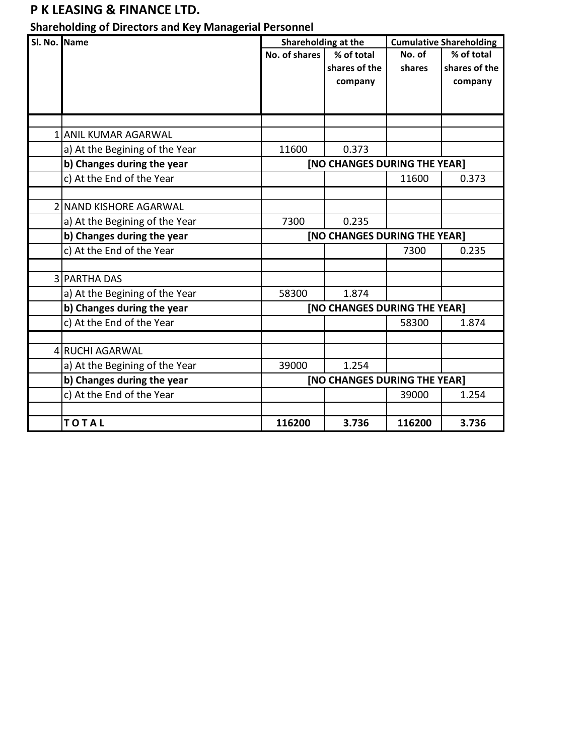# P K LEASING & FINANCE LTD.

## Shareholding of Directors and Key Managerial Personnel

| Sl. No. | Name | Shareholding at the | | Cumulative Shareholding | |
|---|---|---|---|---|---|
| | | No. of shares | % of total shares of the company | No. of shares | % of total shares of the company |
| 1 | ANIL KUMAR AGARWAL | | | | |
| | a) At the Begining of the Year | 11600 | 0.373 | | |
| | **b) Changes during the year** | **[NO CHANGES DURING THE YEAR]** | | | |
| | c) At the End of the Year | | | 11600 | 0.373 |
| 2 | NAND KISHORE AGARWAL | | | | |
| | a) At the Begining of the Year | 7300 | 0.235 | | |
| | **b) Changes during the year** | **[NO CHANGES DURING THE YEAR]** | | | |
| | c) At the End of the Year | | | 7300 | 0.235 |
| 3 | PARTHA DAS | | | | |
| | a) At the Begining of the Year | 58300 | 1.874 | | |
| | **b) Changes during the year** | **[NO CHANGES DURING THE YEAR]** | | | |
| | c) At the End of the Year | | | 58300 | 1.874 |
| 4 | RUCHI AGARWAL | | | | |
| | a) At the Begining of the Year | 39000 | 1.254 | | |
| | **b) Changes during the year** | **[NO CHANGES DURING THE YEAR]** | | | |
| | c) At the End of the Year | | | 39000 | 1.254 |
| | **T O T A L** | **116200** | **3.736** | **116200** | **3.736** |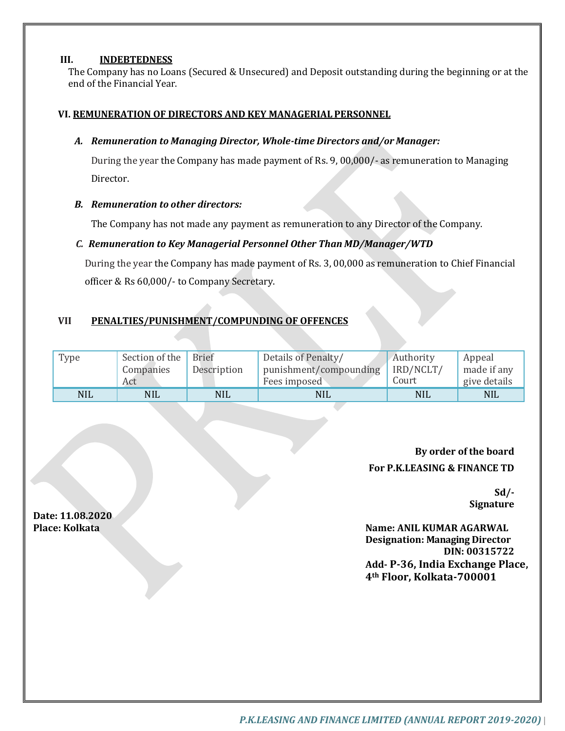### III. INDEBTEDNESS

The Company has no Loans (Secured & Unsecured) and Deposit outstanding during the beginning or at the end of the Financial Year.

### VI. REMUNERATION OF DIRECTORS AND KEY MANAGERIAL PERSONNEL

***A. Remuneration to Managing Director, Whole-time Directors and/or Manager:***

During the year the Company has made payment of Rs. 9, 00,000/- as remuneration to Managing Director.

***B. Remuneration to other directors:***

The Company has not made any payment as remuneration to any Director of the Company.

***C. Remuneration to Key Managerial Personnel Other Than MD/Manager/WTD***

During the year the Company has made payment of Rs. 3, 00,000 as remuneration to Chief Financial officer & Rs 60,000/- to Company Secretary.

### VII PENALTIES/PUNISHMENT/COMPUNDING OF OFFENCES

| Type | Section of the Companies Act | Brief Description | Details of Penalty/ punishment/compounding Fees imposed | Authority IRD/NCLT/ Court | Appeal made if any give details |
|---|---|---|---|---|---|
| NIL | NIL | NIL | NIL | NIL | NIL |

**By order of the board**
**For P.K.LEASING & FINANCE TD**

**Sd/-**
**Signature**

**Date: 11.08.2020**
**Place: Kolkata**

**Name: ANIL KUMAR AGARWAL**
**Designation: Managing Director**
**DIN: 00315722**
**Add- P-36, India Exchange Place, 4th Floor, Kolkata-700001**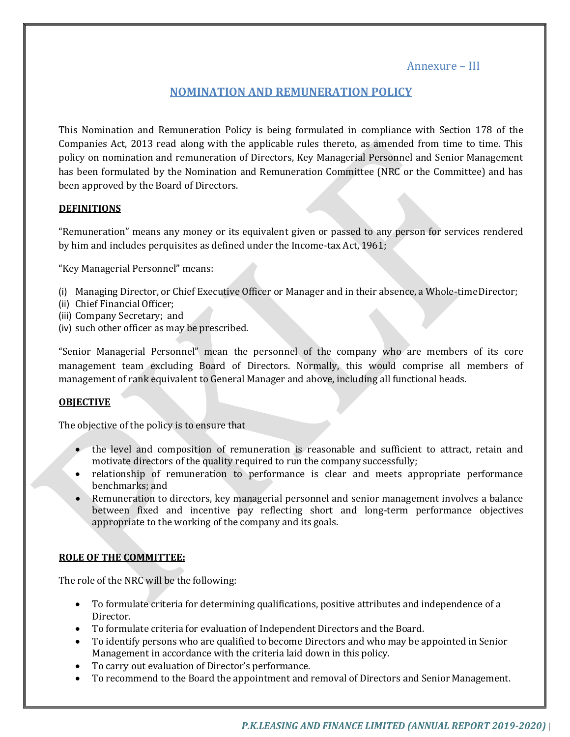Annexure – III

# NOMINATION AND REMUNERATION POLICY

This Nomination and Remuneration Policy is being formulated in compliance with Section 178 of the Companies Act, 2013 read along with the applicable rules thereto, as amended from time to time. This policy on nomination and remuneration of Directors, Key Managerial Personnel and Senior Management has been formulated by the Nomination and Remuneration Committee (NRC or the Committee) and has been approved by the Board of Directors.

## DEFINITIONS

"Remuneration" means any money or its equivalent given or passed to any person for services rendered by him and includes perquisites as defined under the Income-tax Act, 1961;

"Key Managerial Personnel" means:

(i) Managing Director, or Chief Executive Officer or Manager and in their absence, a Whole-time Director;
(ii) Chief Financial Officer;
(iii) Company Secretary; and
(iv) such other officer as may be prescribed.

"Senior Managerial Personnel" mean the personnel of the company who are members of its core management team excluding Board of Directors. Normally, this would comprise all members of management of rank equivalent to General Manager and above, including all functional heads.

## OBJECTIVE

The objective of the policy is to ensure that

- the level and composition of remuneration is reasonable and sufficient to attract, retain and motivate directors of the quality required to run the company successfully;
- relationship of remuneration to performance is clear and meets appropriate performance benchmarks; and
- Remuneration to directors, key managerial personnel and senior management involves a balance between fixed and incentive pay reflecting short and long-term performance objectives appropriate to the working of the company and its goals.

## ROLE OF THE COMMITTEE:

The role of the NRC will be the following:

- To formulate criteria for determining qualifications, positive attributes and independence of a Director.
- To formulate criteria for evaluation of Independent Directors and the Board.
- To identify persons who are qualified to become Directors and who may be appointed in Senior Management in accordance with the criteria laid down in this policy.
- To carry out evaluation of Director's performance.
- To recommend to the Board the appointment and removal of Directors and Senior Management.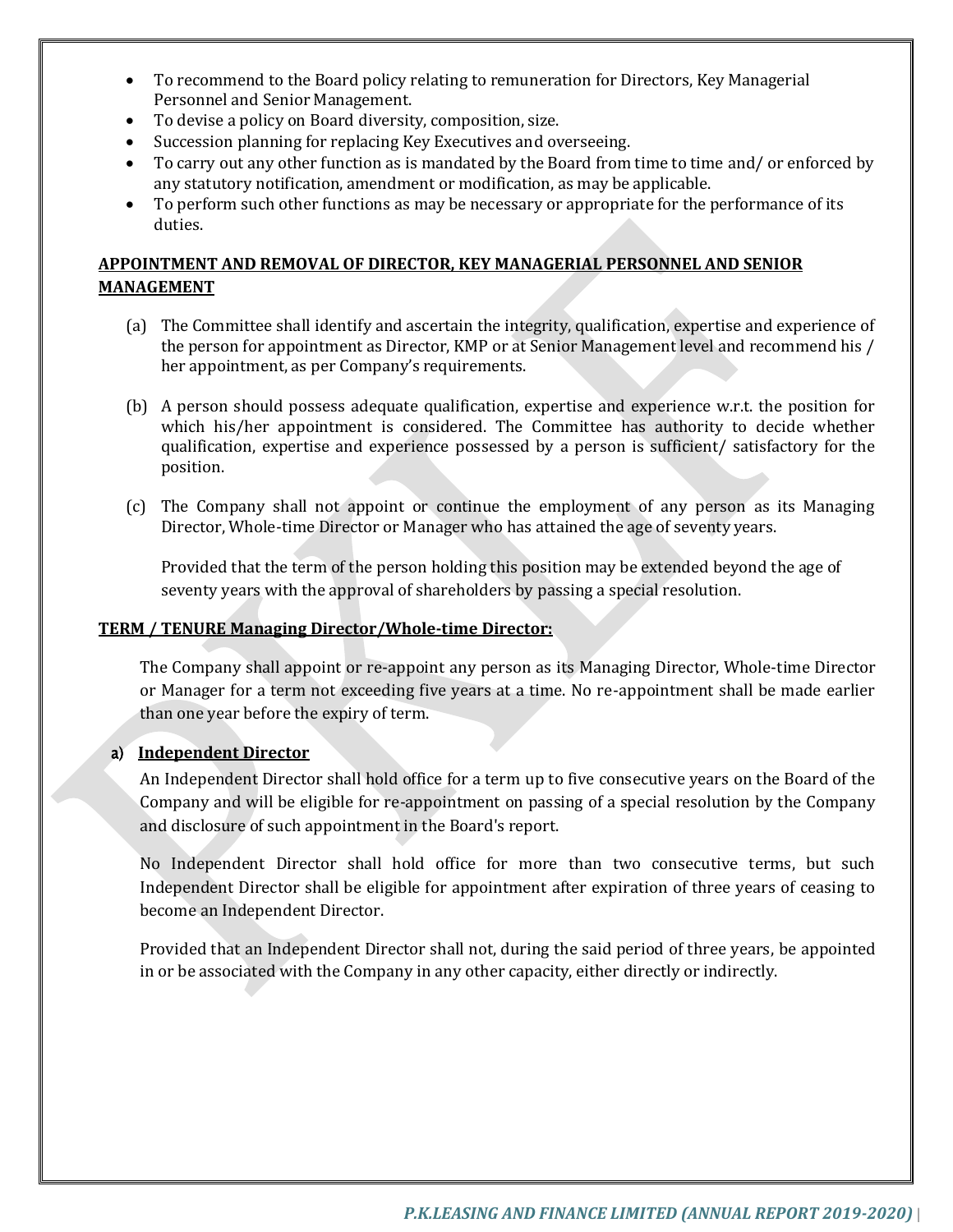- To recommend to the Board policy relating to remuneration for Directors, Key Managerial Personnel and Senior Management.
- To devise a policy on Board diversity, composition, size.
- Succession planning for replacing Key Executives and overseeing.
- To carry out any other function as is mandated by the Board from time to time and/ or enforced by any statutory notification, amendment or modification, as may be applicable.
- To perform such other functions as may be necessary or appropriate for the performance of its duties.

**APPOINTMENT AND REMOVAL OF DIRECTOR, KEY MANAGERIAL PERSONNEL AND SENIOR MANAGEMENT**

(a) The Committee shall identify and ascertain the integrity, qualification, expertise and experience of the person for appointment as Director, KMP or at Senior Management level and recommend his / her appointment, as per Company's requirements.

(b) A person should possess adequate qualification, expertise and experience w.r.t. the position for which his/her appointment is considered. The Committee has authority to decide whether qualification, expertise and experience possessed by a person is sufficient/ satisfactory for the position.

(c) The Company shall not appoint or continue the employment of any person as its Managing Director, Whole-time Director or Manager who has attained the age of seventy years.

Provided that the term of the person holding this position may be extended beyond the age of seventy years with the approval of shareholders by passing a special resolution.

**TERM / TENURE Managing Director/Whole-time Director:**

The Company shall appoint or re-appoint any person as its Managing Director, Whole-time Director or Manager for a term not exceeding five years at a time. No re-appointment shall be made earlier than one year before the expiry of term.

a) **Independent Director**

An Independent Director shall hold office for a term up to five consecutive years on the Board of the Company and will be eligible for re-appointment on passing of a special resolution by the Company and disclosure of such appointment in the Board's report.

No Independent Director shall hold office for more than two consecutive terms, but such Independent Director shall be eligible for appointment after expiration of three years of ceasing to become an Independent Director.

Provided that an Independent Director shall not, during the said period of three years, be appointed in or be associated with the Company in any other capacity, either directly or indirectly.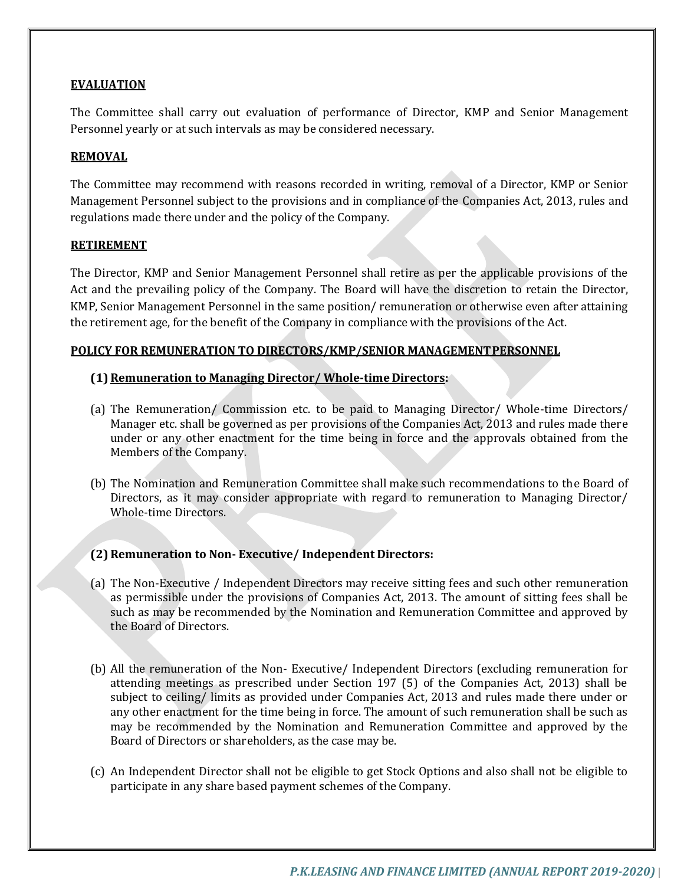**EVALUATION**

The Committee shall carry out evaluation of performance of Director, KMP and Senior Management Personnel yearly or at such intervals as may be considered necessary.

**REMOVAL**

The Committee may recommend with reasons recorded in writing, removal of a Director, KMP or Senior Management Personnel subject to the provisions and in compliance of the Companies Act, 2013, rules and regulations made there under and the policy of the Company.

**RETIREMENT**

The Director, KMP and Senior Management Personnel shall retire as per the applicable provisions of the Act and the prevailing policy of the Company. The Board will have the discretion to retain the Director, KMP, Senior Management Personnel in the same position/ remuneration or otherwise even after attaining the retirement age, for the benefit of the Company in compliance with the provisions of the Act.

**POLICY FOR REMUNERATION TO DIRECTORS/KMP/SENIOR MANAGEMENT PERSONNEL**

**(1) Remuneration to Managing Director/ Whole-time Directors:**

(a) The Remuneration/ Commission etc. to be paid to Managing Director/ Whole-time Directors/ Manager etc. shall be governed as per provisions of the Companies Act, 2013 and rules made there under or any other enactment for the time being in force and the approvals obtained from the Members of the Company.

(b) The Nomination and Remuneration Committee shall make such recommendations to the Board of Directors, as it may consider appropriate with regard to remuneration to Managing Director/ Whole-time Directors.

**(2) Remuneration to Non- Executive/ Independent Directors:**

(a) The Non-Executive / Independent Directors may receive sitting fees and such other remuneration as permissible under the provisions of Companies Act, 2013. The amount of sitting fees shall be such as may be recommended by the Nomination and Remuneration Committee and approved by the Board of Directors.

(b) All the remuneration of the Non- Executive/ Independent Directors (excluding remuneration for attending meetings as prescribed under Section 197 (5) of the Companies Act, 2013) shall be subject to ceiling/ limits as provided under Companies Act, 2013 and rules made there under or any other enactment for the time being in force. The amount of such remuneration shall be such as may be recommended by the Nomination and Remuneration Committee and approved by the Board of Directors or shareholders, as the case may be.

(c) An Independent Director shall not be eligible to get Stock Options and also shall not be eligible to participate in any share based payment schemes of the Company.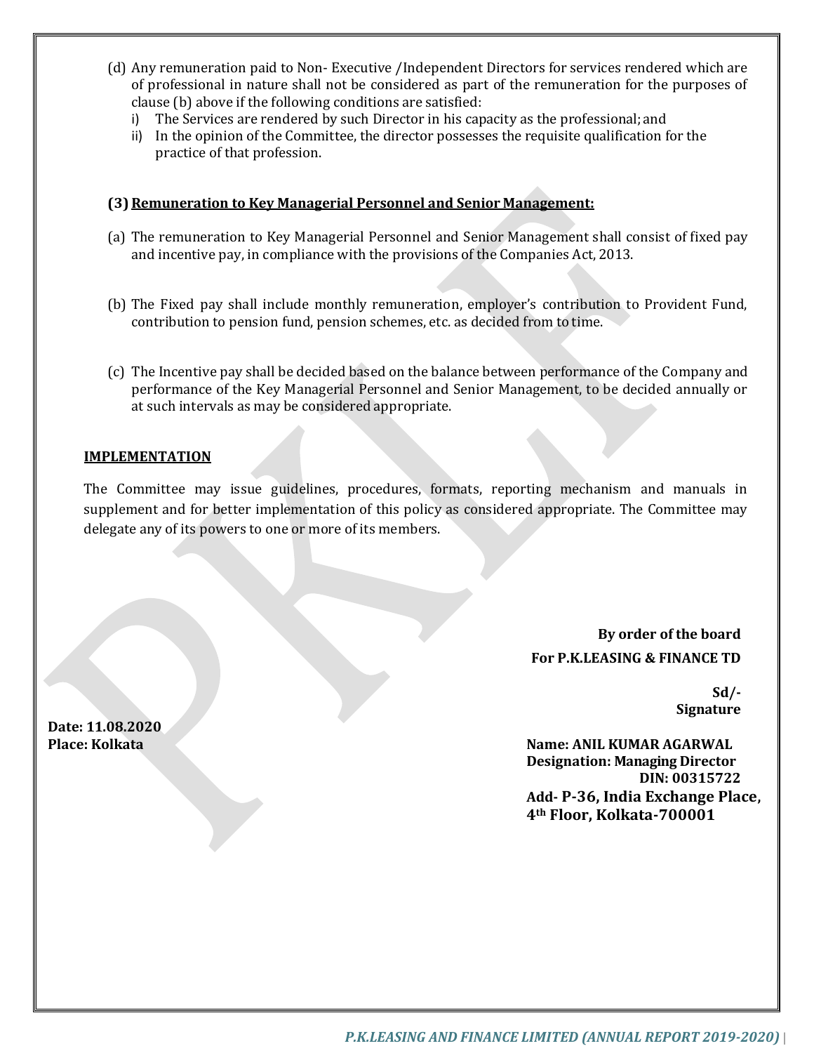(d) Any remuneration paid to Non- Executive /Independent Directors for services rendered which are of professional in nature shall not be considered as part of the remuneration for the purposes of clause (b) above if the following conditions are satisfied:

   i) The Services are rendered by such Director in his capacity as the professional; and
   ii) In the opinion of the Committee, the director possesses the requisite qualification for the practice of that profession.

### (3) Remuneration to Key Managerial Personnel and Senior Management:

(a) The remuneration to Key Managerial Personnel and Senior Management shall consist of fixed pay and incentive pay, in compliance with the provisions of the Companies Act, 2013.

(b) The Fixed pay shall include monthly remuneration, employer's contribution to Provident Fund, contribution to pension fund, pension schemes, etc. as decided from to time.

(c) The Incentive pay shall be decided based on the balance between performance of the Company and performance of the Key Managerial Personnel and Senior Management, to be decided annually or at such intervals as may be considered appropriate.

## IMPLEMENTATION

The Committee may issue guidelines, procedures, formats, reporting mechanism and manuals in supplement and for better implementation of this policy as considered appropriate. The Committee may delegate any of its powers to one or more of its members.

**By order of the board**

**For P.K.LEASING & FINANCE TD**

**Sd/-**

**Signature**

**Date: 11.08.2020**

**Place: Kolkata**

**Name: ANIL KUMAR AGARWAL**

**Designation: Managing Director**

**DIN: 00315722**

**Add- P-36, India Exchange Place, 4th Floor, Kolkata-700001**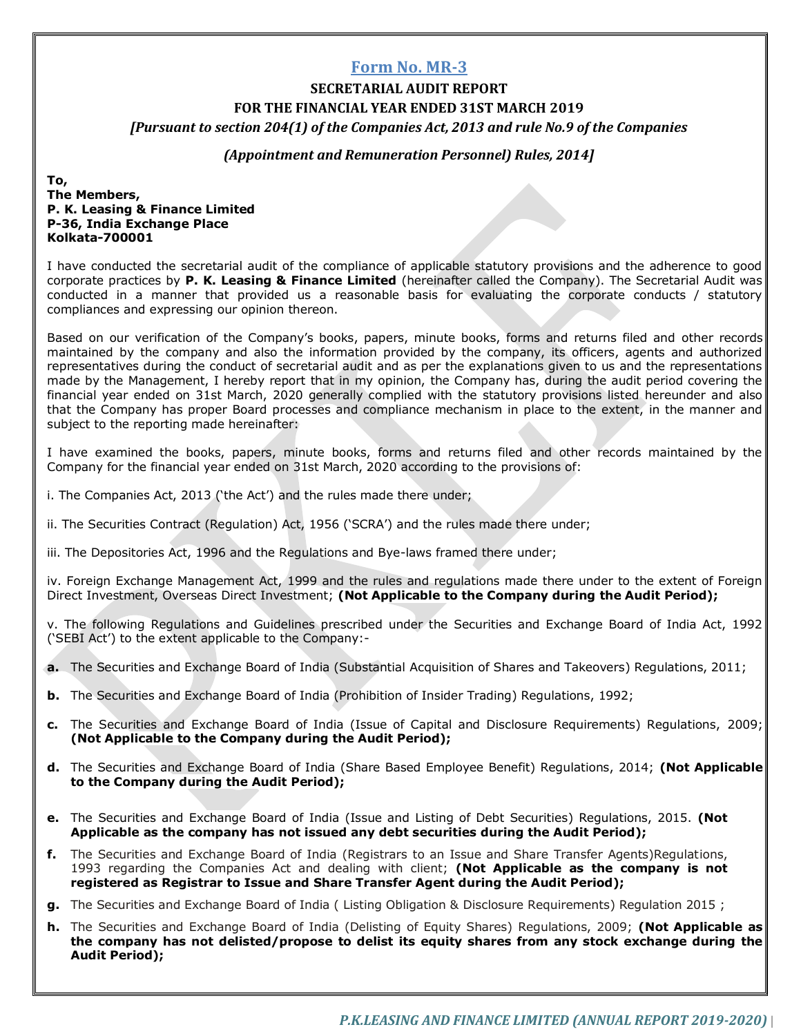## Form No. MR-3

### SECRETARIAL AUDIT REPORT

### FOR THE FINANCIAL YEAR ENDED 31ST MARCH 2019

***[Pursuant to section 204(1) of the Companies Act, 2013 and rule No.9 of the Companies***

***(Appointment and Remuneration Personnel) Rules, 2014]***

**To,**
**The Members,**
**P. K. Leasing & Finance Limited**
**P-36, India Exchange Place**
**Kolkata-700001**

I have conducted the secretarial audit of the compliance of applicable statutory provisions and the adherence to good corporate practices by **P. K. Leasing & Finance Limited** (hereinafter called the Company). The Secretarial Audit was conducted in a manner that provided us a reasonable basis for evaluating the corporate conducts / statutory compliances and expressing our opinion thereon.

Based on our verification of the Company's books, papers, minute books, forms and returns filed and other records maintained by the company and also the information provided by the company, its officers, agents and authorized representatives during the conduct of secretarial audit and as per the explanations given to us and the representations made by the Management, I hereby report that in my opinion, the Company has, during the audit period covering the financial year ended on 31st March, 2020 generally complied with the statutory provisions listed hereunder and also that the Company has proper Board processes and compliance mechanism in place to the extent, in the manner and subject to the reporting made hereinafter:

I have examined the books, papers, minute books, forms and returns filed and other records maintained by the Company for the financial year ended on 31st March, 2020 according to the provisions of:

i. The Companies Act, 2013 ('the Act') and the rules made there under;

ii. The Securities Contract (Regulation) Act, 1956 ('SCRA') and the rules made there under;

iii. The Depositories Act, 1996 and the Regulations and Bye-laws framed there under;

iv. Foreign Exchange Management Act, 1999 and the rules and regulations made there under to the extent of Foreign Direct Investment, Overseas Direct Investment; **(Not Applicable to the Company during the Audit Period);**

v. The following Regulations and Guidelines prescribed under the Securities and Exchange Board of India Act, 1992 ('SEBI Act') to the extent applicable to the Company:-

**a.** The Securities and Exchange Board of India (Substantial Acquisition of Shares and Takeovers) Regulations, 2011;

**b.** The Securities and Exchange Board of India (Prohibition of Insider Trading) Regulations, 1992;

**c.** The Securities and Exchange Board of India (Issue of Capital and Disclosure Requirements) Regulations, 2009; **(Not Applicable to the Company during the Audit Period);**

**d.** The Securities and Exchange Board of India (Share Based Employee Benefit) Regulations, 2014; **(Not Applicable to the Company during the Audit Period);**

**e.** The Securities and Exchange Board of India (Issue and Listing of Debt Securities) Regulations, 2015. **(Not Applicable as the company has not issued any debt securities during the Audit Period);**

**f.** The Securities and Exchange Board of India (Registrars to an Issue and Share Transfer Agents)Regulations, 1993 regarding the Companies Act and dealing with client; **(Not Applicable as the company is not registered as Registrar to Issue and Share Transfer Agent during the Audit Period);**

**g.** The Securities and Exchange Board of India ( Listing Obligation & Disclosure Requirements) Regulation 2015 ;

**h.** The Securities and Exchange Board of India (Delisting of Equity Shares) Regulations, 2009; **(Not Applicable as the company has not delisted/propose to delist its equity shares from any stock exchange during the Audit Period);**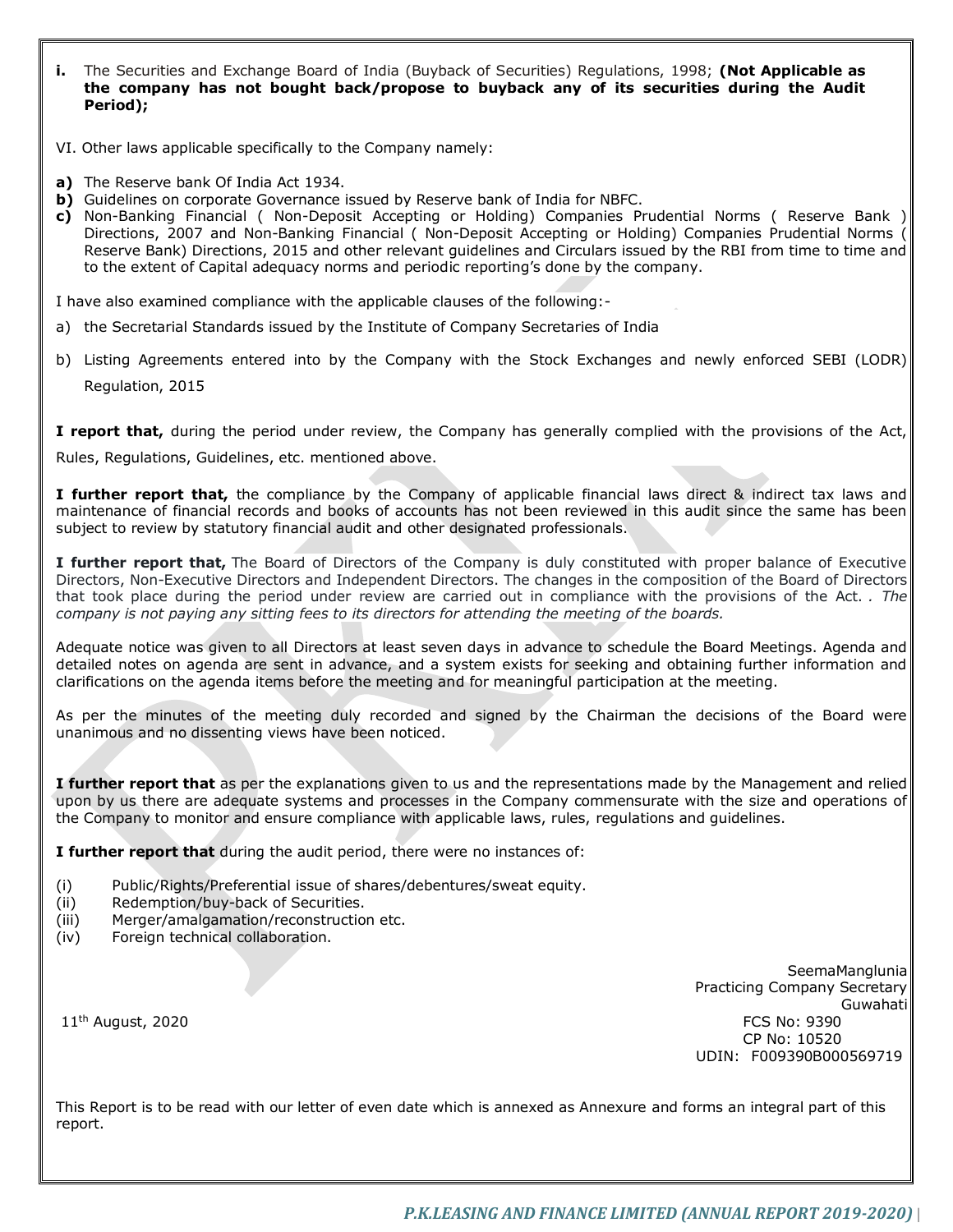**i.** The Securities and Exchange Board of India (Buyback of Securities) Regulations, 1998; **(Not Applicable as the company has not bought back/propose to buyback any of its securities during the Audit Period);**

VI. Other laws applicable specifically to the Company namely:

**a)** The Reserve bank Of India Act 1934.
**b)** Guidelines on corporate Governance issued by Reserve bank of India for NBFC.
**c)** Non-Banking Financial ( Non-Deposit Accepting or Holding) Companies Prudential Norms ( Reserve Bank ) Directions, 2007 and Non-Banking Financial ( Non-Deposit Accepting or Holding) Companies Prudential Norms ( Reserve Bank) Directions, 2015 and other relevant guidelines and Circulars issued by the RBI from time to time and to the extent of Capital adequacy norms and periodic reporting's done by the company.

I have also examined compliance with the applicable clauses of the following:-

a) the Secretarial Standards issued by the Institute of Company Secretaries of India

b) Listing Agreements entered into by the Company with the Stock Exchanges and newly enforced SEBI (LODR) Regulation, 2015

**I report that,** during the period under review, the Company has generally complied with the provisions of the Act, Rules, Regulations, Guidelines, etc. mentioned above.

**I further report that,** the compliance by the Company of applicable financial laws direct & indirect tax laws and maintenance of financial records and books of accounts has not been reviewed in this audit since the same has been subject to review by statutory financial audit and other designated professionals.

**I further report that,** The Board of Directors of the Company is duly constituted with proper balance of Executive Directors, Non-Executive Directors and Independent Directors. The changes in the composition of the Board of Directors that took place during the period under review are carried out in compliance with the provisions of the Act. *. The company is not paying any sitting fees to its directors for attending the meeting of the boards.*

Adequate notice was given to all Directors at least seven days in advance to schedule the Board Meetings. Agenda and detailed notes on agenda are sent in advance, and a system exists for seeking and obtaining further information and clarifications on the agenda items before the meeting and for meaningful participation at the meeting.

As per the minutes of the meeting duly recorded and signed by the Chairman the decisions of the Board were unanimous and no dissenting views have been noticed.

**I further report that** as per the explanations given to us and the representations made by the Management and relied upon by us there are adequate systems and processes in the Company commensurate with the size and operations of the Company to monitor and ensure compliance with applicable laws, rules, regulations and guidelines.

**I further report that** during the audit period, there were no instances of:

(i) Public/Rights/Preferential issue of shares/debentures/sweat equity.
(ii) Redemption/buy-back of Securities.
(iii) Merger/amalgamation/reconstruction etc.
(iv) Foreign technical collaboration.

SeemaManglunia
Practicing Company Secretary
Guwahati
FCS No: 9390
CP No: 10520
UDIN: F009390B000569719

11th August, 2020

This Report is to be read with our letter of even date which is annexed as Annexure and forms an integral part of this report.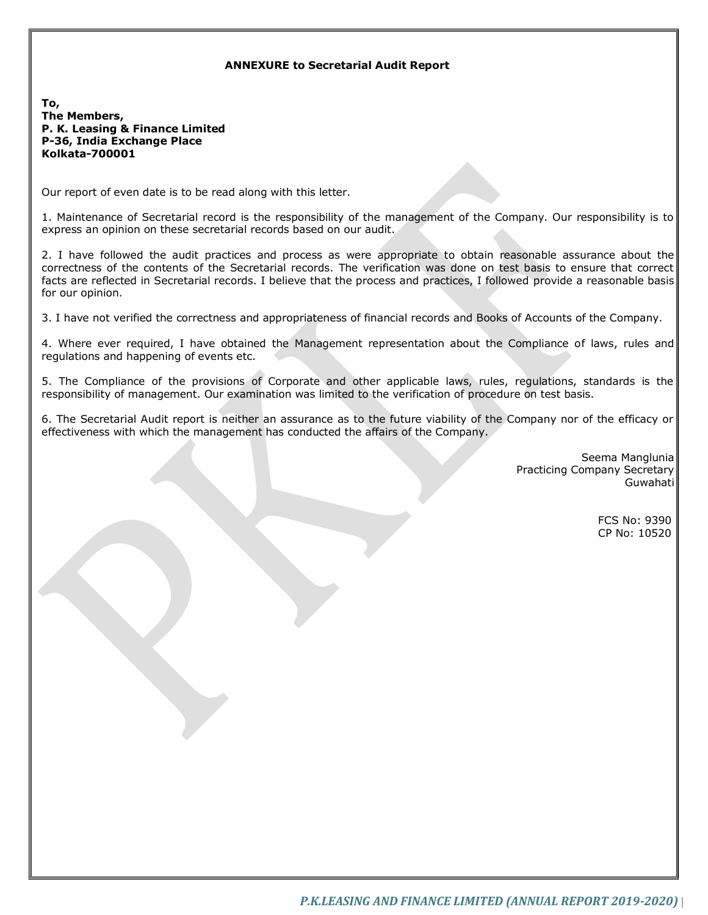**ANNEXURE to Secretarial Audit Report**

**To,**
**The Members,**
**P. K. Leasing & Finance Limited**
**P-36, India Exchange Place**
**Kolkata-700001**

Our report of even date is to be read along with this letter.

1. Maintenance of Secretarial record is the responsibility of the management of the Company. Our responsibility is to express an opinion on these secretarial records based on our audit.

2. I have followed the audit practices and process as were appropriate to obtain reasonable assurance about the correctness of the contents of the Secretarial records. The verification was done on test basis to ensure that correct facts are reflected in Secretarial records. I believe that the process and practices, I followed provide a reasonable basis for our opinion.

3. I have not verified the correctness and appropriateness of financial records and Books of Accounts of the Company.

4. Where ever required, I have obtained the Management representation about the Compliance of laws, rules and regulations and happening of events etc.

5. The Compliance of the provisions of Corporate and other applicable laws, rules, regulations, standards is the responsibility of management. Our examination was limited to the verification of procedure on test basis.

6. The Secretarial Audit report is neither an assurance as to the future viability of the Company nor of the efficacy or effectiveness with which the management has conducted the affairs of the Company.

Seema Manglunia
Practicing Company Secretary
Guwahati

FCS No: 9390
CP No: 10520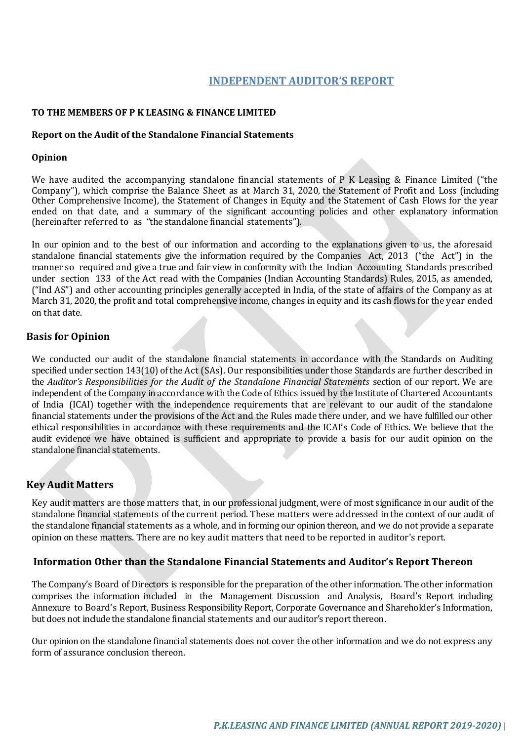# INDEPENDENT AUDITOR'S REPORT

**TO THE MEMBERS OF P K LEASING & FINANCE LIMITED**

**Report on the Audit of the Standalone Financial Statements**

**Opinion**

We have audited the accompanying standalone financial statements of P K Leasing & Finance Limited ("the Company"), which comprise the Balance Sheet as at March 31, 2020, the Statement of Profit and Loss (including Other Comprehensive Income), the Statement of Changes in Equity and the Statement of Cash Flows for the year ended on that date, and a summary of the significant accounting policies and other explanatory information (hereinafter referred to as "the standalone financial statements").

In our opinion and to the best of our information and according to the explanations given to us, the aforesaid standalone financial statements give the information required by the Companies Act, 2013 ("the Act") in the manner so required and give a true and fair view in conformity with the Indian Accounting Standards prescribed under section 133 of the Act read with the Companies (Indian Accounting Standards) Rules, 2015, as amended, ("Ind AS") and other accounting principles generally accepted in India, of the state of affairs of the Company as at March 31, 2020, the profit and total comprehensive income, changes in equity and its cash flows for the year ended on that date.

## Basis for Opinion

We conducted our audit of the standalone financial statements in accordance with the Standards on Auditing specified under section 143(10) of the Act (SAs). Our responsibilities under those Standards are further described in the *Auditor's Responsibilities for the Audit of the Standalone Financial Statements* section of our report. We are independent of the Company in accordance with the Code of Ethics issued by the Institute of Chartered Accountants of India (ICAI) together with the independence requirements that are relevant to our audit of the standalone financial statements under the provisions of the Act and the Rules made there under, and we have fulfilled our other ethical responsibilities in accordance with these requirements and the ICAI's Code of Ethics. We believe that the audit evidence we have obtained is sufficient and appropriate to provide a basis for our audit opinion on the standalone financial statements.

## Key Audit Matters

Key audit matters are those matters that, in our professional judgment, were of most significance in our audit of the standalone financial statements of the current period. These matters were addressed in the context of our audit of the standalone financial statements as a whole, and in forming our opinion thereon, and we do not provide a separate opinion on these matters. There are no key audit matters that need to be reported in auditor's report.

## Information Other than the Standalone Financial Statements and Auditor's Report Thereon

The Company's Board of Directors is responsible for the preparation of the other information. The other information comprises the information included in the Management Discussion and Analysis, Board's Report including Annexure to Board's Report, Business Responsibility Report, Corporate Governance and Shareholder's Information, but does not include the standalone financial statements and our auditor's report thereon.

Our opinion on the standalone financial statements does not cover the other information and we do not express any form of assurance conclusion thereon.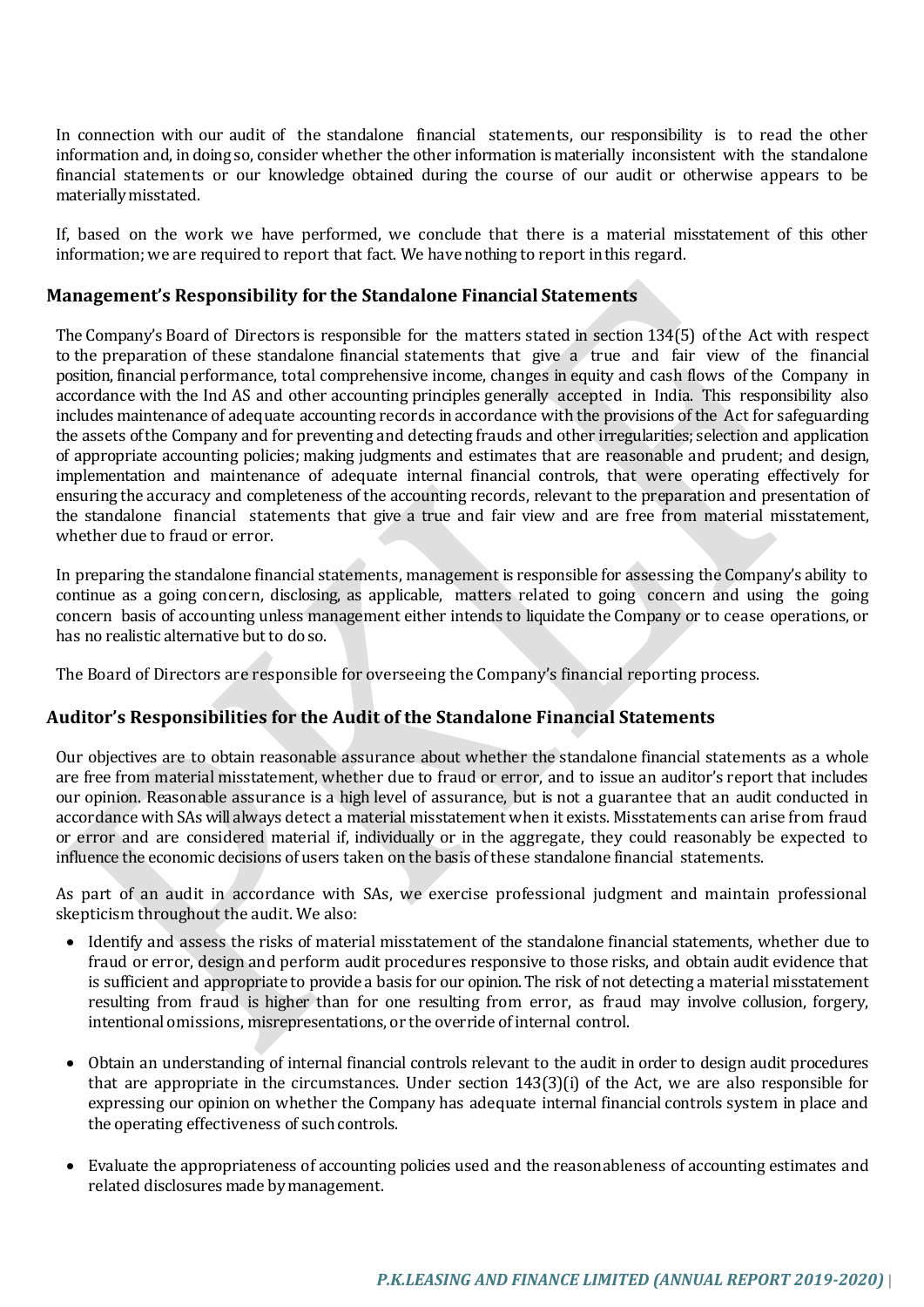In connection with our audit of the standalone financial statements, our responsibility is to read the other information and, in doing so, consider whether the other information is materially inconsistent with the standalone financial statements or our knowledge obtained during the course of our audit or otherwise appears to be materially misstated.

If, based on the work we have performed, we conclude that there is a material misstatement of this other information; we are required to report that fact. We have nothing to report in this regard.

## Management's Responsibility for the Standalone Financial Statements

The Company's Board of Directors is responsible for the matters stated in section 134(5) of the Act with respect to the preparation of these standalone financial statements that give a true and fair view of the financial position, financial performance, total comprehensive income, changes in equity and cash flows of the Company in accordance with the Ind AS and other accounting principles generally accepted in India. This responsibility also includes maintenance of adequate accounting records in accordance with the provisions of the Act for safeguarding the assets of the Company and for preventing and detecting frauds and other irregularities; selection and application of appropriate accounting policies; making judgments and estimates that are reasonable and prudent; and design, implementation and maintenance of adequate internal financial controls, that were operating effectively for ensuring the accuracy and completeness of the accounting records, relevant to the preparation and presentation of the standalone financial statements that give a true and fair view and are free from material misstatement, whether due to fraud or error.

In preparing the standalone financial statements, management is responsible for assessing the Company's ability to continue as a going concern, disclosing, as applicable, matters related to going concern and using the going concern basis of accounting unless management either intends to liquidate the Company or to cease operations, or has no realistic alternative but to do so.

The Board of Directors are responsible for overseeing the Company's financial reporting process.

## Auditor's Responsibilities for the Audit of the Standalone Financial Statements

Our objectives are to obtain reasonable assurance about whether the standalone financial statements as a whole are free from material misstatement, whether due to fraud or error, and to issue an auditor's report that includes our opinion. Reasonable assurance is a high level of assurance, but is not a guarantee that an audit conducted in accordance with SAs will always detect a material misstatement when it exists. Misstatements can arise from fraud or error and are considered material if, individually or in the aggregate, they could reasonably be expected to influence the economic decisions of users taken on the basis of these standalone financial statements.

As part of an audit in accordance with SAs, we exercise professional judgment and maintain professional skepticism throughout the audit. We also:

- Identify and assess the risks of material misstatement of the standalone financial statements, whether due to fraud or error, design and perform audit procedures responsive to those risks, and obtain audit evidence that is sufficient and appropriate to provide a basis for our opinion. The risk of not detecting a material misstatement resulting from fraud is higher than for one resulting from error, as fraud may involve collusion, forgery, intentional omissions, misrepresentations, or the override of internal control.

- Obtain an understanding of internal financial controls relevant to the audit in order to design audit procedures that are appropriate in the circumstances. Under section 143(3)(i) of the Act, we are also responsible for expressing our opinion on whether the Company has adequate internal financial controls system in place and the operating effectiveness of such controls.

- Evaluate the appropriateness of accounting policies used and the reasonableness of accounting estimates and related disclosures made by management.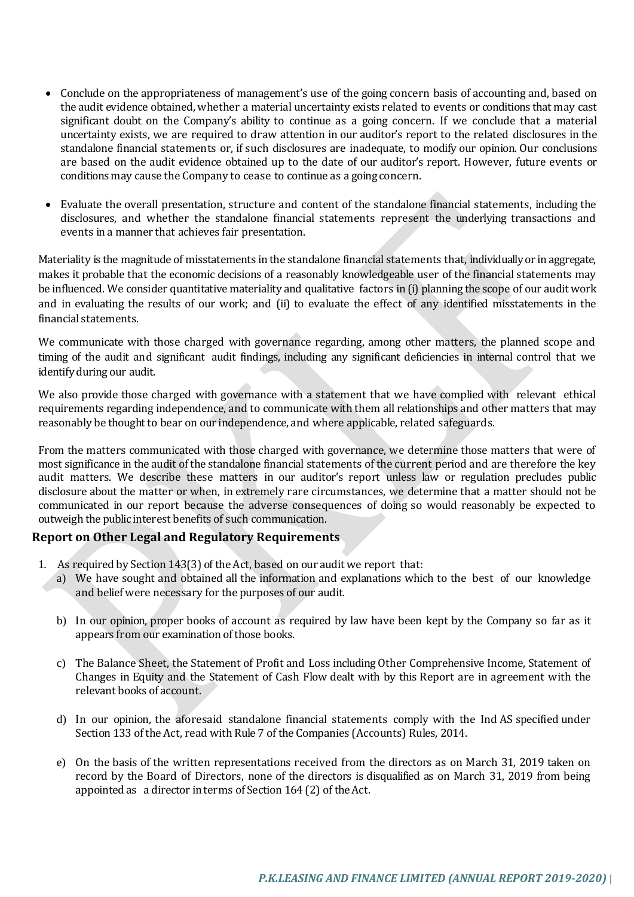- Conclude on the appropriateness of management's use of the going concern basis of accounting and, based on the audit evidence obtained, whether a material uncertainty exists related to events or conditions that may cast significant doubt on the Company's ability to continue as a going concern. If we conclude that a material uncertainty exists, we are required to draw attention in our auditor's report to the related disclosures in the standalone financial statements or, if such disclosures are inadequate, to modify our opinion. Our conclusions are based on the audit evidence obtained up to the date of our auditor's report. However, future events or conditions may cause the Company to cease to continue as a going concern.

- Evaluate the overall presentation, structure and content of the standalone financial statements, including the disclosures, and whether the standalone financial statements represent the underlying transactions and events in a manner that achieves fair presentation.

Materiality is the magnitude of misstatements in the standalone financial statements that, individually or in aggregate, makes it probable that the economic decisions of a reasonably knowledgeable user of the financial statements may be influenced. We consider quantitative materiality and qualitative factors in (i) planning the scope of our audit work and in evaluating the results of our work; and (ii) to evaluate the effect of any identified misstatements in the financial statements.

We communicate with those charged with governance regarding, among other matters, the planned scope and timing of the audit and significant audit findings, including any significant deficiencies in internal control that we identify during our audit.

We also provide those charged with governance with a statement that we have complied with relevant ethical requirements regarding independence, and to communicate with them all relationships and other matters that may reasonably be thought to bear on our independence, and where applicable, related safeguards.

From the matters communicated with those charged with governance, we determine those matters that were of most significance in the audit of the standalone financial statements of the current period and are therefore the key audit matters. We describe these matters in our auditor's report unless law or regulation precludes public disclosure about the matter or when, in extremely rare circumstances, we determine that a matter should not be communicated in our report because the adverse consequences of doing so would reasonably be expected to outweigh the public interest benefits of such communication.

## Report on Other Legal and Regulatory Requirements

1. As required by Section 143(3) of the Act, based on our audit we report that:
   a) We have sought and obtained all the information and explanations which to the best of our knowledge and belief were necessary for the purposes of our audit.

   b) In our opinion, proper books of account as required by law have been kept by the Company so far as it appears from our examination of those books.

   c) The Balance Sheet, the Statement of Profit and Loss including Other Comprehensive Income, Statement of Changes in Equity and the Statement of Cash Flow dealt with by this Report are in agreement with the relevant books of account.

   d) In our opinion, the aforesaid standalone financial statements comply with the Ind AS specified under Section 133 of the Act, read with Rule 7 of the Companies (Accounts) Rules, 2014.

   e) On the basis of the written representations received from the directors as on March 31, 2019 taken on record by the Board of Directors, none of the directors is disqualified as on March 31, 2019 from being appointed as a director in terms of Section 164 (2) of the Act.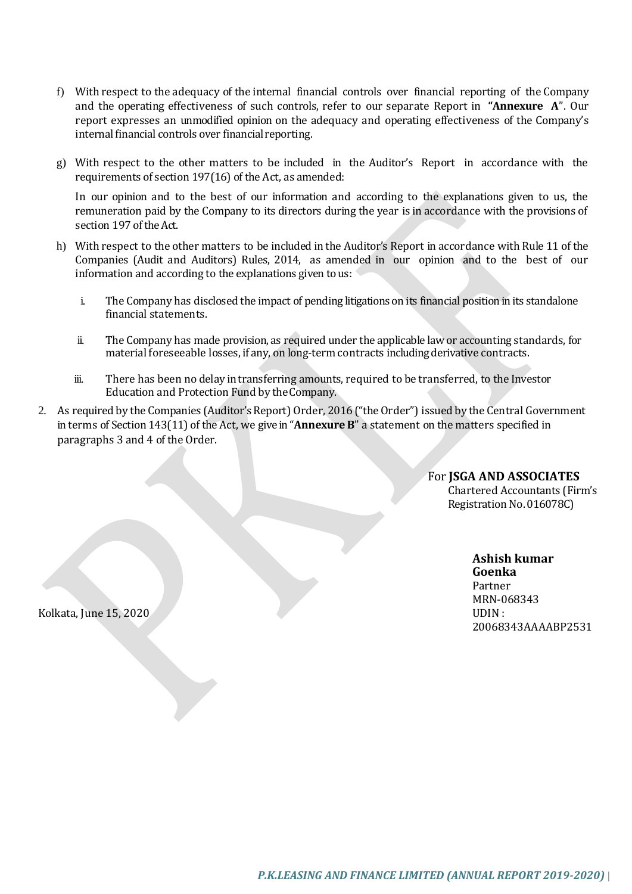f) With respect to the adequacy of the internal financial controls over financial reporting of the Company and the operating effectiveness of such controls, refer to our separate Report in **"Annexure A"**. Our report expresses an unmodified opinion on the adequacy and operating effectiveness of the Company's internal financial controls over financial reporting.

g) With respect to the other matters to be included in the Auditor's Report in accordance with the requirements of section 197(16) of the Act, as amended:

In our opinion and to the best of our information and according to the explanations given to us, the remuneration paid by the Company to its directors during the year is in accordance with the provisions of section 197 of the Act.

h) With respect to the other matters to be included in the Auditor's Report in accordance with Rule 11 of the Companies (Audit and Auditors) Rules, 2014, as amended in our opinion and to the best of our information and according to the explanations given to us:

   i. The Company has disclosed the impact of pending litigations on its financial position in its standalone financial statements.

   ii. The Company has made provision, as required under the applicable law or accounting standards, for material foreseeable losses, if any, on long-term contracts including derivative contracts.

   iii. There has been no delay in transferring amounts, required to be transferred, to the Investor Education and Protection Fund by the Company.

2. As required by the Companies (Auditor's Report) Order, 2016 ("the Order") issued by the Central Government in terms of Section 143(11) of the Act, we give in "**Annexure B**" a statement on the matters specified in paragraphs 3 and 4 of the Order.

For **JSGA AND ASSOCIATES**
Chartered Accountants (Firm's Registration No. 016078C)

**Ashish kumar Goenka**
Partner
MRN-068343
UDIN : 20068343AAAABP2531

Kolkata, June 15, 2020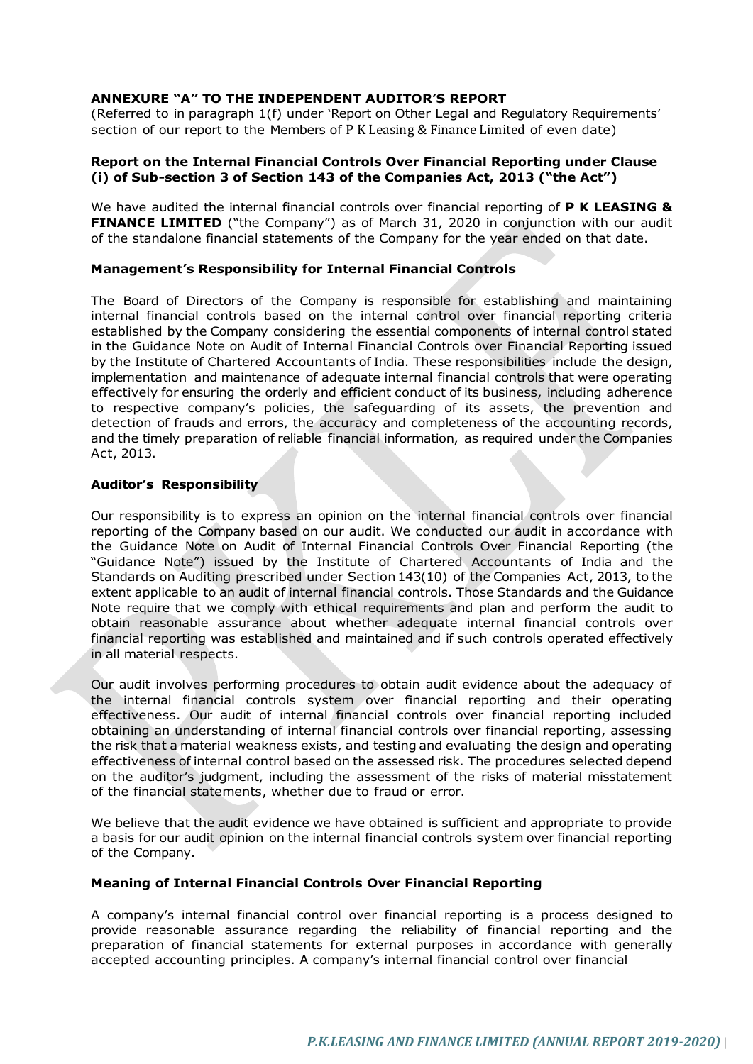**ANNEXURE "A" TO THE INDEPENDENT AUDITOR'S REPORT**

(Referred to in paragraph 1(f) under 'Report on Other Legal and Regulatory Requirements' section of our report to the Members of P K Leasing & Finance Limited of even date)

**Report on the Internal Financial Controls Over Financial Reporting under Clause (i) of Sub-section 3 of Section 143 of the Companies Act, 2013 ("the Act")**

We have audited the internal financial controls over financial reporting of **P K LEASING & FINANCE LIMITED** ("the Company") as of March 31, 2020 in conjunction with our audit of the standalone financial statements of the Company for the year ended on that date.

**Management's Responsibility for Internal Financial Controls**

The Board of Directors of the Company is responsible for establishing and maintaining internal financial controls based on the internal control over financial reporting criteria established by the Company considering the essential components of internal control stated in the Guidance Note on Audit of Internal Financial Controls over Financial Reporting issued by the Institute of Chartered Accountants of India. These responsibilities include the design, implementation and maintenance of adequate internal financial controls that were operating effectively for ensuring the orderly and efficient conduct of its business, including adherence to respective company's policies, the safeguarding of its assets, the prevention and detection of frauds and errors, the accuracy and completeness of the accounting records, and the timely preparation of reliable financial information, as required under the Companies Act, 2013.

**Auditor's Responsibility**

Our responsibility is to express an opinion on the internal financial controls over financial reporting of the Company based on our audit. We conducted our audit in accordance with the Guidance Note on Audit of Internal Financial Controls Over Financial Reporting (the "Guidance Note") issued by the Institute of Chartered Accountants of India and the Standards on Auditing prescribed under Section 143(10) of the Companies Act, 2013, to the extent applicable to an audit of internal financial controls. Those Standards and the Guidance Note require that we comply with ethical requirements and plan and perform the audit to obtain reasonable assurance about whether adequate internal financial controls over financial reporting was established and maintained and if such controls operated effectively in all material respects.

Our audit involves performing procedures to obtain audit evidence about the adequacy of the internal financial controls system over financial reporting and their operating effectiveness. Our audit of internal financial controls over financial reporting included obtaining an understanding of internal financial controls over financial reporting, assessing the risk that a material weakness exists, and testing and evaluating the design and operating effectiveness of internal control based on the assessed risk. The procedures selected depend on the auditor's judgment, including the assessment of the risks of material misstatement of the financial statements, whether due to fraud or error.

We believe that the audit evidence we have obtained is sufficient and appropriate to provide a basis for our audit opinion on the internal financial controls system over financial reporting of the Company.

**Meaning of Internal Financial Controls Over Financial Reporting**

A company's internal financial control over financial reporting is a process designed to provide reasonable assurance regarding the reliability of financial reporting and the preparation of financial statements for external purposes in accordance with generally accepted accounting principles. A company's internal financial control over financial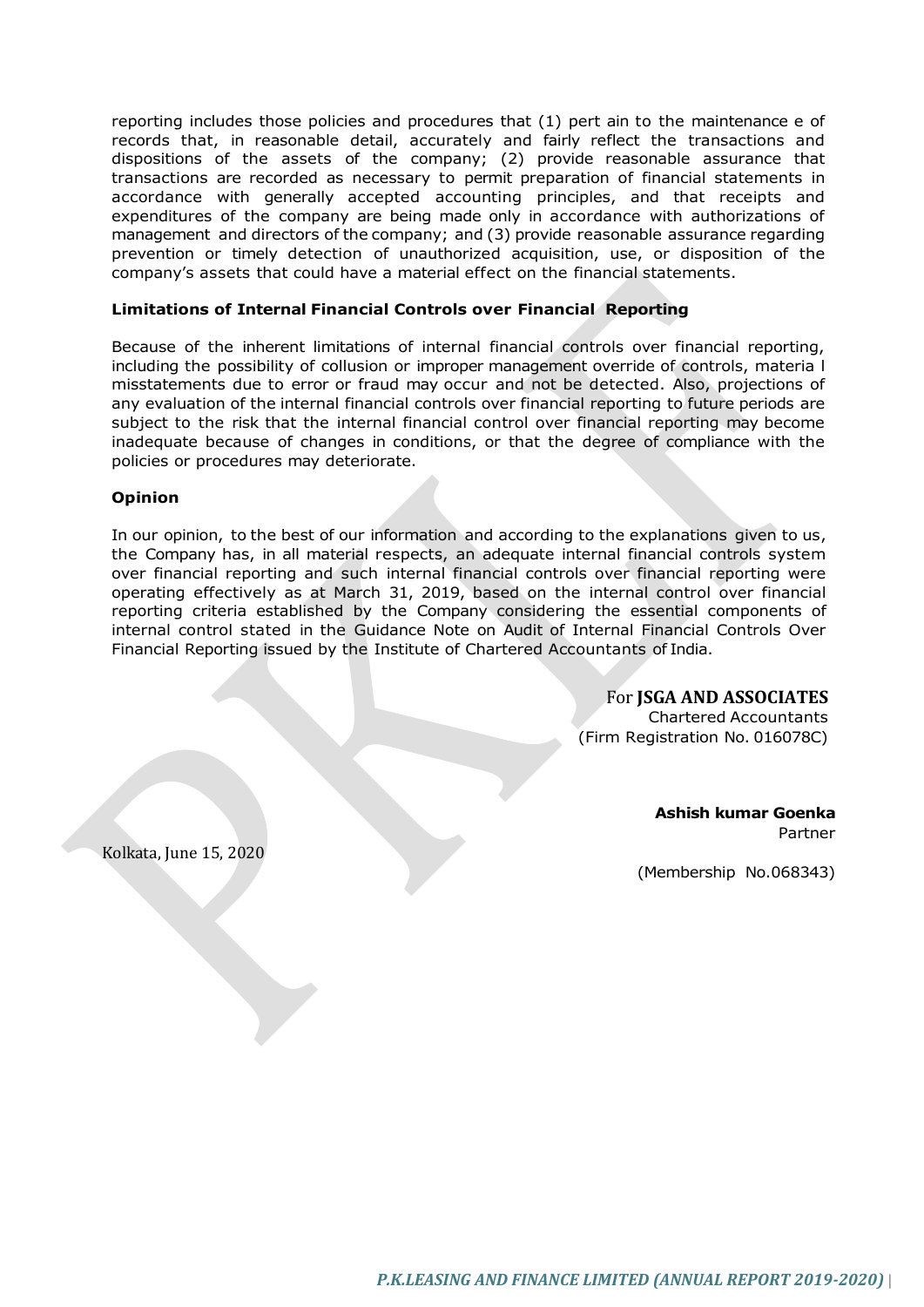reporting includes those policies and procedures that (1) pert ain to the maintenance e of records that, in reasonable detail, accurately and fairly reflect the transactions and dispositions of the assets of the company; (2) provide reasonable assurance that transactions are recorded as necessary to permit preparation of financial statements in accordance with generally accepted accounting principles, and that receipts and expenditures of the company are being made only in accordance with authorizations of management and directors of the company; and (3) provide reasonable assurance regarding prevention or timely detection of unauthorized acquisition, use, or disposition of the company's assets that could have a material effect on the financial statements.

**Limitations of Internal Financial Controls over Financial Reporting**

Because of the inherent limitations of internal financial controls over financial reporting, including the possibility of collusion or improper management override of controls, materia l misstatements due to error or fraud may occur and not be detected. Also, projections of any evaluation of the internal financial controls over financial reporting to future periods are subject to the risk that the internal financial control over financial reporting may become inadequate because of changes in conditions, or that the degree of compliance with the policies or procedures may deteriorate.

**Opinion**

In our opinion, to the best of our information and according to the explanations given to us, the Company has, in all material respects, an adequate internal financial controls system over financial reporting and such internal financial controls over financial reporting were operating effectively as at March 31, 2019, based on the internal control over financial reporting criteria established by the Company considering the essential components of internal control stated in the Guidance Note on Audit of Internal Financial Controls Over Financial Reporting issued by the Institute of Chartered Accountants of India.

For **JSGA AND ASSOCIATES**
Chartered Accountants
(Firm Registration No. 016078C)

**Ashish kumar Goenka**
Partner

Kolkata, June 15, 2020

(Membership No.068343)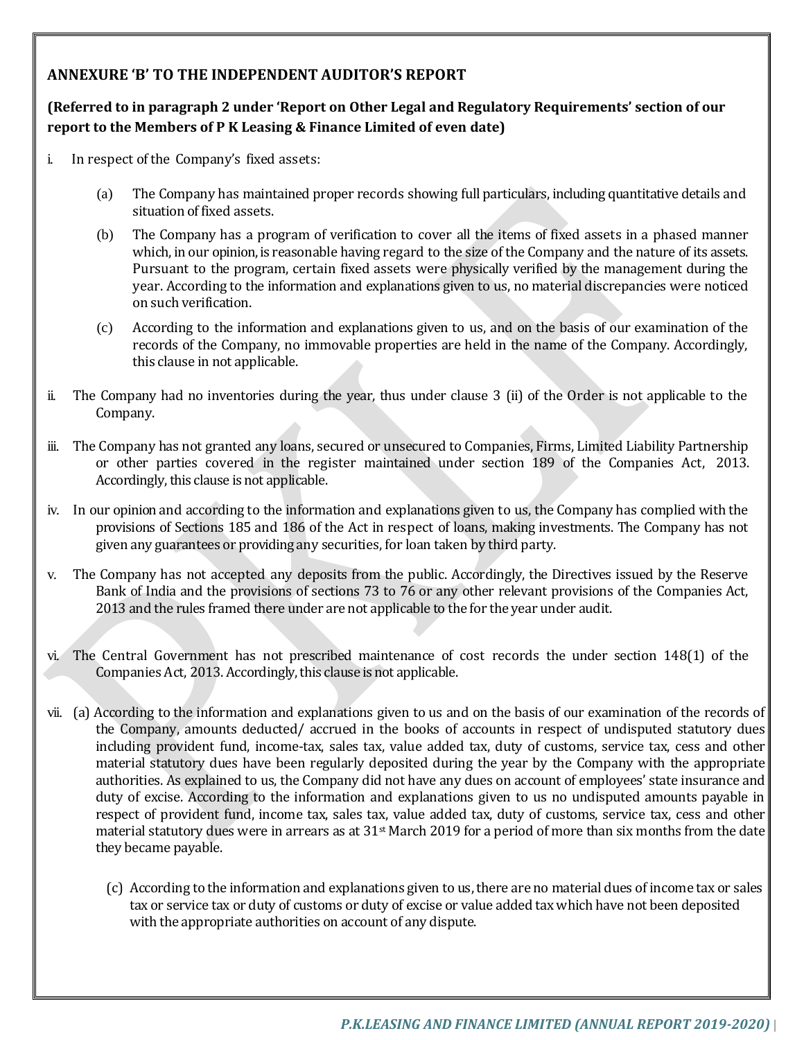## ANNEXURE 'B' TO THE INDEPENDENT AUDITOR'S REPORT

**(Referred to in paragraph 2 under 'Report on Other Legal and Regulatory Requirements' section of our report to the Members of P K Leasing & Finance Limited of even date)**

i. In respect of the Company's fixed assets:

   (a) The Company has maintained proper records showing full particulars, including quantitative details and situation of fixed assets.

   (b) The Company has a program of verification to cover all the items of fixed assets in a phased manner which, in our opinion, is reasonable having regard to the size of the Company and the nature of its assets. Pursuant to the program, certain fixed assets were physically verified by the management during the year. According to the information and explanations given to us, no material discrepancies were noticed on such verification.

   (c) According to the information and explanations given to us, and on the basis of our examination of the records of the Company, no immovable properties are held in the name of the Company. Accordingly, this clause in not applicable.

ii. The Company had no inventories during the year, thus under clause 3 (ii) of the Order is not applicable to the Company.

iii. The Company has not granted any loans, secured or unsecured to Companies, Firms, Limited Liability Partnership or other parties covered in the register maintained under section 189 of the Companies Act, 2013. Accordingly, this clause is not applicable.

iv. In our opinion and according to the information and explanations given to us, the Company has complied with the provisions of Sections 185 and 186 of the Act in respect of loans, making investments. The Company has not given any guarantees or providing any securities, for loan taken by third party.

v. The Company has not accepted any deposits from the public. Accordingly, the Directives issued by the Reserve Bank of India and the provisions of sections 73 to 76 or any other relevant provisions of the Companies Act, 2013 and the rules framed there under are not applicable to the for the year under audit.

vi. The Central Government has not prescribed maintenance of cost records the under section 148(1) of the Companies Act, 2013. Accordingly, this clause is not applicable.

vii. (a) According to the information and explanations given to us and on the basis of our examination of the records of the Company, amounts deducted/ accrued in the books of accounts in respect of undisputed statutory dues including provident fund, income-tax, sales tax, value added tax, duty of customs, service tax, cess and other material statutory dues have been regularly deposited during the year by the Company with the appropriate authorities. As explained to us, the Company did not have any dues on account of employees' state insurance and duty of excise. According to the information and explanations given to us no undisputed amounts payable in respect of provident fund, income tax, sales tax, value added tax, duty of customs, service tax, cess and other material statutory dues were in arrears as at 31st March 2019 for a period of more than six months from the date they became payable.

   (c) According to the information and explanations given to us, there are no material dues of income tax or sales tax or service tax or duty of customs or duty of excise or value added tax which have not been deposited with the appropriate authorities on account of any dispute.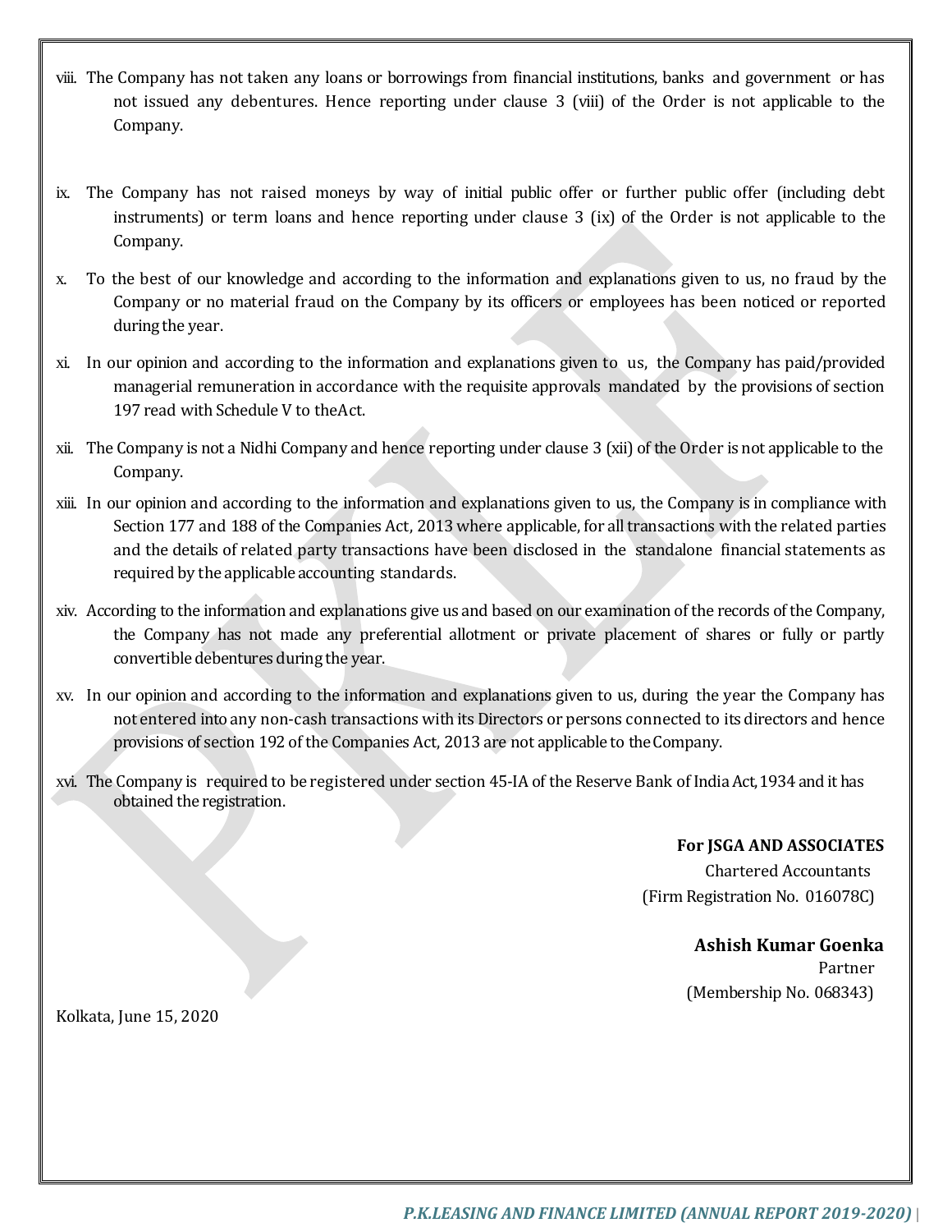viii. The Company has not taken any loans or borrowings from financial institutions, banks and government or has not issued any debentures. Hence reporting under clause 3 (viii) of the Order is not applicable to the Company.

ix. The Company has not raised moneys by way of initial public offer or further public offer (including debt instruments) or term loans and hence reporting under clause 3 (ix) of the Order is not applicable to the Company.

x. To the best of our knowledge and according to the information and explanations given to us, no fraud by the Company or no material fraud on the Company by its officers or employees has been noticed or reported during the year.

xi. In our opinion and according to the information and explanations given to us, the Company has paid/provided managerial remuneration in accordance with the requisite approvals mandated by the provisions of section 197 read with Schedule V to theAct.

xii. The Company is not a Nidhi Company and hence reporting under clause 3 (xii) of the Order is not applicable to the Company.

xiii. In our opinion and according to the information and explanations given to us, the Company is in compliance with Section 177 and 188 of the Companies Act, 2013 where applicable, for all transactions with the related parties and the details of related party transactions have been disclosed in the standalone financial statements as required by the applicable accounting standards.

xiv. According to the information and explanations give us and based on our examination of the records of the Company, the Company has not made any preferential allotment or private placement of shares or fully or partly convertible debentures during the year.

xv. In our opinion and according to the information and explanations given to us, during the year the Company has not entered into any non-cash transactions with its Directors or persons connected to its directors and hence provisions of section 192 of the Companies Act, 2013 are not applicable to the Company.

xvi. The Company is required to be registered under section 45-IA of the Reserve Bank of India Act,1934 and it has obtained the registration.

**For JSGA AND ASSOCIATES**
Chartered Accountants
(Firm Registration No. 016078C)

**Ashish Kumar Goenka**
Partner
(Membership No. 068343)

Kolkata, June 15, 2020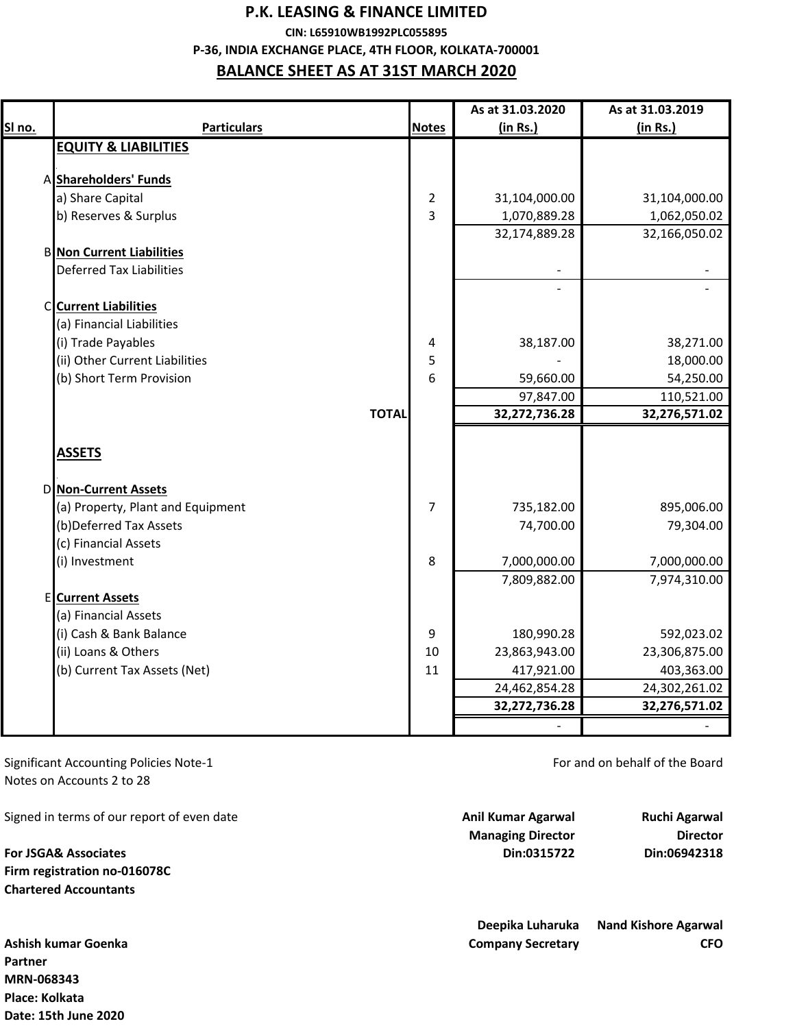# P.K. LEASING & FINANCE LIMITED

**CIN: L65910WB1992PLC055895**

**P-36, INDIA EXCHANGE PLACE, 4TH FLOOR, KOLKATA-700001**

## BALANCE SHEET AS AT 31ST MARCH 2020

| Sl no. | Particulars | Notes | As at 31.03.2020 (in Rs.) | As at 31.03.2019 (in Rs.) |
|---|---|---|---|---|
| | **EQUITY & LIABILITIES** | | | |
| A | **Shareholders' Funds** | | | |
| | a) Share Capital | 2 | 31,104,000.00 | 31,104,000.00 |
| | b) Reserves & Surplus | 3 | 1,070,889.28 | 1,062,050.02 |
| | | | 32,174,889.28 | 32,166,050.02 |
| B | **Non Current Liabilities** | | | |
| | Deferred Tax Liabilities | | - | - |
| | | | - | - |
| C | **Current Liabilities** | | | |
| | (a) Financial Liabilities | | | |
| | (i) Trade Payables | 4 | 38,187.00 | 38,271.00 |
| | (ii) Other Current Liabilities | 5 | - | 18,000.00 |
| | (b) Short Term Provision | 6 | 59,660.00 | 54,250.00 |
| | | | 97,847.00 | 110,521.00 |
| | **TOTAL** | | **32,272,736.28** | **32,276,571.02** |
| | **ASSETS** | | | |
| D | **Non-Current Assets** | | | |
| | (a) Property, Plant and Equipment | 7 | 735,182.00 | 895,006.00 |
| | (b)Deferred Tax Assets | | 74,700.00 | 79,304.00 |
| | (c) Financial Assets | | | |
| | (i) Investment | 8 | 7,000,000.00 | 7,000,000.00 |
| | | | 7,809,882.00 | 7,974,310.00 |
| E | **Current Assets** | | | |
| | (a) Financial Assets | | | |
| | (i) Cash & Bank Balance | 9 | 180,990.28 | 592,023.02 |
| | (ii) Loans & Others | 10 | 23,863,943.00 | 23,306,875.00 |
| | (b) Current Tax Assets (Net) | 11 | 417,921.00 | 403,363.00 |
| | | | 24,462,854.28 | 24,302,261.02 |
| | | | **32,272,736.28** | **32,276,571.02** |
| | | | - | - |

Significant Accounting Policies Note-1
Notes on Accounts 2 to 28

For and on behalf of the Board

Signed in terms of our report of even date

**For JSGA& Associates**
**Firm registration no-016078C**
**Chartered Accountants**

**Anil Kumar Agarwal**
**Managing Director**
**Din:0315722**

**Ruchi Agarwal**
**Director**
**Din:06942318**

**Deepika Luharuka**
**Company Secretary**

**Nand Kishore Agarwal**
**CFO**

**Ashish kumar Goenka**
**Partner**
**MRN-068343**
**Place: Kolkata**
**Date: 15th June 2020**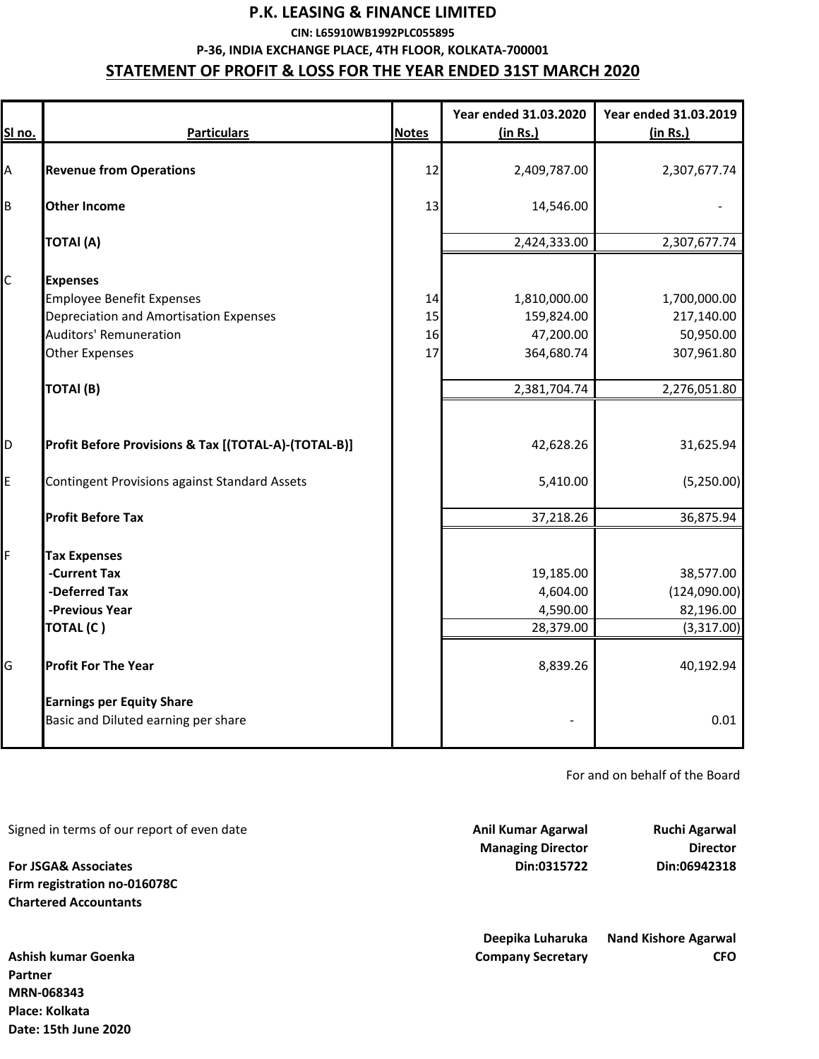# P.K. LEASING & FINANCE LIMITED

**CIN: L65910WB1992PLC055895**

**P-36, INDIA EXCHANGE PLACE, 4TH FLOOR, KOLKATA-700001**

## STATEMENT OF PROFIT & LOSS FOR THE YEAR ENDED 31ST MARCH 2020

| Sl no. | Particulars | Notes | Year ended 31.03.2020 (in Rs.) | Year ended 31.03.2019 (in Rs.) |
|---|---|---|---|---|
| A | **Revenue from Operations** | 12 | 2,409,787.00 | 2,307,677.74 |
| B | **Other Income** | 13 | 14,546.00 | - |
| | **TOTAl (A)** | | 2,424,333.00 | 2,307,677.74 |
| C | **Expenses** | | | |
| | Employee Benefit Expenses | 14 | 1,810,000.00 | 1,700,000.00 |
| | Depreciation and Amortisation Expenses | 15 | 159,824.00 | 217,140.00 |
| | Auditors' Remuneration | 16 | 47,200.00 | 50,950.00 |
| | Other Expenses | 17 | 364,680.74 | 307,961.80 |
| | **TOTAl (B)** | | 2,381,704.74 | 2,276,051.80 |
| D | **Profit Before Provisions & Tax [(TOTAL-A)-(TOTAL-B)]** | | 42,628.26 | 31,625.94 |
| E | Contingent Provisions against Standard Assets | | 5,410.00 | (5,250.00) |
| | **Profit Before Tax** | | 37,218.26 | 36,875.94 |
| F | **Tax Expenses** | | | |
| | **-Current Tax** | | 19,185.00 | 38,577.00 |
| | **-Deferred Tax** | | 4,604.00 | (124,090.00) |
| | **-Previous Year** | | 4,590.00 | 82,196.00 |
| | **TOTAL (C )** | | 28,379.00 | (3,317.00) |
| G | **Profit For The Year** | | 8,839.26 | 40,192.94 |
| | **Earnings per Equity Share** | | | |
| | Basic and Diluted earning per share | | - | 0.01 |

For and on behalf of the Board

Signed in terms of our report of even date

**For JSGA& Associates**
**Firm registration no-016078C**
**Chartered Accountants**

**Anil Kumar Agarwal**
**Managing Director**
**Din:0315722**

**Ruchi Agarwal**
**Director**
**Din:06942318**

**Deepika Luharuka**
**Company Secretary**

**Nand Kishore Agarwal**
**CFO**

**Ashish kumar Goenka**
**Partner**
**MRN-068343**
**Place: Kolkata**
**Date: 15th June 2020**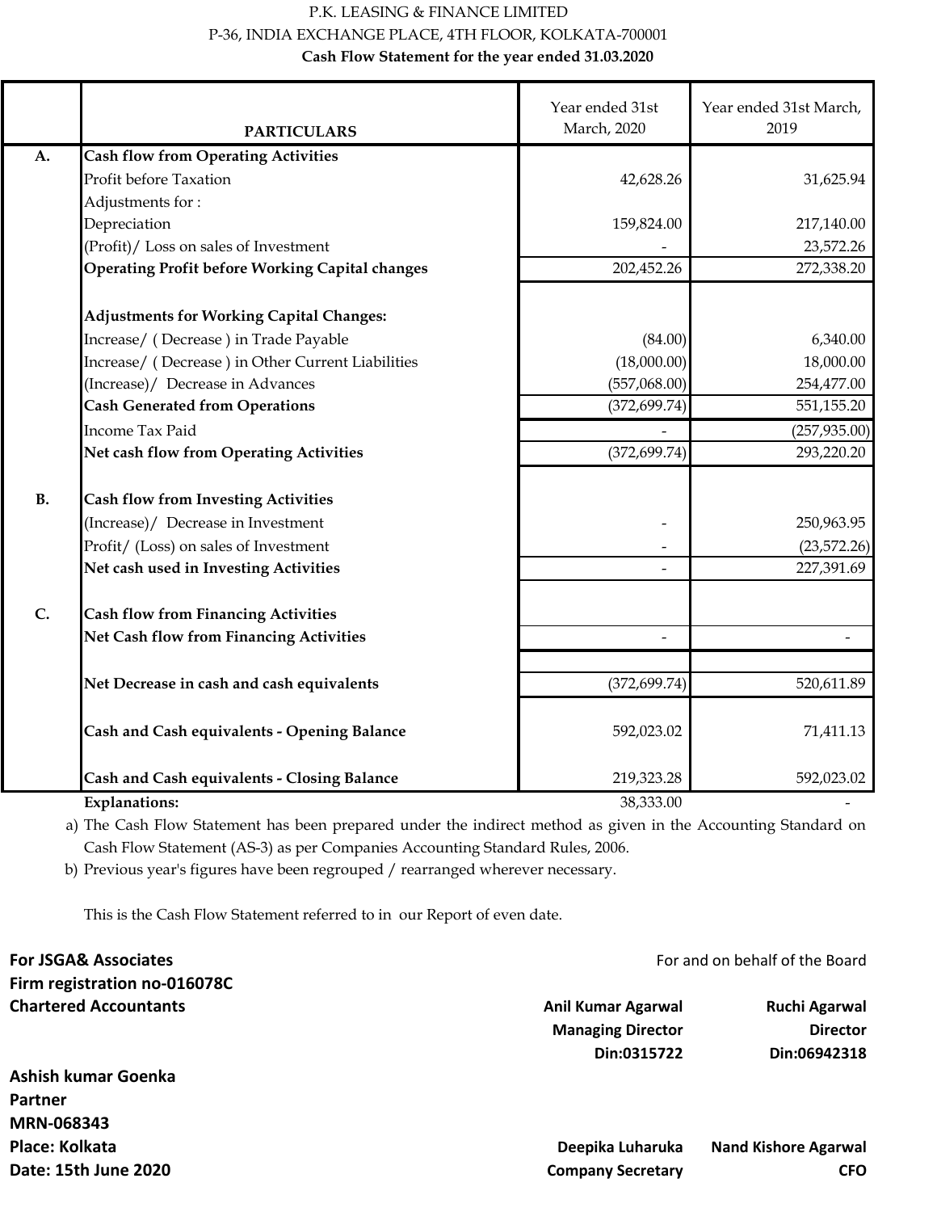P.K. LEASING & FINANCE LIMITED

P-36, INDIA EXCHANGE PLACE, 4TH FLOOR, KOLKATA-700001

**Cash Flow Statement for the year ended 31.03.2020**

| | PARTICULARS | Year ended 31st March, 2020 | Year ended 31st March, 2019 |
|---|---|---|---|
| A. | **Cash flow from Operating Activities** | | |
| | Profit before Taxation | 42,628.26 | 31,625.94 |
| | Adjustments for : | | |
| | Depreciation | 159,824.00 | 217,140.00 |
| | (Profit)/ Loss on sales of Investment | - | 23,572.26 |
| | **Operating Profit before Working Capital changes** | 202,452.26 | 272,338.20 |
| | | | |
| | **Adjustments for Working Capital Changes:** | | |
| | Increase/ ( Decrease ) in Trade Payable | (84.00) | 6,340.00 |
| | Increase/ ( Decrease ) in Other Current Liabilities | (18,000.00) | 18,000.00 |
| | (Increase)/ Decrease in Advances | (557,068.00) | 254,477.00 |
| | **Cash Generated from Operations** | (372,699.74) | 551,155.20 |
| | Income Tax Paid | - | (257,935.00) |
| | **Net cash flow from Operating Activities** | (372,699.74) | 293,220.20 |
| | | | |
| B. | **Cash flow from Investing Activities** | | |
| | (Increase)/ Decrease in Investment | - | 250,963.95 |
| | Profit/ (Loss) on sales of Investment | - | (23,572.26) |
| | **Net cash used in Investing Activities** | - | 227,391.69 |
| | | | |
| C. | **Cash flow from Financing Activities** | | |
| | **Net Cash flow from Financing Activities** | - | - |
| | | | |
| | **Net Decrease in cash and cash equivalents** | (372,699.74) | 520,611.89 |
| | | | |
| | **Cash and Cash equivalents - Opening Balance** | 592,023.02 | 71,411.13 |
| | | | |
| | **Cash and Cash equivalents - Closing Balance** | 219,323.28 | 592,023.02 |
| | **Explanations:** | 38,333.00 | - |

a) The Cash Flow Statement has been prepared under the indirect method as given in the Accounting Standard on Cash Flow Statement (AS-3) as per Companies Accounting Standard Rules, 2006.

b) Previous year's figures have been regrouped / rearranged wherever necessary.

This is the Cash Flow Statement referred to in our Report of even date.

**For JSGA& Associates**
**Firm registration no-016078C**
**Chartered Accountants**

For and on behalf of the Board

**Anil Kumar Agarwal**
**Managing Director**
**Din:0315722**

**Ruchi Agarwal**
**Director**
**Din:06942318**

**Ashish kumar Goenka**
**Partner**
**MRN-068343**
**Place: Kolkata**
**Date: 15th June 2020**

**Deepika Luharuka**
**Company Secretary**

**Nand Kishore Agarwal**
**CFO**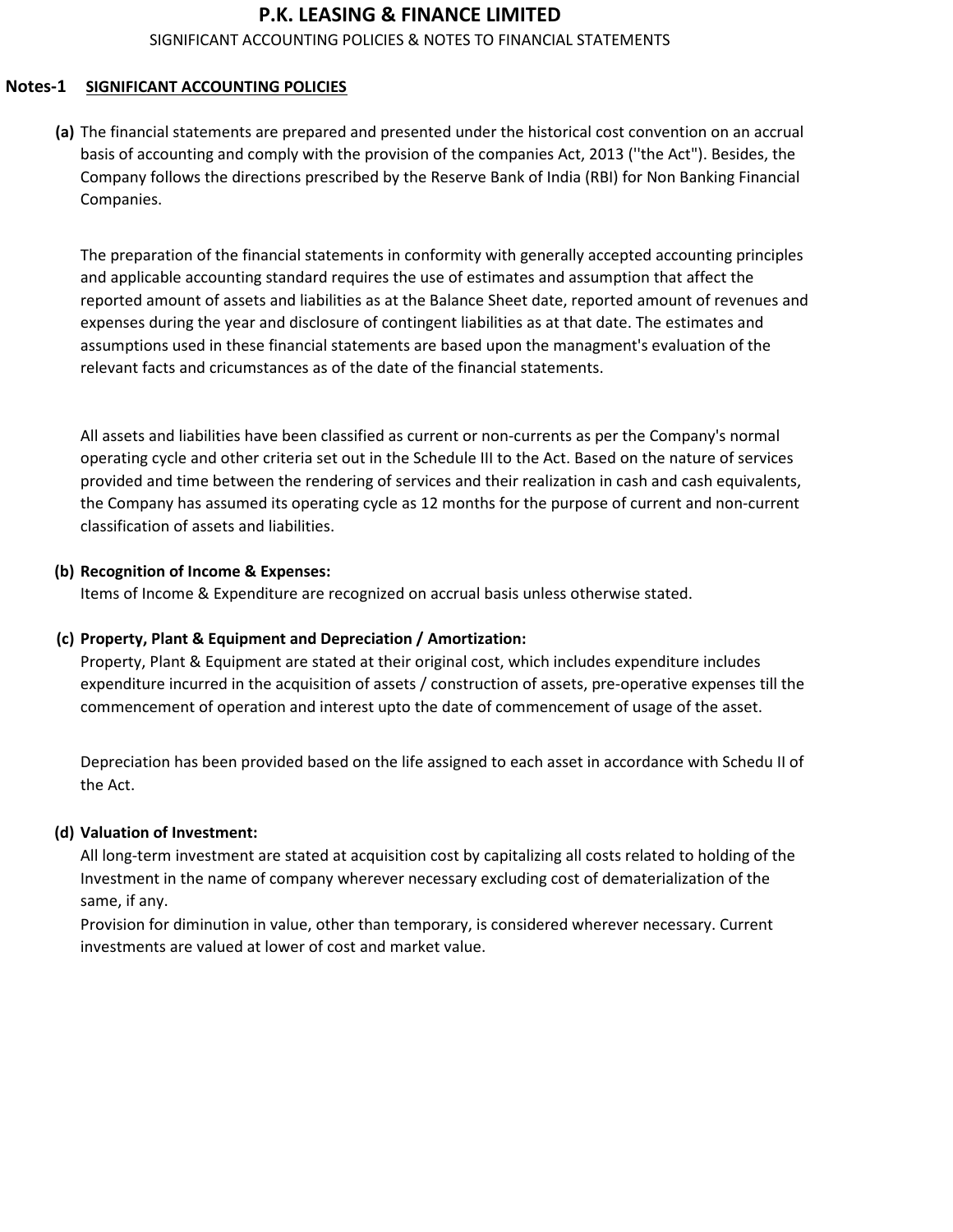# P.K. LEASING & FINANCE LIMITED

SIGNIFICANT ACCOUNTING POLICIES & NOTES TO FINANCIAL STATEMENTS

## Notes-1 SIGNIFICANT ACCOUNTING POLICIES

**(a)** The financial statements are prepared and presented under the historical cost convention on an accrual basis of accounting and comply with the provision of the companies Act, 2013 (''the Act"). Besides, the Company follows the directions prescribed by the Reserve Bank of India (RBI) for Non Banking Financial Companies.

The preparation of the financial statements in conformity with generally accepted accounting principles and applicable accounting standard requires the use of estimates and assumption that affect the reported amount of assets and liabilities as at the Balance Sheet date, reported amount of revenues and expenses during the year and disclosure of contingent liabilities as at that date. The estimates and assumptions used in these financial statements are based upon the managment's evaluation of the relevant facts and cricumstances as of the date of the financial statements.

All assets and liabilities have been classified as current or non-currents as per the Company's normal operating cycle and other criteria set out in the Schedule III to the Act. Based on the nature of services provided and time between the rendering of services and their realization in cash and cash equivalents, the Company has assumed its operating cycle as 12 months for the purpose of current and non-current classification of assets and liabilities.

**(b) Recognition of Income & Expenses:**

Items of Income & Expenditure are recognized on accrual basis unless otherwise stated.

**(c) Property, Plant & Equipment and Depreciation / Amortization:**

Property, Plant & Equipment are stated at their original cost, which includes expenditure includes expenditure incurred in the acquisition of assets / construction of assets, pre-operative expenses till the commencement of operation and interest upto the date of commencement of usage of the asset.

Depreciation has been provided based on the life assigned to each asset in accordance with Schedu II of the Act.

**(d) Valuation of Investment:**

All long-term investment are stated at acquisition cost by capitalizing all costs related to holding of the Investment in the name of company wherever necessary excluding cost of dematerialization of the same, if any.

Provision for diminution in value, other than temporary, is considered wherever necessary. Current investments are valued at lower of cost and market value.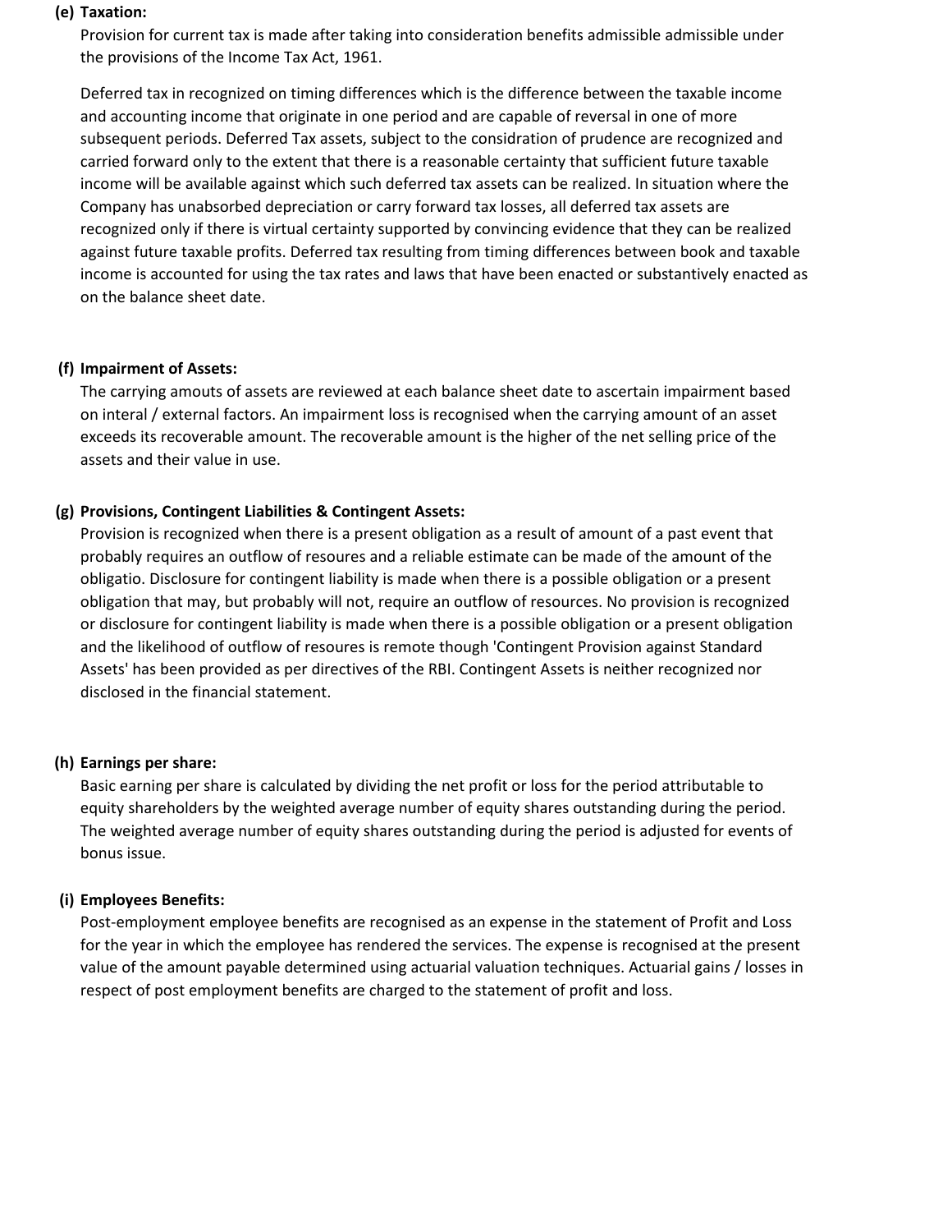**(e) Taxation:**

Provision for current tax is made after taking into consideration benefits admissible admissible under the provisions of the Income Tax Act, 1961.

Deferred tax in recognized on timing differences which is the difference between the taxable income and accounting income that originate in one period and are capable of reversal in one of more subsequent periods. Deferred Tax assets, subject to the considration of prudence are recognized and carried forward only to the extent that there is a reasonable certainty that sufficient future taxable income will be available against which such deferred tax assets can be realized. In situation where the Company has unabsorbed depreciation or carry forward tax losses, all deferred tax assets are recognized only if there is virtual certainty supported by convincing evidence that they can be realized against future taxable profits. Deferred tax resulting from timing differences between book and taxable income is accounted for using the tax rates and laws that have been enacted or substantively enacted as on the balance sheet date.

**(f) Impairment of Assets:**

The carrying amouts of assets are reviewed at each balance sheet date to ascertain impairment based on interal / external factors. An impairment loss is recognised when the carrying amount of an asset exceeds its recoverable amount. The recoverable amount is the higher of the net selling price of the assets and their value in use.

**(g) Provisions, Contingent Liabilities & Contingent Assets:**

Provision is recognized when there is a present obligation as a result of amount of a past event that probably requires an outflow of resoures and a reliable estimate can be made of the amount of the obligatio. Disclosure for contingent liability is made when there is a possible obligation or a present obligation that may, but probably will not, require an outflow of resources. No provision is recognized or disclosure for contingent liability is made when there is a possible obligation or a present obligation and the likelihood of outflow of resoures is remote though 'Contingent Provision against Standard Assets' has been provided as per directives of the RBI. Contingent Assets is neither recognized nor disclosed in the financial statement.

**(h) Earnings per share:**

Basic earning per share is calculated by dividing the net profit or loss for the period attributable to equity shareholders by the weighted average number of equity shares outstanding during the period. The weighted average number of equity shares outstanding during the period is adjusted for events of bonus issue.

**(i) Employees Benefits:**

Post-employment employee benefits are recognised as an expense in the statement of Profit and Loss for the year in which the employee has rendered the services. The expense is recognised at the present value of the amount payable determined using actuarial valuation techniques. Actuarial gains / losses in respect of post employment benefits are charged to the statement of profit and loss.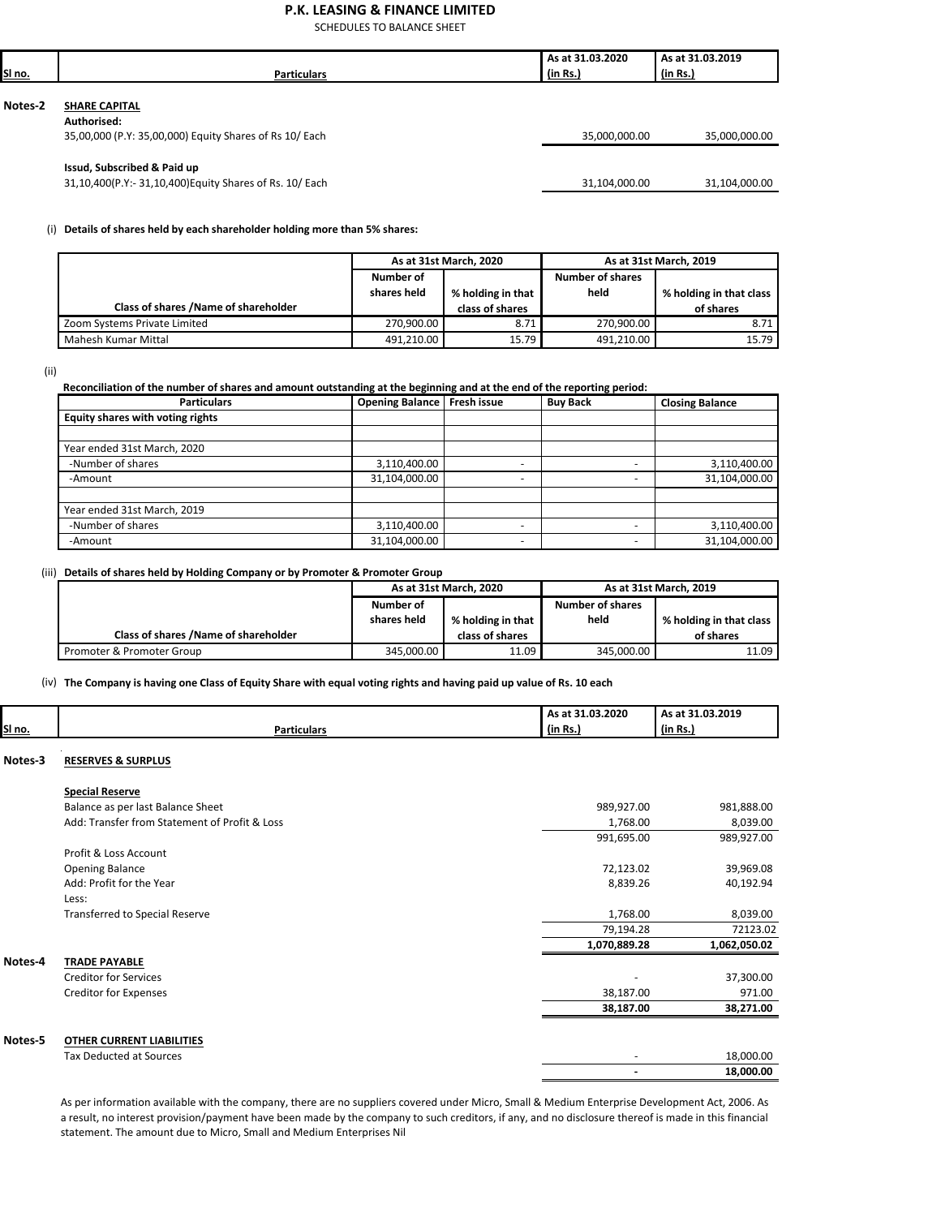# P.K. LEASING & FINANCE LIMITED

SCHEDULES TO BALANCE SHEET

| Sl no. | Particulars | As at 31.03.2020 (in Rs.) | As at 31.03.2019 (in Rs.) |
|---|---|---|---|
| Notes-2 | **SHARE CAPITAL** | | |
| | **Authorised:** | | |
| | 35,00,000 (P.Y: 35,00,000) Equity Shares of Rs 10/ Each | 35,000,000.00 | 35,000,000.00 |
| | **Issud, Subscribed & Paid up** | | |
| | 31,10,400(P.Y:- 31,10,400)Equity Shares of Rs. 10/ Each | 31,104,000.00 | 31,104,000.00 |

(i) **Details of shares held by each shareholder holding more than 5% shares:**

| Class of shares /Name of shareholder | As at 31st March, 2020 | | As at 31st March, 2019 | |
|---|---|---|---|---|
| | Number of shares held | % holding in that class of shares | Number of shares held | % holding in that class of shares |
| Zoom Systems Private Limited | 270,900.00 | 8.71 | 270,900.00 | 8.71 |
| Mahesh Kumar Mittal | 491,210.00 | 15.79 | 491,210.00 | 15.79 |

(ii) **Reconciliation of the number of shares and amount outstanding at the beginning and at the end of the reporting period:**

| Particulars | Opening Balance | Fresh issue | Buy Back | Closing Balance |
|---|---|---|---|---|
| **Equity shares with voting rights** | | | | |
| Year ended 31st March, 2020 | | | | |
| -Number of shares | 3,110,400.00 | - | - | 3,110,400.00 |
| -Amount | 31,104,000.00 | - | - | 31,104,000.00 |
| Year ended 31st March, 2019 | | | | |
| -Number of shares | 3,110,400.00 | - | - | 3,110,400.00 |
| -Amount | 31,104,000.00 | - | - | 31,104,000.00 |

(iii) **Details of shares held by Holding Company or by Promoter & Promoter Group**

| Class of shares /Name of shareholder | As at 31st March, 2020 | | As at 31st March, 2019 | |
|---|---|---|---|---|
| | Number of shares held | % holding in that class of shares | Number of shares held | % holding in that class of shares |
| Promoter & Promoter Group | 345,000.00 | 11.09 | 345,000.00 | 11.09 |

(iv) **The Company is having one Class of Equity Share with equal voting rights and having paid up value of Rs. 10 each**

| Sl no. | Particulars | As at 31.03.2020 (in Rs.) | As at 31.03.2019 (in Rs.) |
|---|---|---|---|
| Notes-3 | **RESERVES & SURPLUS** | | |
| | **Special Reserve** | | |
| | Balance as per last Balance Sheet | 989,927.00 | 981,888.00 |
| | Add: Transfer from Statement of Profit & Loss | 1,768.00 | 8,039.00 |
| | | 991,695.00 | 989,927.00 |
| | Profit & Loss Account | | |
| | Opening Balance | 72,123.02 | 39,969.08 |
| | Add: Profit for the Year | 8,839.26 | 40,192.94 |
| | Less: | | |
| | Transferred to Special Reserve | 1,768.00 | 8,039.00 |
| | | 79,194.28 | 72123.02 |
| | | **1,070,889.28** | **1,062,050.02** |
| Notes-4 | **TRADE PAYABLE** | | |
| | Creditor for Services | - | 37,300.00 |
| | Creditor for Expenses | 38,187.00 | 971.00 |
| | | **38,187.00** | **38,271.00** |
| Notes-5 | **OTHER CURRENT LIABILITIES** | | |
| | Tax Deducted at Sources | - | 18,000.00 |
| | | **-** | **18,000.00** |

As per information available with the company, there are no suppliers covered under Micro, Small & Medium Enterprise Development Act, 2006. As a result, no interest provision/payment have been made by the company to such creditors, if any, and no disclosure thereof is made in this financial statement. The amount due to Micro, Small and Medium Enterprises Nil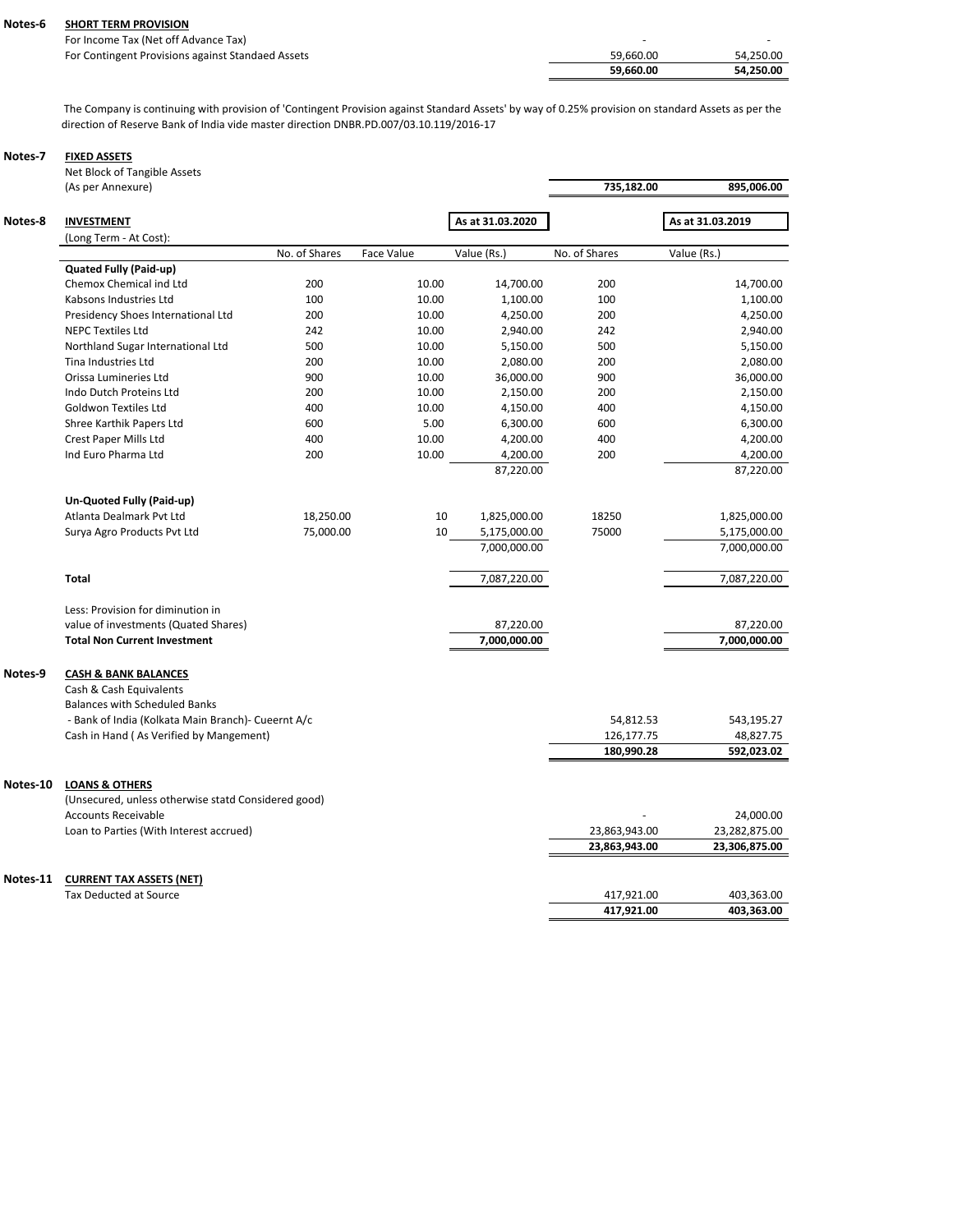**Notes-6 SHORT TERM PROVISION**

| | | |
|---|---|---|
| For Income Tax (Net off Advance Tax) | - | - |
| For Contingent Provisions against Standaed Assets | 59,660.00 | 54,250.00 |
| | **59,660.00** | **54,250.00** |

The Company is continuing with provision of 'Contingent Provision against Standard Assets' by way of 0.25% provision on standard Assets as per the direction of Reserve Bank of India vide master direction DNBR.PD.007/03.10.119/2016-17

**Notes-7 FIXED ASSETS**

| | | |
|---|---|---|
| Net Block of Tangible Assets (As per Annexure) | **735,182.00** | **895,006.00** |

**Notes-8 INVESTMENT**

(Long Term - At Cost):

| | As at 31.03.2020 | | | As at 31.03.2019 | |
|---|---|---|---|---|---|
| | No. of Shares | Face Value | Value (Rs.) | No. of Shares | Value (Rs.) |
| **Quated Fully (Paid-up)** | | | | | |
| Chemox Chemical ind Ltd | 200 | 10.00 | 14,700.00 | 200 | 14,700.00 |
| Kabsons Industries Ltd | 100 | 10.00 | 1,100.00 | 100 | 1,100.00 |
| Presidency Shoes International Ltd | 200 | 10.00 | 4,250.00 | 200 | 4,250.00 |
| NEPC Textiles Ltd | 242 | 10.00 | 2,940.00 | 242 | 2,940.00 |
| Northland Sugar International Ltd | 500 | 10.00 | 5,150.00 | 500 | 5,150.00 |
| Tina Industries Ltd | 200 | 10.00 | 2,080.00 | 200 | 2,080.00 |
| Orissa Lumineries Ltd | 900 | 10.00 | 36,000.00 | 900 | 36,000.00 |
| Indo Dutch Proteins Ltd | 200 | 10.00 | 2,150.00 | 200 | 2,150.00 |
| Goldwon Textiles Ltd | 400 | 10.00 | 4,150.00 | 400 | 4,150.00 |
| Shree Karthik Papers Ltd | 600 | 5.00 | 6,300.00 | 600 | 6,300.00 |
| Crest Paper Mills Ltd | 400 | 10.00 | 4,200.00 | 400 | 4,200.00 |
| Ind Euro Pharma Ltd | 200 | 10.00 | 4,200.00 | 200 | 4,200.00 |
| | | | 87,220.00 | | 87,220.00 |
| **Un-Quoted Fully (Paid-up)** | | | | | |
| Atlanta Dealmark Pvt Ltd | 18,250.00 | 10 | 1,825,000.00 | 18250 | 1,825,000.00 |
| Surya Agro Products Pvt Ltd | 75,000.00 | 10 | 5,175,000.00 | 75000 | 5,175,000.00 |
| | | | 7,000,000.00 | | 7,000,000.00 |
| **Total** | | | 7,087,220.00 | | 7,087,220.00 |
| Less: Provision for diminution in value of investments (Quated Shares) | | | 87,220.00 | | 87,220.00 |
| **Total Non Current Investment** | | | **7,000,000.00** | | **7,000,000.00** |

**Notes-9 CASH & BANK BALANCES**

| | | |
|---|---|---|
| Cash & Cash Equivalents | | |
| Balances with Scheduled Banks | | |
| - Bank of India (Kolkata Main Branch)- Cueernt A/c | 54,812.53 | 543,195.27 |
| Cash in Hand ( As Verified by Mangement) | 126,177.75 | 48,827.75 |
| | **180,990.28** | **592,023.02** |

**Notes-10 LOANS & OTHERS**

| | | |
|---|---|---|
| (Unsecured, unless otherwise statd Considered good) | | |
| Accounts Receivable | - | 24,000.00 |
| Loan to Parties (With Interest accrued) | 23,863,943.00 | 23,282,875.00 |
| | **23,863,943.00** | **23,306,875.00** |

**Notes-11 CURRENT TAX ASSETS (NET)**

| | | |
|---|---|---|
| Tax Deducted at Source | 417,921.00 | 403,363.00 |
| | **417,921.00** | **403,363.00** |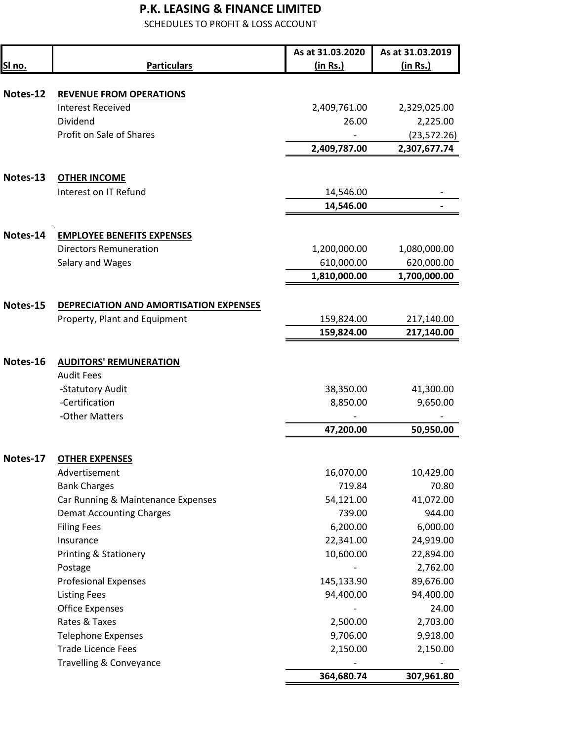# P.K. LEASING & FINANCE LIMITED

SCHEDULES TO PROFIT & LOSS ACCOUNT

| Sl no. | Particulars | As at 31.03.2020 (in Rs.) | As at 31.03.2019 (in Rs.) |
|---|---|---|---|
| Notes-12 | **REVENUE FROM OPERATIONS** | | |
| | Interest Received | 2,409,761.00 | 2,329,025.00 |
| | Dividend | 26.00 | 2,225.00 |
| | Profit on Sale of Shares | - | (23,572.26) |
| | | **2,409,787.00** | **2,307,677.74** |
| Notes-13 | **OTHER INCOME** | | |
| | Interest on IT Refund | 14,546.00 | - |
| | | **14,546.00** | **-** |
| Notes-14 | **EMPLOYEE BENEFITS EXPENSES** | | |
| | Directors Remuneration | 1,200,000.00 | 1,080,000.00 |
| | Salary and Wages | 610,000.00 | 620,000.00 |
| | | **1,810,000.00** | **1,700,000.00** |
| Notes-15 | **DEPRECIATION AND AMORTISATION EXPENSES** | | |
| | Property, Plant and Equipment | 159,824.00 | 217,140.00 |
| | | **159,824.00** | **217,140.00** |
| Notes-16 | **AUDITORS' REMUNERATION** | | |
| | Audit Fees | | |
| | -Statutory Audit | 38,350.00 | 41,300.00 |
| | -Certification | 8,850.00 | 9,650.00 |
| | -Other Matters | - | - |
| | | **47,200.00** | **50,950.00** |
| Notes-17 | **OTHER EXPENSES** | | |
| | Advertisement | 16,070.00 | 10,429.00 |
| | Bank Charges | 719.84 | 70.80 |
| | Car Running & Maintenance Expenses | 54,121.00 | 41,072.00 |
| | Demat Accounting Charges | 739.00 | 944.00 |
| | Filing Fees | 6,200.00 | 6,000.00 |
| | Insurance | 22,341.00 | 24,919.00 |
| | Printing & Stationery | 10,600.00 | 22,894.00 |
| | Postage | - | 2,762.00 |
| | Profesional Expenses | 145,133.90 | 89,676.00 |
| | Listing Fees | 94,400.00 | 94,400.00 |
| | Office Expenses | - | 24.00 |
| | Rates & Taxes | 2,500.00 | 2,703.00 |
| | Telephone Expenses | 9,706.00 | 9,918.00 |
| | Trade Licence Fees | 2,150.00 | 2,150.00 |
| | Travelling & Conveyance | - | - |
| | | **364,680.74** | **307,961.80** |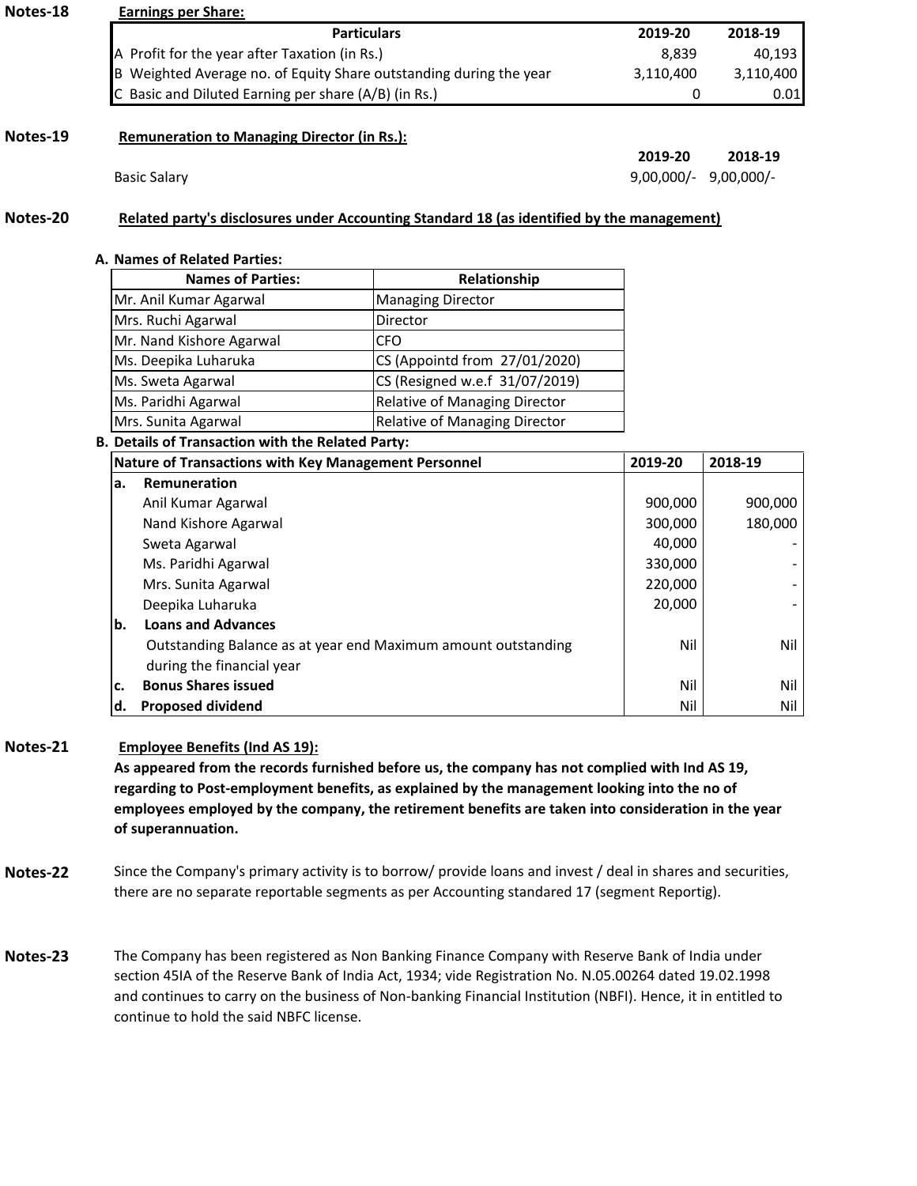**Notes-18** **Earnings per Share:**

| Particulars | 2019-20 | 2018-19 |
|---|---|---|
| A Profit for the year after Taxation (in Rs.) | 8,839 | 40,193 |
| B Weighted Average no. of Equity Share outstanding during the year | 3,110,400 | 3,110,400 |
| C Basic and Diluted Earning per share (A/B) (in Rs.) | 0 | 0.01 |

**Notes-19** **Remuneration to Managing Director (in Rs.):**

| | 2019-20 | 2018-19 |
|---|---|---|
| Basic Salary | 9,00,000/- | 9,00,000/- |

**Notes-20** **Related party's disclosures under Accounting Standard 18 (as identified by the management)**

**A. Names of Related Parties:**

| Names of Parties: | Relationship |
|---|---|
| Mr. Anil Kumar Agarwal | Managing Director |
| Mrs. Ruchi Agarwal | Director |
| Mr. Nand Kishore Agarwal | CFO |
| Ms. Deepika Luharuka | CS (Appointd from 27/01/2020) |
| Ms. Sweta Agarwal | CS (Resigned w.e.f 31/07/2019) |
| Ms. Paridhi Agarwal | Relative of Managing Director |
| Mrs. Sunita Agarwal | Relative of Managing Director |

**B. Details of Transaction with the Related Party:**

| Nature of Transactions with Key Management Personnel | 2019-20 | 2018-19 |
|---|---|---|
| **a. Remuneration** | | |
| Anil Kumar Agarwal | 900,000 | 900,000 |
| Nand Kishore Agarwal | 300,000 | 180,000 |
| Sweta Agarwal | 40,000 | - |
| Ms. Paridhi Agarwal | 330,000 | - |
| Mrs. Sunita Agarwal | 220,000 | - |
| Deepika Luharuka | 20,000 | - |
| **b. Loans and Advances** | | |
| Outstanding Balance as at year end Maximum amount outstanding during the financial year | Nil | Nil |
| **c. Bonus Shares issued** | Nil | Nil |
| **d. Proposed dividend** | Nil | Nil |

**Notes-21** **Employee Benefits (Ind AS 19):**

**As appeared from the records furnished before us, the company has not complied with Ind AS 19, regarding to Post-employment benefits, as explained by the management looking into the no of employees employed by the company, the retirement benefits are taken into consideration in the year of superannuation.**

**Notes-22** Since the Company's primary activity is to borrow/ provide loans and invest / deal in shares and securities, there are no separate reportable segments as per Accounting standared 17 (segment Reportig).

**Notes-23** The Company has been registered as Non Banking Finance Company with Reserve Bank of India under section 45IA of the Reserve Bank of India Act, 1934; vide Registration No. N.05.00264 dated 19.02.1998 and continues to carry on the business of Non-banking Financial Institution (NBFI). Hence, it in entitled to continue to hold the said NBFC license.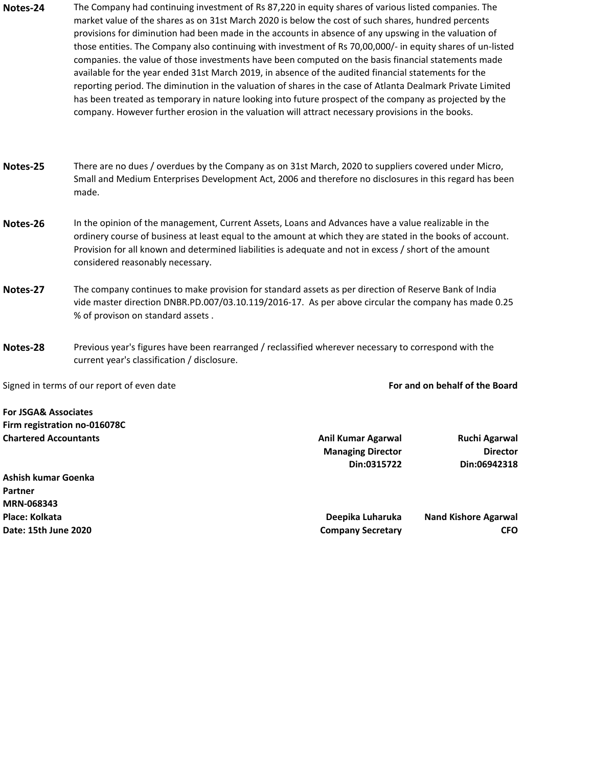**Notes-24** The Company had continuing investment of Rs 87,220 in equity shares of various listed companies. The market value of the shares as on 31st March 2020 is below the cost of such shares, hundred percents provisions for diminution had been made in the accounts in absence of any upswing in the valuation of those entities. The Company also continuing with investment of Rs 70,00,000/- in equity shares of un-listed companies. the value of those investments have been computed on the basis financial statements made available for the year ended 31st March 2019, in absence of the audited financial statements for the reporting period. The diminution in the valuation of shares in the case of Atlanta Dealmark Private Limited has been treated as temporary in nature looking into future prospect of the company as projected by the company. However further erosion in the valuation will attract necessary provisions in the books.

**Notes-25** There are no dues / overdues by the Company as on 31st March, 2020 to suppliers covered under Micro, Small and Medium Enterprises Development Act, 2006 and therefore no disclosures in this regard has been made.

**Notes-26** In the opinion of the management, Current Assets, Loans and Advances have a value realizable in the ordinery course of business at least equal to the amount at which they are stated in the books of account. Provision for all known and determined liabilities is adequate and not in excess / short of the amount considered reasonably necessary.

**Notes-27** The company continues to make provision for standard assets as per direction of Reserve Bank of India vide master direction DNBR.PD.007/03.10.119/2016-17. As per above circular the company has made 0.25 % of provison on standard assets .

**Notes-28** Previous year's figures have been rearranged / reclassified wherever necessary to correspond with the current year's classification / disclosure.

Signed in terms of our report of even date

**For and on behalf of the Board**

**For JSGA& Associates**
**Firm registration no-016078C**
**Chartered Accountants**

**Anil Kumar Agarwal**
**Managing Director**
**Din:0315722**

**Ruchi Agarwal**
**Director**
**Din:06942318**

**Ashish kumar Goenka**
**Partner**
**MRN-068343**
**Place: Kolkata**
**Date: 15th June 2020**

**Deepika Luharuka**
**Company Secretary**

**Nand Kishore Agarwal**
**CFO**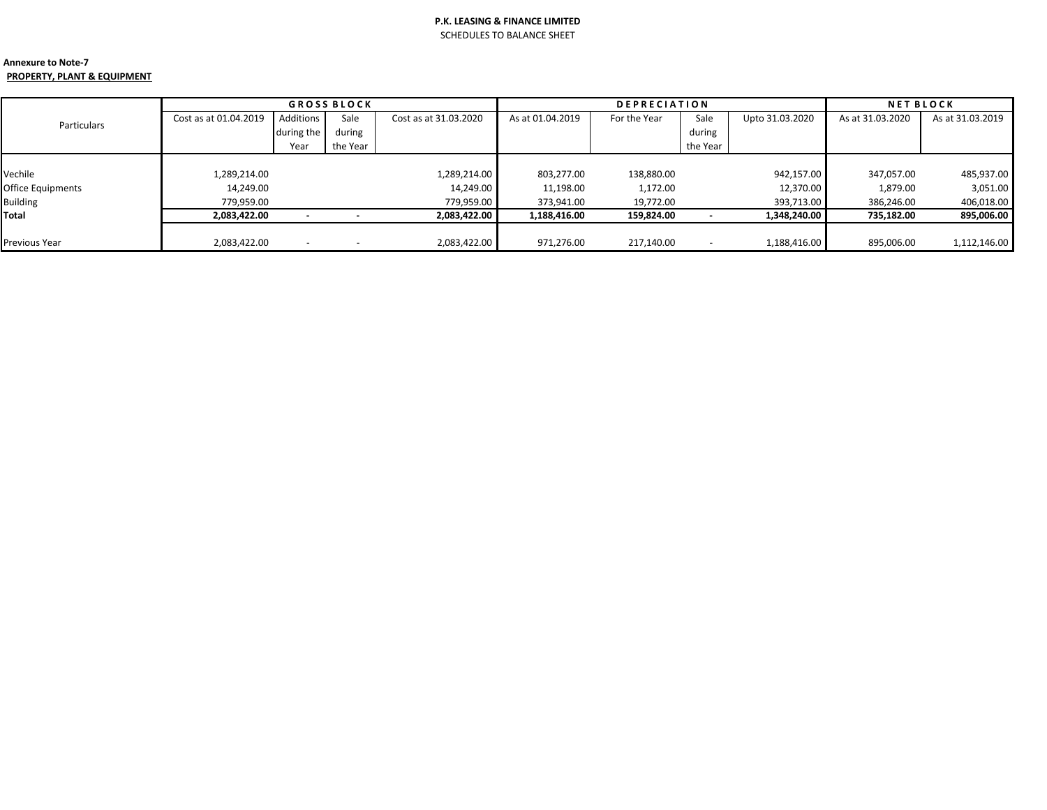**P.K. LEASING & FINANCE LIMITED**

SCHEDULES TO BALANCE SHEET

**Annexure to Note-7**

**PROPERTY, PLANT & EQUIPMENT**

| Particulars | GROSS BLOCK | | | | DEPRECIATION | | | | NET BLOCK | |
|---|---|---|---|---|---|---|---|---|---|---|
| | Cost as at 01.04.2019 | Additions during the Year | Sale during the Year | Cost as at 31.03.2020 | As at 01.04.2019 | For the Year | Sale during the Year | Upto 31.03.2020 | As at 31.03.2020 | As at 31.03.2019 |
| Vechile | 1,289,214.00 | | | 1,289,214.00 | 803,277.00 | 138,880.00 | | 942,157.00 | 347,057.00 | 485,937.00 |
| Office Equipments | 14,249.00 | | | 14,249.00 | 11,198.00 | 1,172.00 | | 12,370.00 | 1,879.00 | 3,051.00 |
| Building | 779,959.00 | | | 779,959.00 | 373,941.00 | 19,772.00 | | 393,713.00 | 386,246.00 | 406,018.00 |
| **Total** | **2,083,422.00** | **-** | **-** | **2,083,422.00** | **1,188,416.00** | **159,824.00** | **-** | **1,348,240.00** | **735,182.00** | **895,006.00** |
| Previous Year | 2,083,422.00 | - | - | 2,083,422.00 | 971,276.00 | 217,140.00 | - | 1,188,416.00 | 895,006.00 | 1,112,146.00 |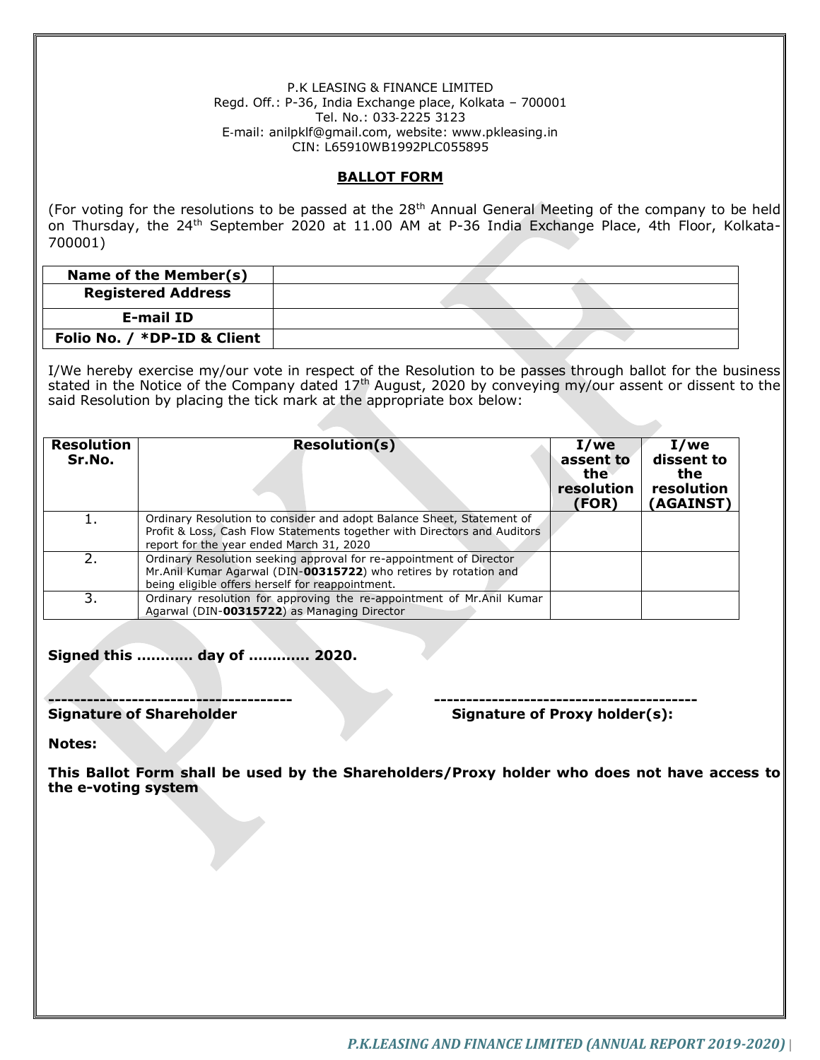P.K LEASING & FINANCE LIMITED
Regd. Off.: P-36, India Exchange place, Kolkata – 700001
Tel. No.: 033-2225 3123
E-mail: anilpklf@gmail.com, website: www.pkleasing.in
CIN: L65910WB1992PLC055895

## BALLOT FORM

(For voting for the resolutions to be passed at the 28th Annual General Meeting of the company to be held on Thursday, the 24th September 2020 at 11.00 AM at P-36 India Exchange Place, 4th Floor, Kolkata-700001)

| | |
|---|---|
| **Name of the Member(s)** | |
| **Registered Address** | |
| **E-mail ID** | |
| **Folio No. / *DP-ID & Client** | |

I/We hereby exercise my/our vote in respect of the Resolution to be passes through ballot for the business stated in the Notice of the Company dated 17th August, 2020 by conveying my/our assent or dissent to the said Resolution by placing the tick mark at the appropriate box below:

| Resolution Sr.No. | Resolution(s) | I/we assent to the resolution (FOR) | I/we dissent to the resolution (AGAINST) |
|---|---|---|---|
| 1. | Ordinary Resolution to consider and adopt Balance Sheet, Statement of Profit & Loss, Cash Flow Statements together with Directors and Auditors report for the year ended March 31, 2020 | | |
| 2. | Ordinary Resolution seeking approval for re-appointment of Director Mr.Anil Kumar Agarwal (DIN-**00315722**) who retires by rotation and being eligible offers herself for reappointment. | | |
| 3. | Ordinary resolution for approving the re-appointment of Mr.Anil Kumar Agarwal (DIN-**00315722**) as Managing Director | | |

**Signed this ………… day of ………….. 2020.**

**-------------------------------------**
**Signature of Shareholder**

**----------------------------------------**
**Signature of Proxy holder(s):**

**Notes:**

**This Ballot Form shall be used by the Shareholders/Proxy holder who does not have access to the e-voting system**